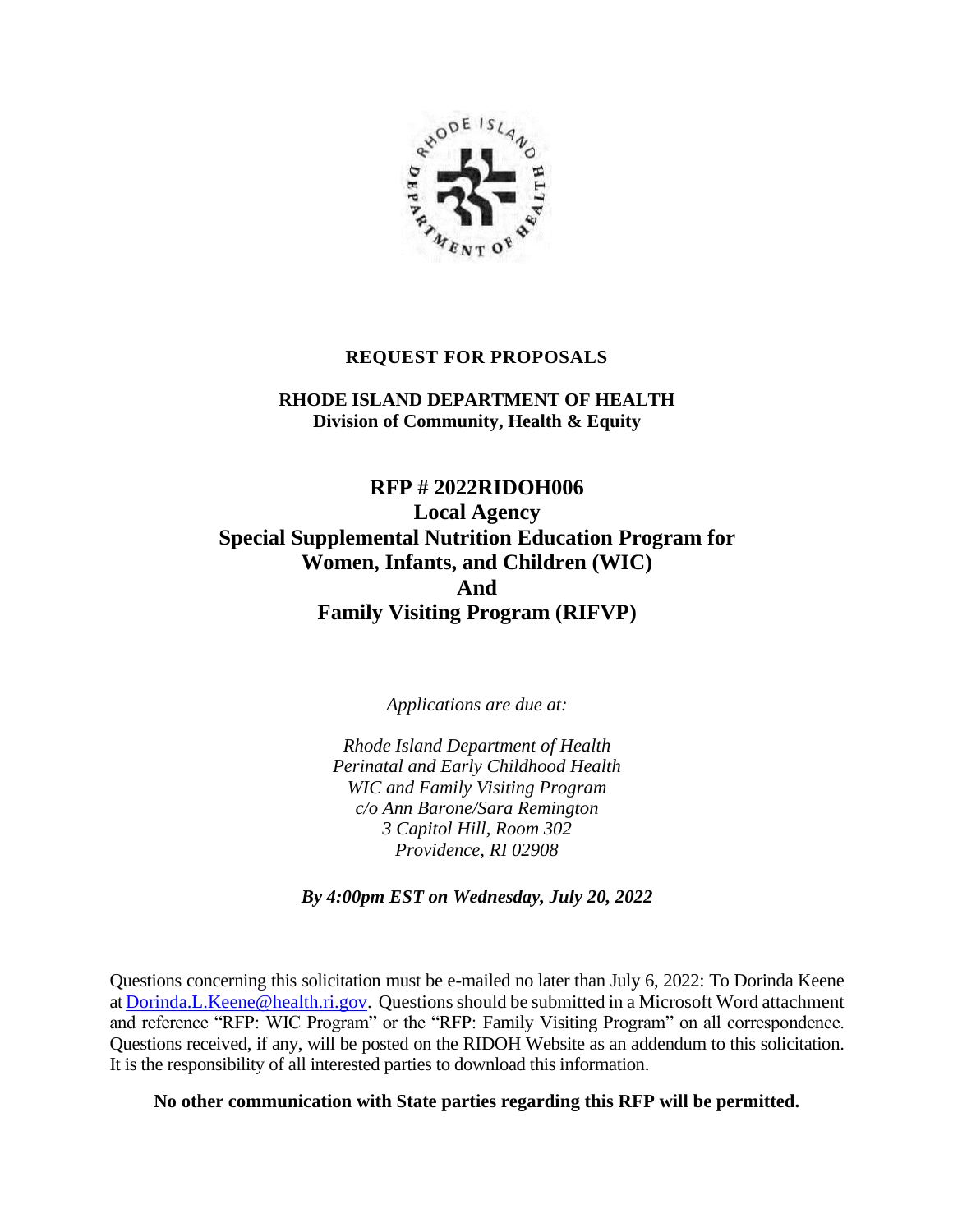# REQUEST FOR PROPOSALS

**RHODE ISLAND DEPARTMENT OF HEALTH**
**Division of Community, Health & Equity**

## RFP # 2022RIDOH006
## Local Agency
## Special Supplemental Nutrition Education Program for Women, Infants, and Children (WIC)
## And
## Family Visiting Program (RIFVP)

*Applications are due at:*

*Rhode Island Department of Health*
*Perinatal and Early Childhood Health*
*WIC and Family Visiting Program*
*c/o Ann Barone/Sara Remington*
*3 Capitol Hill, Room 302*
*Providence, RI 02908*

***By 4:00pm EST on Wednesday, July 20, 2022***

Questions concerning this solicitation must be e-mailed no later than July 6, 2022: To Dorinda Keene at Dorinda.L.Keene@health.ri.gov. Questions should be submitted in a Microsoft Word attachment and reference "RFP: WIC Program" or the "RFP: Family Visiting Program" on all correspondence. Questions received, if any, will be posted on the RIDOH Website as an addendum to this solicitation. It is the responsibility of all interested parties to download this information.

**No other communication with State parties regarding this RFP will be permitted.**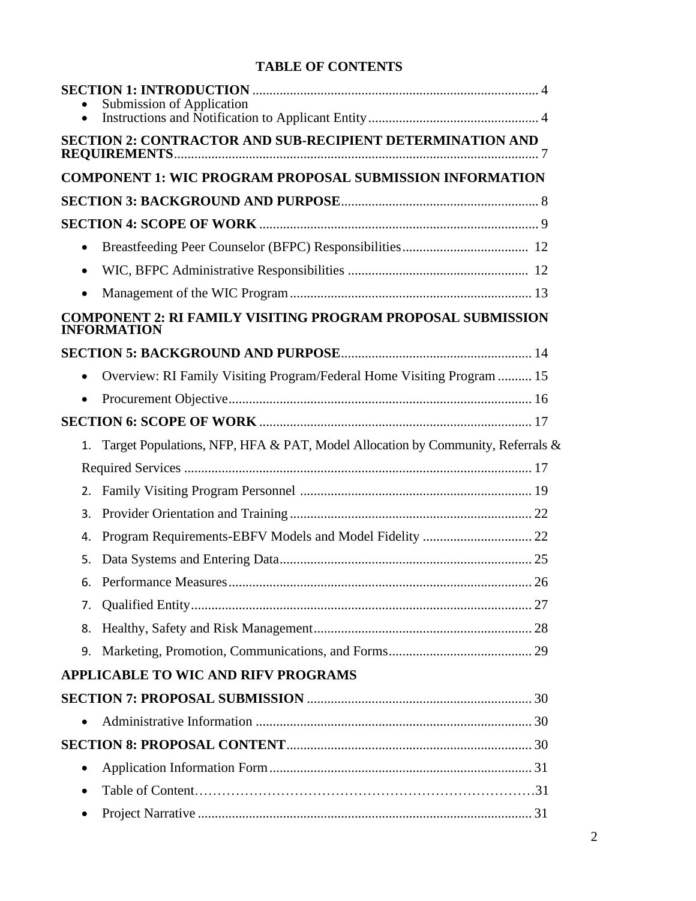**TABLE OF CONTENTS**

**SECTION 1: INTRODUCTION** ........................................................................ 4

- Submission of Application
- Instructions and Notification to Applicant Entity ................................................ 4

**SECTION 2: CONTRACTOR AND SUB-RECIPIENT DETERMINATION AND REQUIREMENTS** .................................................................................................. 7

**COMPONENT 1: WIC PROGRAM PROPOSAL SUBMISSION INFORMATION**

**SECTION 3: BACKGROUND AND PURPOSE** .................................................... 8

**SECTION 4: SCOPE OF WORK** ......................................................................... 9

- Breastfeeding Peer Counselor (BFPC) Responsibilities ..................................... 12
- WIC, BFPC Administrative Responsibilities ....................................................... 12
- Management of the WIC Program ..................................................................... 13

**COMPONENT 2: RI FAMILY VISITING PROGRAM PROPOSAL SUBMISSION INFORMATION**

**SECTION 5: BACKGROUND AND PURPOSE** .................................................... 14

- Overview: RI Family Visiting Program/Federal Home Visiting Program .......... 15
- Procurement Objective ........................................................................................ 16

**SECTION 6: SCOPE OF WORK** ......................................................................... 17

1. Target Populations, NFP, HFA & PAT, Model Allocation by Community, Referrals & Required Services ........................................................................................ 17
2. Family Visiting Program Personnel ..................................................................... 19
3. Provider Orientation and Training ....................................................................... 22
4. Program Requirements-EBFV Models and Model Fidelity ................................ 22
5. Data Systems and Entering Data ......................................................................... 25
6. Performance Measures ......................................................................................... 26
7. Qualified Entity .................................................................................................... 27
8. Healthy, Safety and Risk Management ................................................................ 28
9. Marketing, Promotion, Communications, and Forms .......................................... 29

**APPLICABLE TO WIC AND RIFV PROGRAMS**

**SECTION 7: PROPOSAL SUBMISSION** ............................................................. 30

- Administrative Information ................................................................................. 30

**SECTION 8: PROPOSAL CONTENT** .................................................................. 30

- Application Information Form ............................................................................ 31
- Table of Content ................................................................................................... 31
- Project Narrative .................................................................................................. 31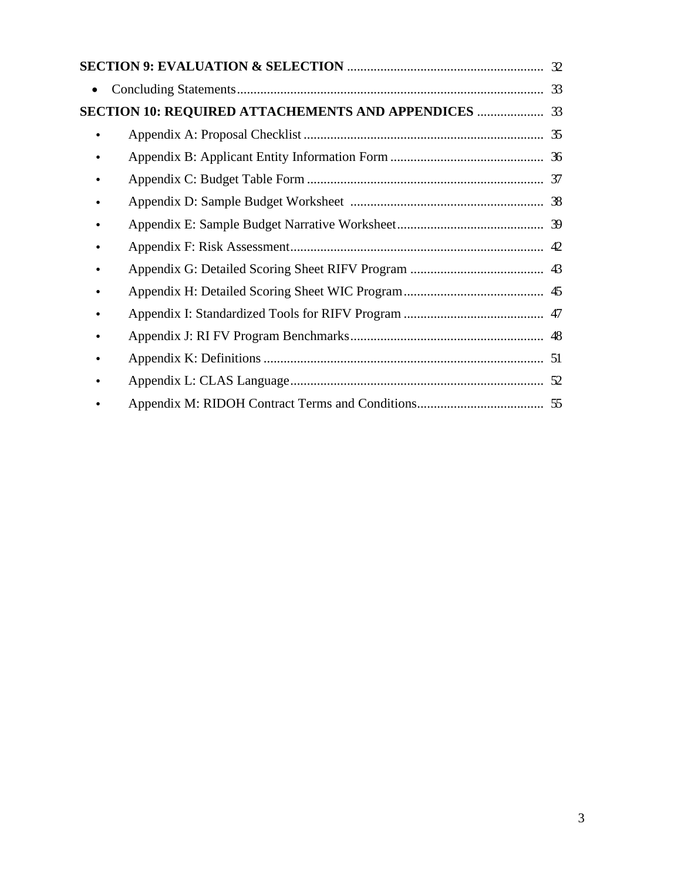**SECTION 9: EVALUATION & SELECTION** .......................................................... 32

- Concluding Statements........................................................................................ 33

**SECTION 10: REQUIRED ATTACHEMENTS AND APPENDICES** .................... 33

- Appendix A: Proposal Checklist ........................................................................ 35
- Appendix B: Applicant Entity Information Form .............................................. 36
- Appendix C: Budget Table Form ....................................................................... 37
- Appendix D: Sample Budget Worksheet .......................................................... 38
- Appendix E: Sample Budget Narrative Worksheet............................................ 39
- Appendix F: Risk Assessment............................................................................ 42
- Appendix G: Detailed Scoring Sheet RIFV Program ........................................ 43
- Appendix H: Detailed Scoring Sheet WIC Program.......................................... 45
- Appendix I: Standardized Tools for RIFV Program .......................................... 47
- Appendix J: RI FV Program Benchmarks.......................................................... 48
- Appendix K: Definitions .................................................................................... 51
- Appendix L: CLAS Language............................................................................ 52
- Appendix M: RIDOH Contract Terms and Conditions...................................... 55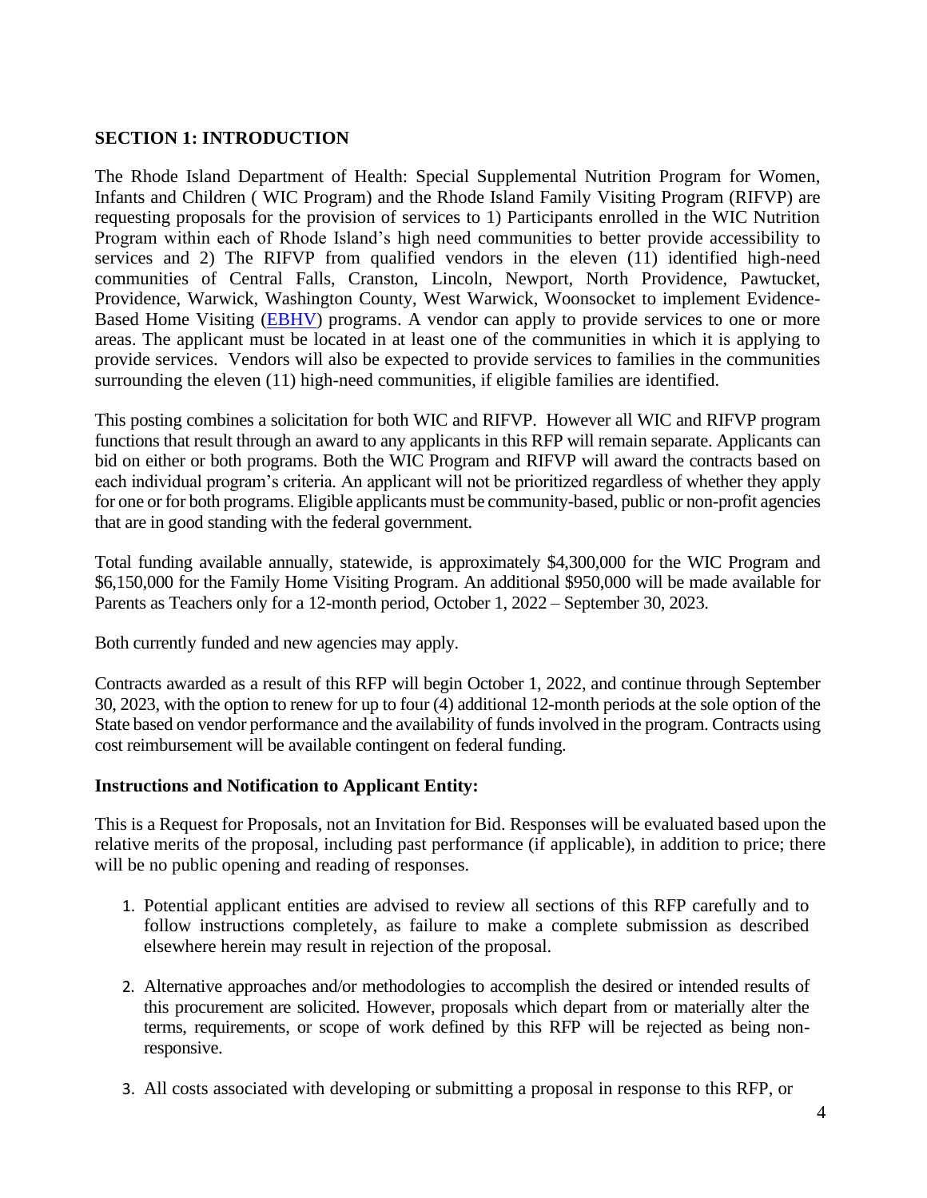## SECTION 1: INTRODUCTION

The Rhode Island Department of Health: Special Supplemental Nutrition Program for Women, Infants and Children ( WIC Program) and the Rhode Island Family Visiting Program (RIFVP) are requesting proposals for the provision of services to 1) Participants enrolled in the WIC Nutrition Program within each of Rhode Island's high need communities to better provide accessibility to services and 2) The RIFVP from qualified vendors in the eleven (11) identified high-need communities of Central Falls, Cranston, Lincoln, Newport, North Providence, Pawtucket, Providence, Warwick, Washington County, West Warwick, Woonsocket to implement Evidence-Based Home Visiting (EBHV) programs. A vendor can apply to provide services to one or more areas. The applicant must be located in at least one of the communities in which it is applying to provide services. Vendors will also be expected to provide services to families in the communities surrounding the eleven (11) high-need communities, if eligible families are identified.

This posting combines a solicitation for both WIC and RIFVP. However all WIC and RIFVP program functions that result through an award to any applicants in this RFP will remain separate. Applicants can bid on either or both programs. Both the WIC Program and RIFVP will award the contracts based on each individual program's criteria. An applicant will not be prioritized regardless of whether they apply for one or for both programs. Eligible applicants must be community-based, public or non-profit agencies that are in good standing with the federal government.

Total funding available annually, statewide, is approximately $4,300,000 for the WIC Program and $6,150,000 for the Family Home Visiting Program. An additional $950,000 will be made available for Parents as Teachers only for a 12-month period, October 1, 2022 – September 30, 2023.

Both currently funded and new agencies may apply.

Contracts awarded as a result of this RFP will begin October 1, 2022, and continue through September 30, 2023, with the option to renew for up to four (4) additional 12-month periods at the sole option of the State based on vendor performance and the availability of funds involved in the program. Contracts using cost reimbursement will be available contingent on federal funding.

### Instructions and Notification to Applicant Entity:

This is a Request for Proposals, not an Invitation for Bid. Responses will be evaluated based upon the relative merits of the proposal, including past performance (if applicable), in addition to price; there will be no public opening and reading of responses.

1. Potential applicant entities are advised to review all sections of this RFP carefully and to follow instructions completely, as failure to make a complete submission as described elsewhere herein may result in rejection of the proposal.

2. Alternative approaches and/or methodologies to accomplish the desired or intended results of this procurement are solicited. However, proposals which depart from or materially alter the terms, requirements, or scope of work defined by this RFP will be rejected as being non-responsive.

3. All costs associated with developing or submitting a proposal in response to this RFP, or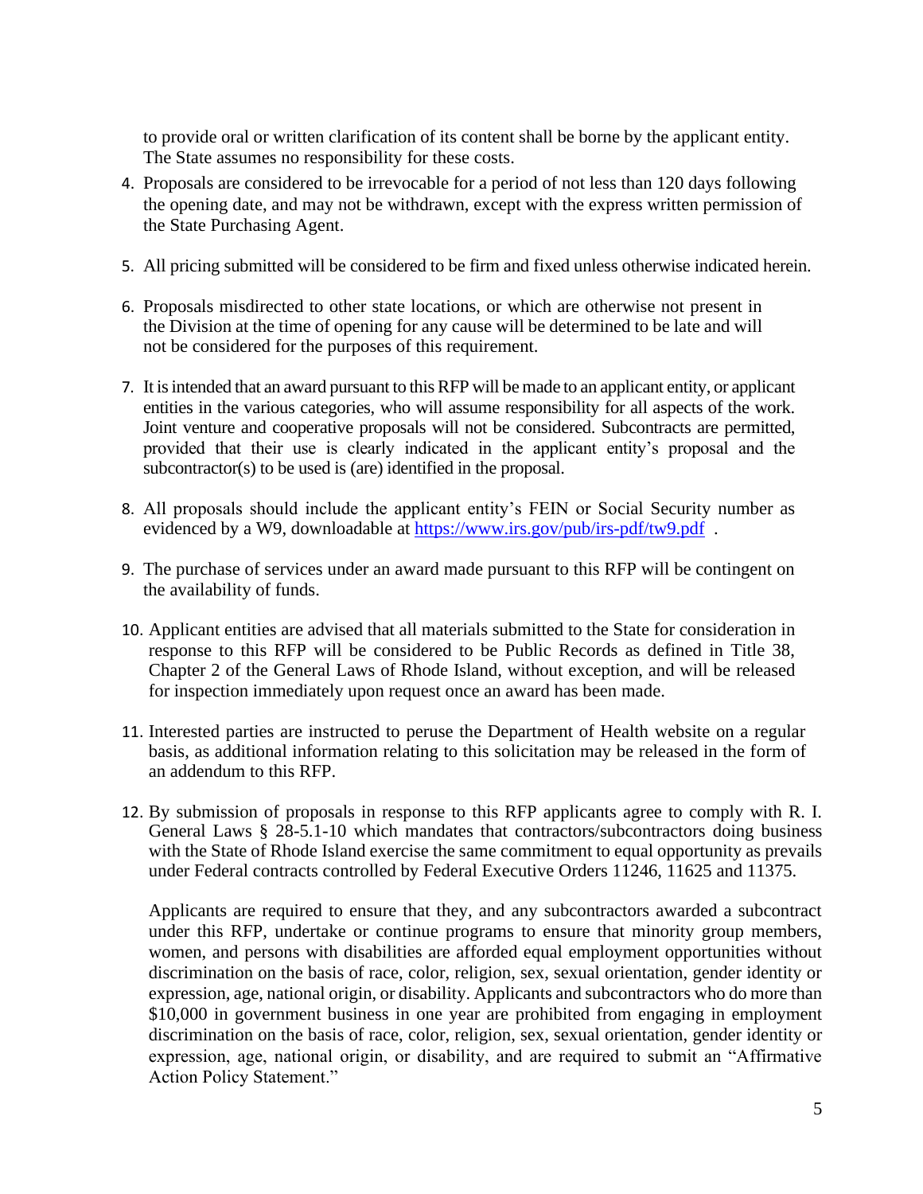to provide oral or written clarification of its content shall be borne by the applicant entity. The State assumes no responsibility for these costs.

4. Proposals are considered to be irrevocable for a period of not less than 120 days following the opening date, and may not be withdrawn, except with the express written permission of the State Purchasing Agent.

5. All pricing submitted will be considered to be firm and fixed unless otherwise indicated herein.

6. Proposals misdirected to other state locations, or which are otherwise not present in the Division at the time of opening for any cause will be determined to be late and will not be considered for the purposes of this requirement.

7. It is intended that an award pursuant to this RFP will be made to an applicant entity, or applicant entities in the various categories, who will assume responsibility for all aspects of the work. Joint venture and cooperative proposals will not be considered. Subcontracts are permitted, provided that their use is clearly indicated in the applicant entity's proposal and the subcontractor(s) to be used is (are) identified in the proposal.

8. All proposals should include the applicant entity's FEIN or Social Security number as evidenced by a W9, downloadable at https://www.irs.gov/pub/irs-pdf/tw9.pdf .

9. The purchase of services under an award made pursuant to this RFP will be contingent on the availability of funds.

10. Applicant entities are advised that all materials submitted to the State for consideration in response to this RFP will be considered to be Public Records as defined in Title 38, Chapter 2 of the General Laws of Rhode Island, without exception, and will be released for inspection immediately upon request once an award has been made.

11. Interested parties are instructed to peruse the Department of Health website on a regular basis, as additional information relating to this solicitation may be released in the form of an addendum to this RFP.

12. By submission of proposals in response to this RFP applicants agree to comply with R. I. General Laws § 28-5.1-10 which mandates that contractors/subcontractors doing business with the State of Rhode Island exercise the same commitment to equal opportunity as prevails under Federal contracts controlled by Federal Executive Orders 11246, 11625 and 11375.

    Applicants are required to ensure that they, and any subcontractors awarded a subcontract under this RFP, undertake or continue programs to ensure that minority group members, women, and persons with disabilities are afforded equal employment opportunities without discrimination on the basis of race, color, religion, sex, sexual orientation, gender identity or expression, age, national origin, or disability. Applicants and subcontractors who do more than $10,000 in government business in one year are prohibited from engaging in employment discrimination on the basis of race, color, religion, sex, sexual orientation, gender identity or expression, age, national origin, or disability, and are required to submit an "Affirmative Action Policy Statement."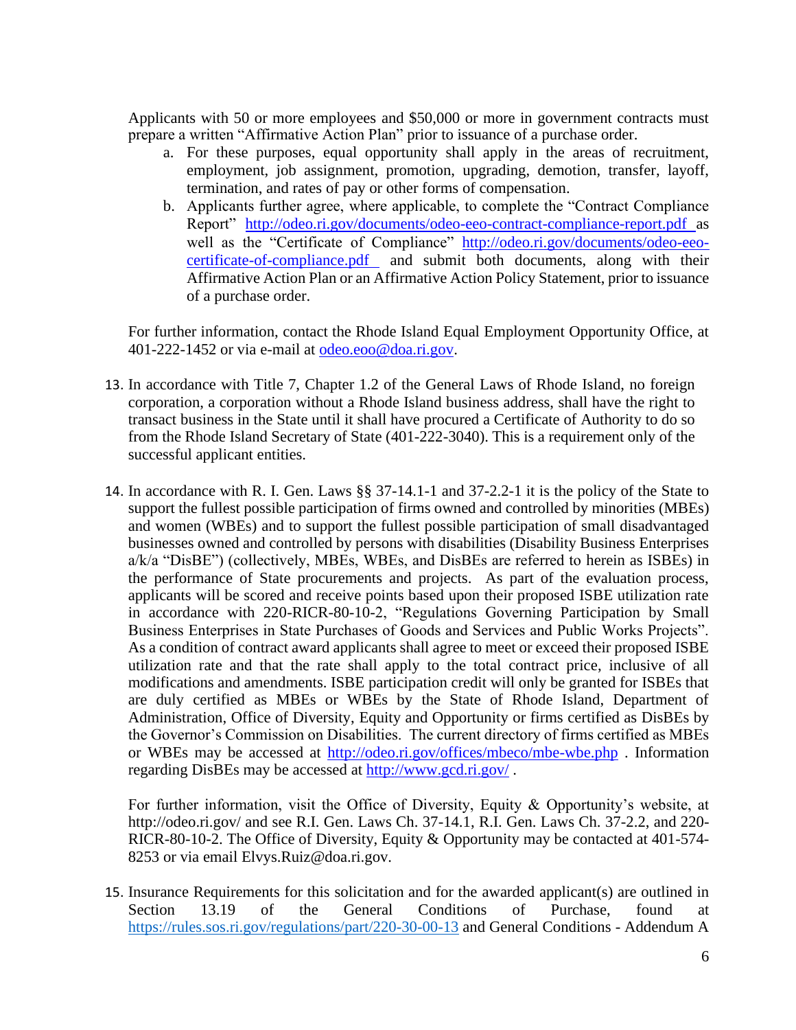Applicants with 50 or more employees and $50,000 or more in government contracts must prepare a written "Affirmative Action Plan" prior to issuance of a purchase order.

a. For these purposes, equal opportunity shall apply in the areas of recruitment, employment, job assignment, promotion, upgrading, demotion, transfer, layoff, termination, and rates of pay or other forms of compensation.
b. Applicants further agree, where applicable, to complete the "Contract Compliance Report" [http://odeo.ri.gov/documents/odeo-eeo-contract-compliance-report.pdf](http://odeo.ri.gov/documents/odeo-eeo-contract-compliance-report.pdf) as well as the "Certificate of Compliance" [http://odeo.ri.gov/documents/odeo-eeo-certificate-of-compliance.pdf](http://odeo.ri.gov/documents/odeo-eeo-certificate-of-compliance.pdf) and submit both documents, along with their Affirmative Action Plan or an Affirmative Action Policy Statement, prior to issuance of a purchase order.

For further information, contact the Rhode Island Equal Employment Opportunity Office, at 401-222-1452 or via e-mail at [odeo.eoo@doa.ri.gov](mailto:odeo.eoo@doa.ri.gov).

13. In accordance with Title 7, Chapter 1.2 of the General Laws of Rhode Island, no foreign corporation, a corporation without a Rhode Island business address, shall have the right to transact business in the State until it shall have procured a Certificate of Authority to do so from the Rhode Island Secretary of State (401-222-3040). This is a requirement only of the successful applicant entities.

14. In accordance with R. I. Gen. Laws §§ 37-14.1-1 and 37-2.2-1 it is the policy of the State to support the fullest possible participation of firms owned and controlled by minorities (MBEs) and women (WBEs) and to support the fullest possible participation of small disadvantaged businesses owned and controlled by persons with disabilities (Disability Business Enterprises a/k/a "DisBE") (collectively, MBEs, WBEs, and DisBEs are referred to herein as ISBEs) in the performance of State procurements and projects. As part of the evaluation process, applicants will be scored and receive points based upon their proposed ISBE utilization rate in accordance with 220-RICR-80-10-2, "Regulations Governing Participation by Small Business Enterprises in State Purchases of Goods and Services and Public Works Projects". As a condition of contract award applicants shall agree to meet or exceed their proposed ISBE utilization rate and that the rate shall apply to the total contract price, inclusive of all modifications and amendments. ISBE participation credit will only be granted for ISBEs that are duly certified as MBEs or WBEs by the State of Rhode Island, Department of Administration, Office of Diversity, Equity and Opportunity or firms certified as DisBEs by the Governor's Commission on Disabilities. The current directory of firms certified as MBEs or WBEs may be accessed at [http://odeo.ri.gov/offices/mbeco/mbe-wbe.php](http://odeo.ri.gov/offices/mbeco/mbe-wbe.php) . Information regarding DisBEs may be accessed at [http://www.gcd.ri.gov/](http://www.gcd.ri.gov/) .

    For further information, visit the Office of Diversity, Equity & Opportunity's website, at http://odeo.ri.gov/ and see R.I. Gen. Laws Ch. 37-14.1, R.I. Gen. Laws Ch. 37-2.2, and 220-RICR-80-10-2. The Office of Diversity, Equity & Opportunity may be contacted at 401-574-8253 or via email Elvys.Ruiz@doa.ri.gov.

15. Insurance Requirements for this solicitation and for the awarded applicant(s) are outlined in Section 13.19 of the General Conditions of Purchase, found at [https://rules.sos.ri.gov/regulations/part/220-30-00-13](https://rules.sos.ri.gov/regulations/part/220-30-00-13) and General Conditions - Addendum A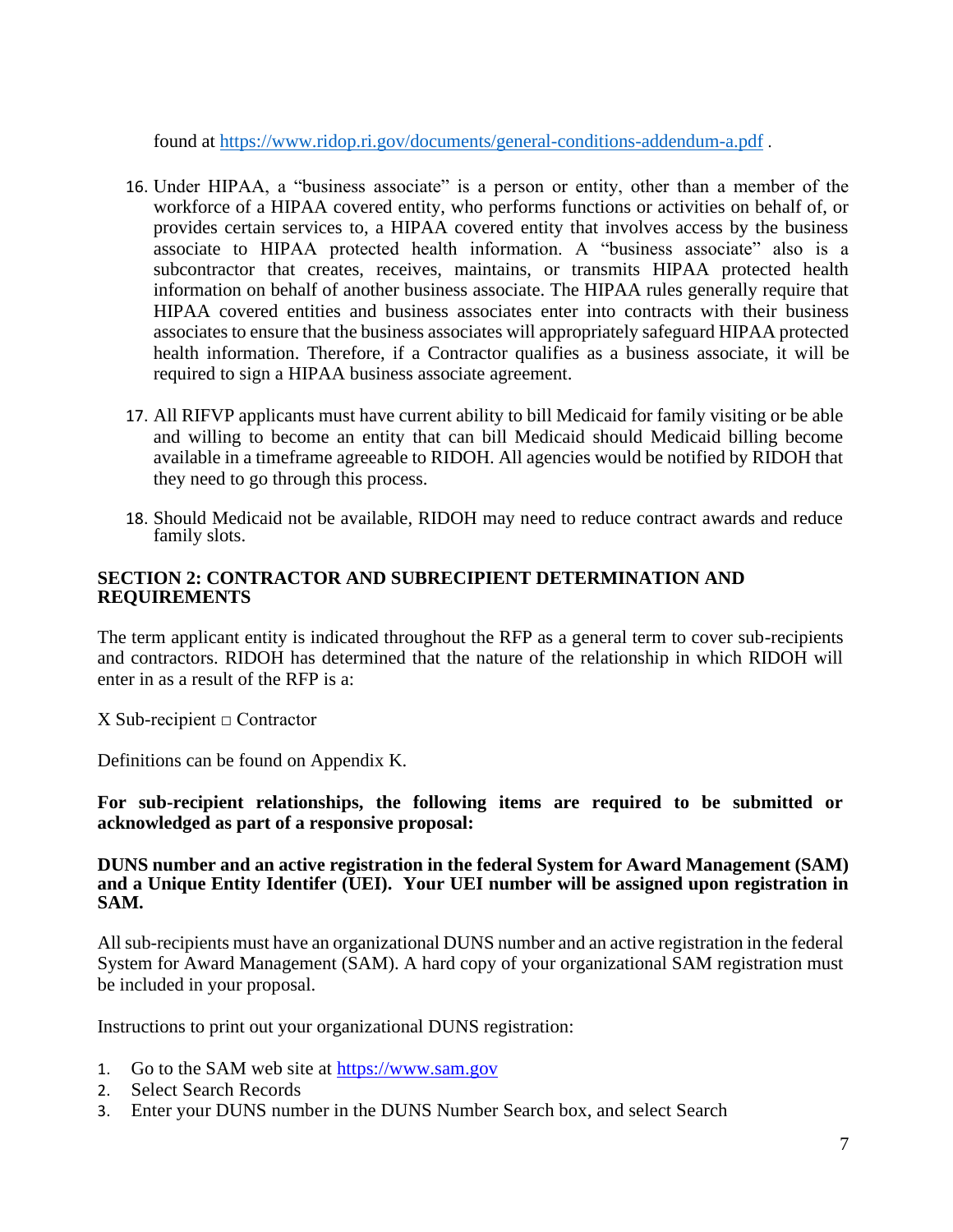found at https://www.ridop.ri.gov/documents/general-conditions-addendum-a.pdf .

16. Under HIPAA, a "business associate" is a person or entity, other than a member of the workforce of a HIPAA covered entity, who performs functions or activities on behalf of, or provides certain services to, a HIPAA covered entity that involves access by the business associate to HIPAA protected health information. A "business associate" also is a subcontractor that creates, receives, maintains, or transmits HIPAA protected health information on behalf of another business associate. The HIPAA rules generally require that HIPAA covered entities and business associates enter into contracts with their business associates to ensure that the business associates will appropriately safeguard HIPAA protected health information. Therefore, if a Contractor qualifies as a business associate, it will be required to sign a HIPAA business associate agreement.

17. All RIFVP applicants must have current ability to bill Medicaid for family visiting or be able and willing to become an entity that can bill Medicaid should Medicaid billing become available in a timeframe agreeable to RIDOH. All agencies would be notified by RIDOH that they need to go through this process.

18. Should Medicaid not be available, RIDOH may need to reduce contract awards and reduce family slots.

## SECTION 2: CONTRACTOR AND SUBRECIPIENT DETERMINATION AND REQUIREMENTS

The term applicant entity is indicated throughout the RFP as a general term to cover sub-recipients and contractors. RIDOH has determined that the nature of the relationship in which RIDOH will enter in as a result of the RFP is a:

X Sub-recipient □ Contractor

Definitions can be found on Appendix K.

**For sub-recipient relationships, the following items are required to be submitted or acknowledged as part of a responsive proposal:**

**DUNS number and an active registration in the federal System for Award Management (SAM) and a Unique Entity Identifer (UEI). Your UEI number will be assigned upon registration in SAM.**

All sub-recipients must have an organizational DUNS number and an active registration in the federal System for Award Management (SAM). A hard copy of your organizational SAM registration must be included in your proposal.

Instructions to print out your organizational DUNS registration:

1. Go to the SAM web site at https://www.sam.gov
2. Select Search Records
3. Enter your DUNS number in the DUNS Number Search box, and select Search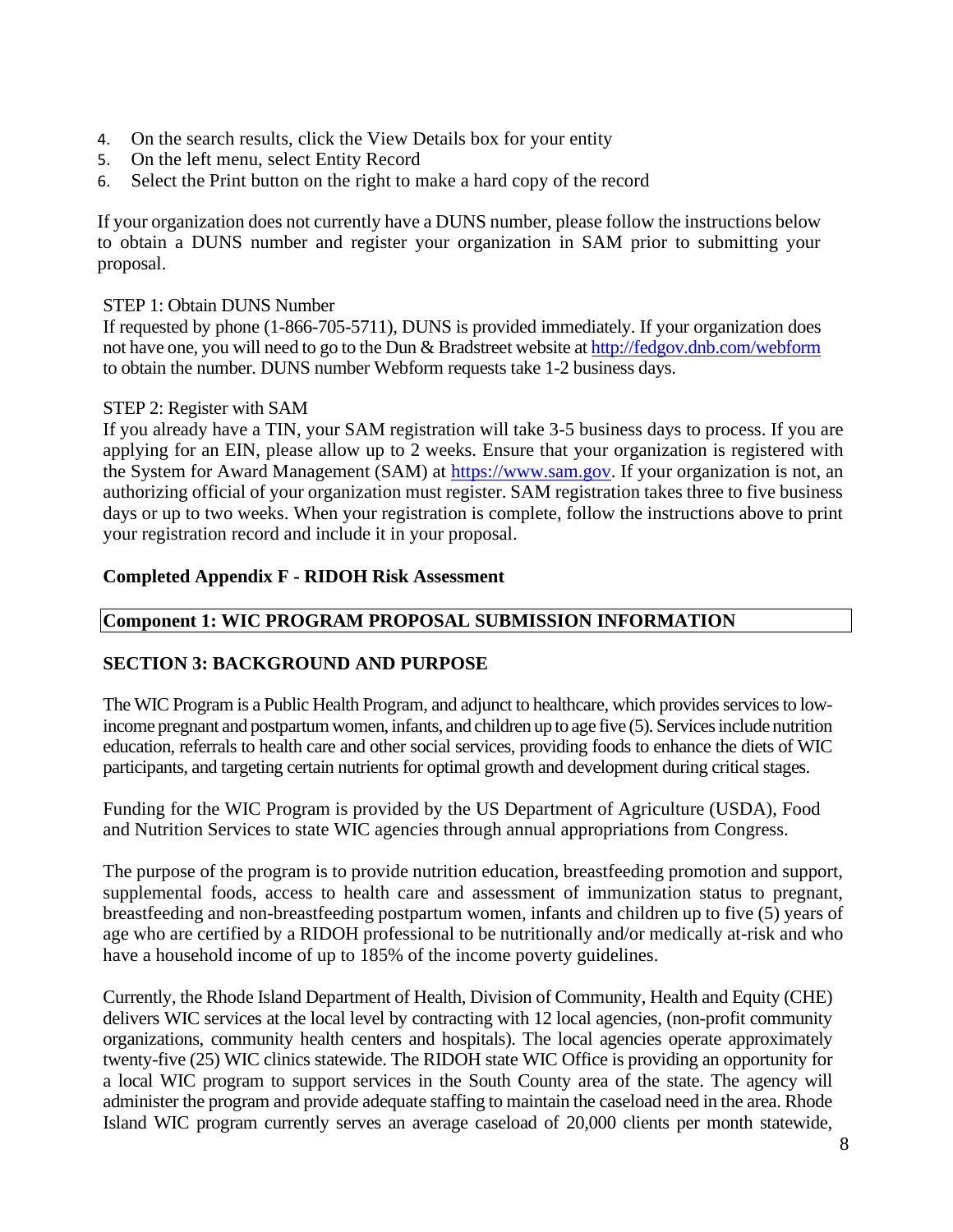4. On the search results, click the View Details box for your entity
5. On the left menu, select Entity Record
6. Select the Print button on the right to make a hard copy of the record

If your organization does not currently have a DUNS number, please follow the instructions below to obtain a DUNS number and register your organization in SAM prior to submitting your proposal.

STEP 1: Obtain DUNS Number
If requested by phone (1-866-705-5711), DUNS is provided immediately. If your organization does not have one, you will need to go to the Dun & Bradstreet website at http://fedgov.dnb.com/webform to obtain the number. DUNS number Webform requests take 1-2 business days.

STEP 2: Register with SAM
If you already have a TIN, your SAM registration will take 3-5 business days to process. If you are applying for an EIN, please allow up to 2 weeks. Ensure that your organization is registered with the System for Award Management (SAM) at https://www.sam.gov. If your organization is not, an authorizing official of your organization must register. SAM registration takes three to five business days or up to two weeks. When your registration is complete, follow the instructions above to print your registration record and include it in your proposal.

**Completed Appendix F - RIDOH Risk Assessment**

## Component 1: WIC PROGRAM PROPOSAL SUBMISSION INFORMATION

## SECTION 3: BACKGROUND AND PURPOSE

The WIC Program is a Public Health Program, and adjunct to healthcare, which provides services to low-income pregnant and postpartum women, infants, and children up to age five (5). Services include nutrition education, referrals to health care and other social services, providing foods to enhance the diets of WIC participants, and targeting certain nutrients for optimal growth and development during critical stages.

Funding for the WIC Program is provided by the US Department of Agriculture (USDA), Food and Nutrition Services to state WIC agencies through annual appropriations from Congress.

The purpose of the program is to provide nutrition education, breastfeeding promotion and support, supplemental foods, access to health care and assessment of immunization status to pregnant, breastfeeding and non-breastfeeding postpartum women, infants and children up to five (5) years of age who are certified by a RIDOH professional to be nutritionally and/or medically at-risk and who have a household income of up to 185% of the income poverty guidelines.

Currently, the Rhode Island Department of Health, Division of Community, Health and Equity (CHE) delivers WIC services at the local level by contracting with 12 local agencies, (non-profit community organizations, community health centers and hospitals). The local agencies operate approximately twenty-five (25) WIC clinics statewide. The RIDOH state WIC Office is providing an opportunity for a local WIC program to support services in the South County area of the state. The agency will administer the program and provide adequate staffing to maintain the caseload need in the area. Rhode Island WIC program currently serves an average caseload of 20,000 clients per month statewide,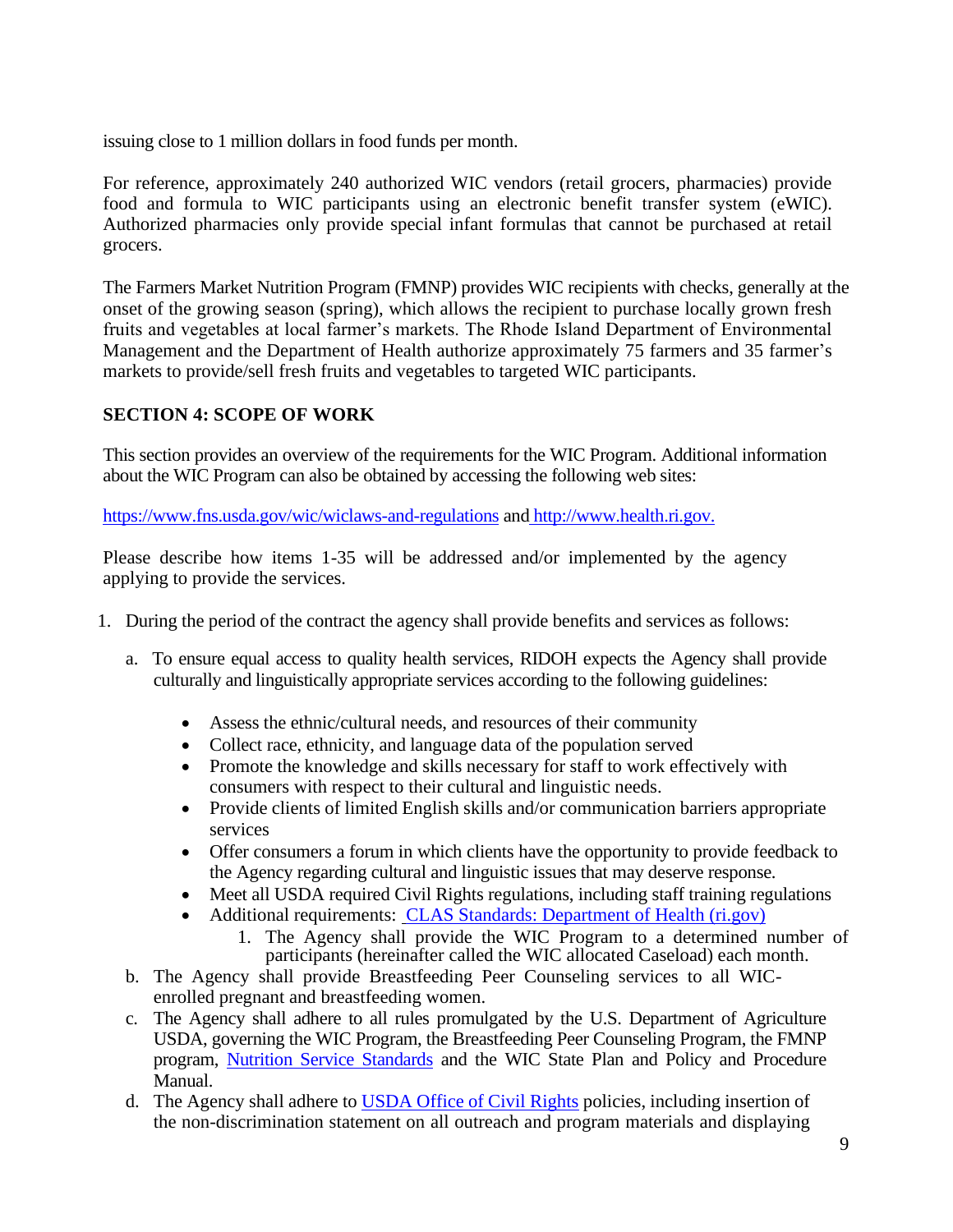issuing close to 1 million dollars in food funds per month.

For reference, approximately 240 authorized WIC vendors (retail grocers, pharmacies) provide food and formula to WIC participants using an electronic benefit transfer system (eWIC). Authorized pharmacies only provide special infant formulas that cannot be purchased at retail grocers.

The Farmers Market Nutrition Program (FMNP) provides WIC recipients with checks, generally at the onset of the growing season (spring), which allows the recipient to purchase locally grown fresh fruits and vegetables at local farmer's markets. The Rhode Island Department of Environmental Management and the Department of Health authorize approximately 75 farmers and 35 farmer's markets to provide/sell fresh fruits and vegetables to targeted WIC participants.

## SECTION 4: SCOPE OF WORK

This section provides an overview of the requirements for the WIC Program. Additional information about the WIC Program can also be obtained by accessing the following web sites:

https://www.fns.usda.gov/wic/wiclaws-and-regulations and http://www.health.ri.gov.

Please describe how items 1-35 will be addressed and/or implemented by the agency applying to provide the services.

1. During the period of the contract the agency shall provide benefits and services as follows:

   a. To ensure equal access to quality health services, RIDOH expects the Agency shall provide culturally and linguistically appropriate services according to the following guidelines:

      - Assess the ethnic/cultural needs, and resources of their community
      - Collect race, ethnicity, and language data of the population served
      - Promote the knowledge and skills necessary for staff to work effectively with consumers with respect to their cultural and linguistic needs.
      - Provide clients of limited English skills and/or communication barriers appropriate services
      - Offer consumers a forum in which clients have the opportunity to provide feedback to the Agency regarding cultural and linguistic issues that may deserve response.
      - Meet all USDA required Civil Rights regulations, including staff training regulations
      - Additional requirements: CLAS Standards: Department of Health (ri.gov)
        1. The Agency shall provide the WIC Program to a determined number of participants (hereinafter called the WIC allocated Caseload) each month.

   b. The Agency shall provide Breastfeeding Peer Counseling services to all WIC-enrolled pregnant and breastfeeding women.

   c. The Agency shall adhere to all rules promulgated by the U.S. Department of Agriculture USDA, governing the WIC Program, the Breastfeeding Peer Counseling Program, the FMNP program, Nutrition Service Standards and the WIC State Plan and Policy and Procedure Manual.

   d. The Agency shall adhere to USDA Office of Civil Rights policies, including insertion of the non-discrimination statement on all outreach and program materials and displaying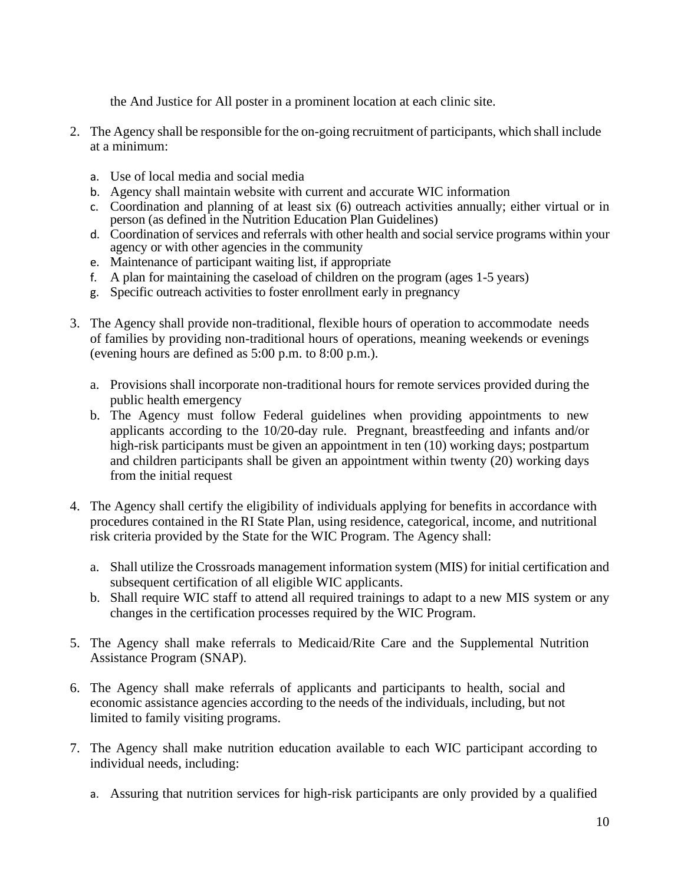the And Justice for All poster in a prominent location at each clinic site.

2. The Agency shall be responsible for the on-going recruitment of participants, which shall include at a minimum:

   a. Use of local media and social media
   b. Agency shall maintain website with current and accurate WIC information
   c. Coordination and planning of at least six (6) outreach activities annually; either virtual or in person (as defined in the Nutrition Education Plan Guidelines)
   d. Coordination of services and referrals with other health and social service programs within your agency or with other agencies in the community
   e. Maintenance of participant waiting list, if appropriate
   f. A plan for maintaining the caseload of children on the program (ages 1-5 years)
   g. Specific outreach activities to foster enrollment early in pregnancy

3. The Agency shall provide non-traditional, flexible hours of operation to accommodate needs of families by providing non-traditional hours of operations, meaning weekends or evenings (evening hours are defined as 5:00 p.m. to 8:00 p.m.).

   a. Provisions shall incorporate non-traditional hours for remote services provided during the public health emergency
   b. The Agency must follow Federal guidelines when providing appointments to new applicants according to the 10/20-day rule. Pregnant, breastfeeding and infants and/or high-risk participants must be given an appointment in ten (10) working days; postpartum and children participants shall be given an appointment within twenty (20) working days from the initial request

4. The Agency shall certify the eligibility of individuals applying for benefits in accordance with procedures contained in the RI State Plan, using residence, categorical, income, and nutritional risk criteria provided by the State for the WIC Program. The Agency shall:

   a. Shall utilize the Crossroads management information system (MIS) for initial certification and subsequent certification of all eligible WIC applicants.
   b. Shall require WIC staff to attend all required trainings to adapt to a new MIS system or any changes in the certification processes required by the WIC Program.

5. The Agency shall make referrals to Medicaid/Rite Care and the Supplemental Nutrition Assistance Program (SNAP).

6. The Agency shall make referrals of applicants and participants to health, social and economic assistance agencies according to the needs of the individuals, including, but not limited to family visiting programs.

7. The Agency shall make nutrition education available to each WIC participant according to individual needs, including:

   a. Assuring that nutrition services for high-risk participants are only provided by a qualified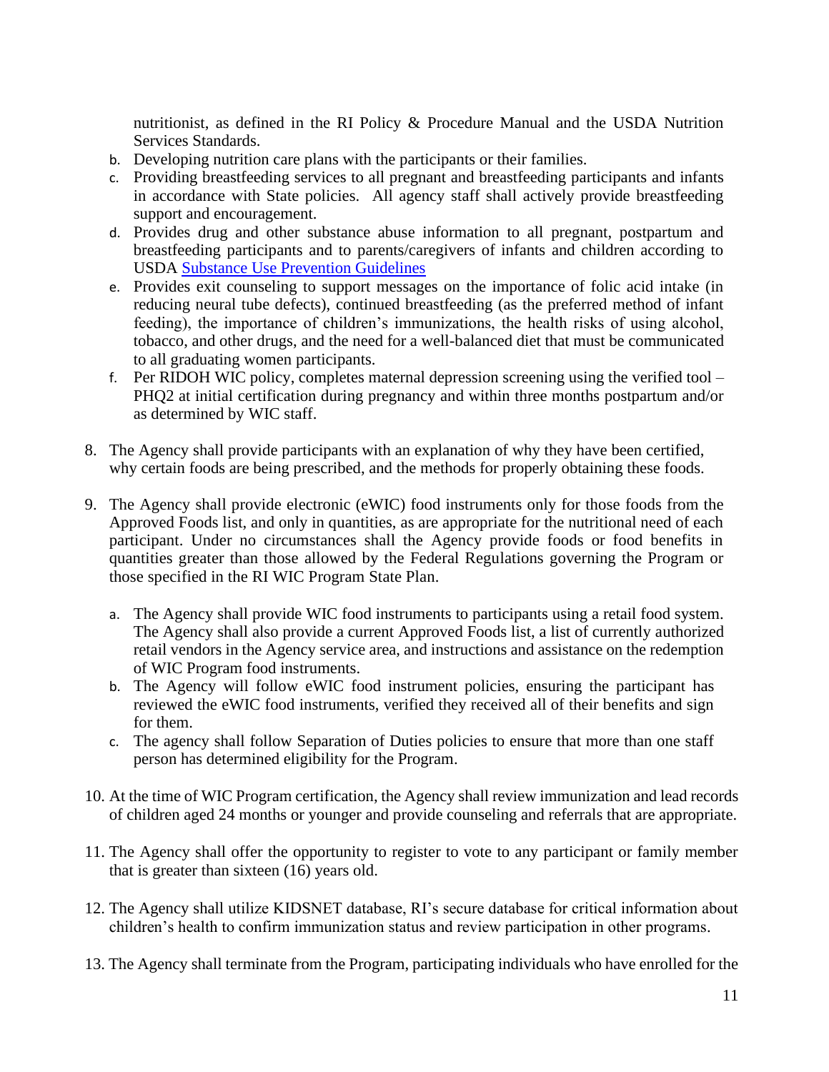nutritionist, as defined in the RI Policy & Procedure Manual and the USDA Nutrition Services Standards.

b. Developing nutrition care plans with the participants or their families.
c. Providing breastfeeding services to all pregnant and breastfeeding participants and infants in accordance with State policies. All agency staff shall actively provide breastfeeding support and encouragement.
d. Provides drug and other substance abuse information to all pregnant, postpartum and breastfeeding participants and to parents/caregivers of infants and children according to USDA [Substance Use Prevention Guidelines]
e. Provides exit counseling to support messages on the importance of folic acid intake (in reducing neural tube defects), continued breastfeeding (as the preferred method of infant feeding), the importance of children's immunizations, the health risks of using alcohol, tobacco, and other drugs, and the need for a well-balanced diet that must be communicated to all graduating women participants.
f. Per RIDOH WIC policy, completes maternal depression screening using the verified tool – PHQ2 at initial certification during pregnancy and within three months postpartum and/or as determined by WIC staff.

8. The Agency shall provide participants with an explanation of why they have been certified, why certain foods are being prescribed, and the methods for properly obtaining these foods.

9. The Agency shall provide electronic (eWIC) food instruments only for those foods from the Approved Foods list, and only in quantities, as are appropriate for the nutritional need of each participant. Under no circumstances shall the Agency provide foods or food benefits in quantities greater than those allowed by the Federal Regulations governing the Program or those specified in the RI WIC Program State Plan.

   a. The Agency shall provide WIC food instruments to participants using a retail food system. The Agency shall also provide a current Approved Foods list, a list of currently authorized retail vendors in the Agency service area, and instructions and assistance on the redemption of WIC Program food instruments.
   b. The Agency will follow eWIC food instrument policies, ensuring the participant has reviewed the eWIC food instruments, verified they received all of their benefits and sign for them.
   c. The agency shall follow Separation of Duties policies to ensure that more than one staff person has determined eligibility for the Program.

10. At the time of WIC Program certification, the Agency shall review immunization and lead records of children aged 24 months or younger and provide counseling and referrals that are appropriate.

11. The Agency shall offer the opportunity to register to vote to any participant or family member that is greater than sixteen (16) years old.

12. The Agency shall utilize KIDSNET database, RI's secure database for critical information about children's health to confirm immunization status and review participation in other programs.

13. The Agency shall terminate from the Program, participating individuals who have enrolled for the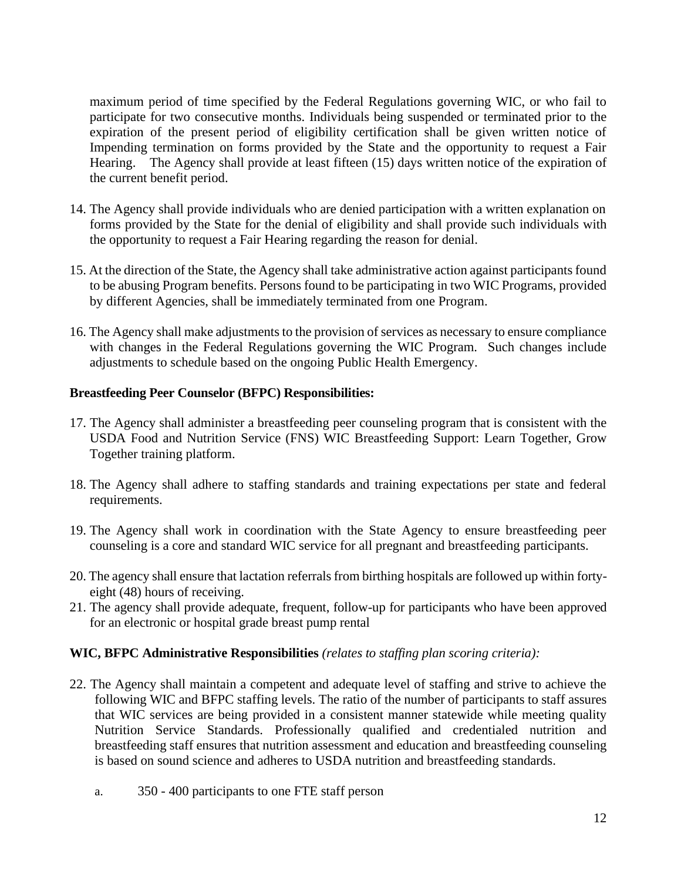maximum period of time specified by the Federal Regulations governing WIC, or who fail to participate for two consecutive months. Individuals being suspended or terminated prior to the expiration of the present period of eligibility certification shall be given written notice of Impending termination on forms provided by the State and the opportunity to request a Fair Hearing. The Agency shall provide at least fifteen (15) days written notice of the expiration of the current benefit period.

14. The Agency shall provide individuals who are denied participation with a written explanation on forms provided by the State for the denial of eligibility and shall provide such individuals with the opportunity to request a Fair Hearing regarding the reason for denial.

15. At the direction of the State, the Agency shall take administrative action against participants found to be abusing Program benefits. Persons found to be participating in two WIC Programs, provided by different Agencies, shall be immediately terminated from one Program.

16. The Agency shall make adjustments to the provision of services as necessary to ensure compliance with changes in the Federal Regulations governing the WIC Program. Such changes include adjustments to schedule based on the ongoing Public Health Emergency.

**Breastfeeding Peer Counselor (BFPC) Responsibilities:**

17. The Agency shall administer a breastfeeding peer counseling program that is consistent with the USDA Food and Nutrition Service (FNS) WIC Breastfeeding Support: Learn Together, Grow Together training platform.

18. The Agency shall adhere to staffing standards and training expectations per state and federal requirements.

19. The Agency shall work in coordination with the State Agency to ensure breastfeeding peer counseling is a core and standard WIC service for all pregnant and breastfeeding participants.

20. The agency shall ensure that lactation referrals from birthing hospitals are followed up within forty-eight (48) hours of receiving.
21. The agency shall provide adequate, frequent, follow-up for participants who have been approved for an electronic or hospital grade breast pump rental

**WIC, BFPC Administrative Responsibilities** *(relates to staffing plan scoring criteria):*

22. The Agency shall maintain a competent and adequate level of staffing and strive to achieve the following WIC and BFPC staffing levels. The ratio of the number of participants to staff assures that WIC services are being provided in a consistent manner statewide while meeting quality Nutrition Service Standards. Professionally qualified and credentialed nutrition and breastfeeding staff ensures that nutrition assessment and education and breastfeeding counseling is based on sound science and adheres to USDA nutrition and breastfeeding standards.

    a. 350 - 400 participants to one FTE staff person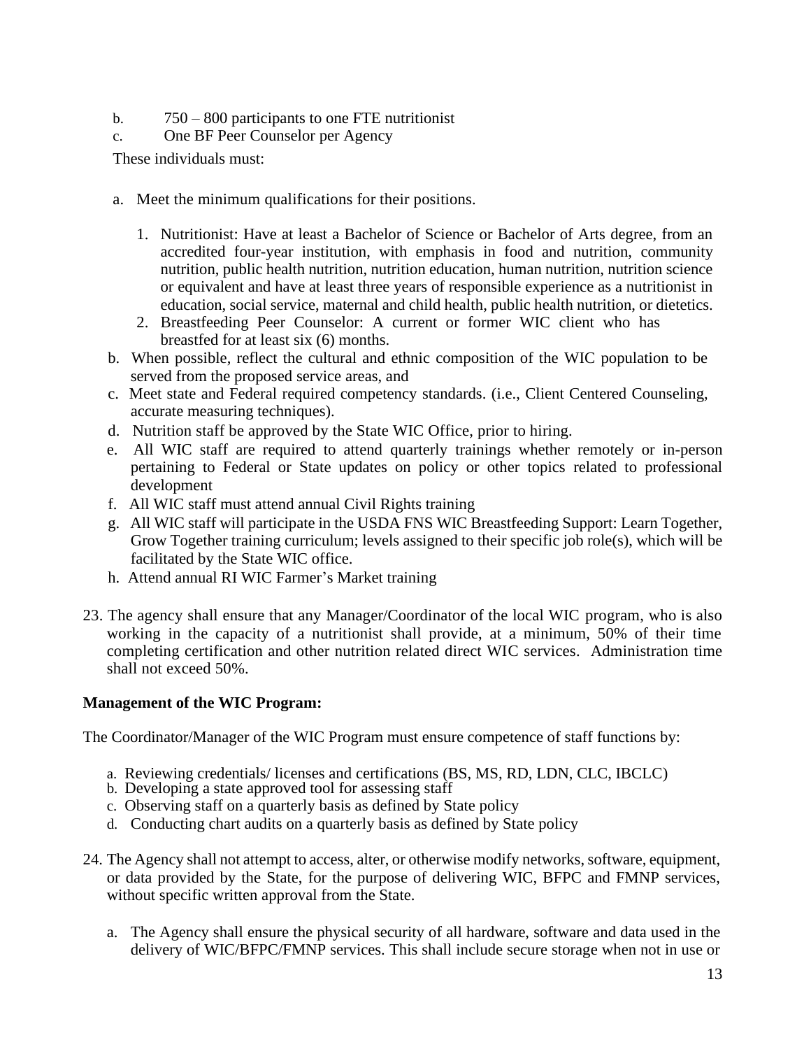b. 750 – 800 participants to one FTE nutritionist
c. One BF Peer Counselor per Agency

These individuals must:

a. Meet the minimum qualifications for their positions.

   1. Nutritionist: Have at least a Bachelor of Science or Bachelor of Arts degree, from an accredited four-year institution, with emphasis in food and nutrition, community nutrition, public health nutrition, nutrition education, human nutrition, nutrition science or equivalent and have at least three years of responsible experience as a nutritionist in education, social service, maternal and child health, public health nutrition, or dietetics.
   2. Breastfeeding Peer Counselor: A current or former WIC client who has breastfed for at least six (6) months.

b. When possible, reflect the cultural and ethnic composition of the WIC population to be served from the proposed service areas, and
c. Meet state and Federal required competency standards. (i.e., Client Centered Counseling, accurate measuring techniques).
d. Nutrition staff be approved by the State WIC Office, prior to hiring.
e. All WIC staff are required to attend quarterly trainings whether remotely or in-person pertaining to Federal or State updates on policy or other topics related to professional development
f. All WIC staff must attend annual Civil Rights training
g. All WIC staff will participate in the USDA FNS WIC Breastfeeding Support: Learn Together, Grow Together training curriculum; levels assigned to their specific job role(s), which will be facilitated by the State WIC office.
h. Attend annual RI WIC Farmer's Market training

23. The agency shall ensure that any Manager/Coordinator of the local WIC program, who is also working in the capacity of a nutritionist shall provide, at a minimum, 50% of their time completing certification and other nutrition related direct WIC services. Administration time shall not exceed 50%.

**Management of the WIC Program:**

The Coordinator/Manager of the WIC Program must ensure competence of staff functions by:

a. Reviewing credentials/ licenses and certifications (BS, MS, RD, LDN, CLC, IBCLC)
b. Developing a state approved tool for assessing staff
c. Observing staff on a quarterly basis as defined by State policy
d. Conducting chart audits on a quarterly basis as defined by State policy

24. The Agency shall not attempt to access, alter, or otherwise modify networks, software, equipment, or data provided by the State, for the purpose of delivering WIC, BFPC and FMNP services, without specific written approval from the State.

   a. The Agency shall ensure the physical security of all hardware, software and data used in the delivery of WIC/BFPC/FMNP services. This shall include secure storage when not in use or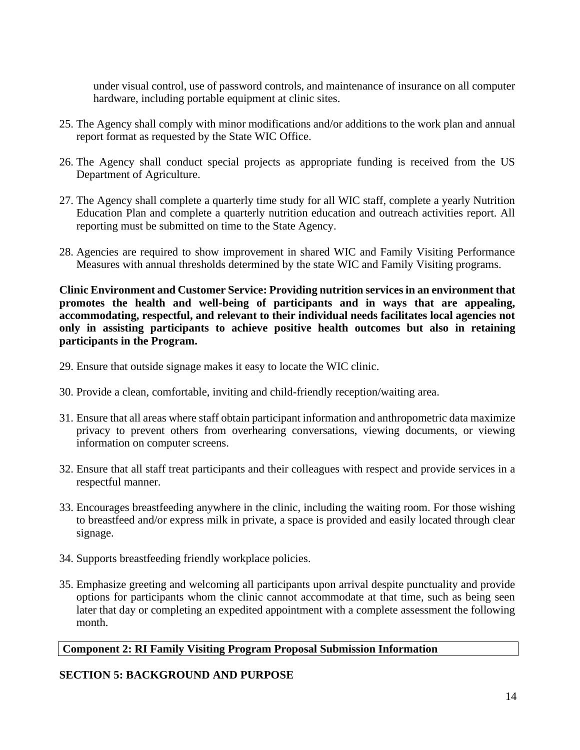under visual control, use of password controls, and maintenance of insurance on all computer hardware, including portable equipment at clinic sites.

25. The Agency shall comply with minor modifications and/or additions to the work plan and annual report format as requested by the State WIC Office.

26. The Agency shall conduct special projects as appropriate funding is received from the US Department of Agriculture.

27. The Agency shall complete a quarterly time study for all WIC staff, complete a yearly Nutrition Education Plan and complete a quarterly nutrition education and outreach activities report. All reporting must be submitted on time to the State Agency.

28. Agencies are required to show improvement in shared WIC and Family Visiting Performance Measures with annual thresholds determined by the state WIC and Family Visiting programs.

**Clinic Environment and Customer Service: Providing nutrition services in an environment that promotes the health and well-being of participants and in ways that are appealing, accommodating, respectful, and relevant to their individual needs facilitates local agencies not only in assisting participants to achieve positive health outcomes but also in retaining participants in the Program.**

29. Ensure that outside signage makes it easy to locate the WIC clinic.

30. Provide a clean, comfortable, inviting and child-friendly reception/waiting area.

31. Ensure that all areas where staff obtain participant information and anthropometric data maximize privacy to prevent others from overhearing conversations, viewing documents, or viewing information on computer screens.

32. Ensure that all staff treat participants and their colleagues with respect and provide services in a respectful manner.

33. Encourages breastfeeding anywhere in the clinic, including the waiting room. For those wishing to breastfeed and/or express milk in private, a space is provided and easily located through clear signage.

34. Supports breastfeeding friendly workplace policies.

35. Emphasize greeting and welcoming all participants upon arrival despite punctuality and provide options for participants whom the clinic cannot accommodate at that time, such as being seen later that day or completing an expedited appointment with a complete assessment the following month.

**Component 2: RI Family Visiting Program Proposal Submission Information**

## SECTION 5: BACKGROUND AND PURPOSE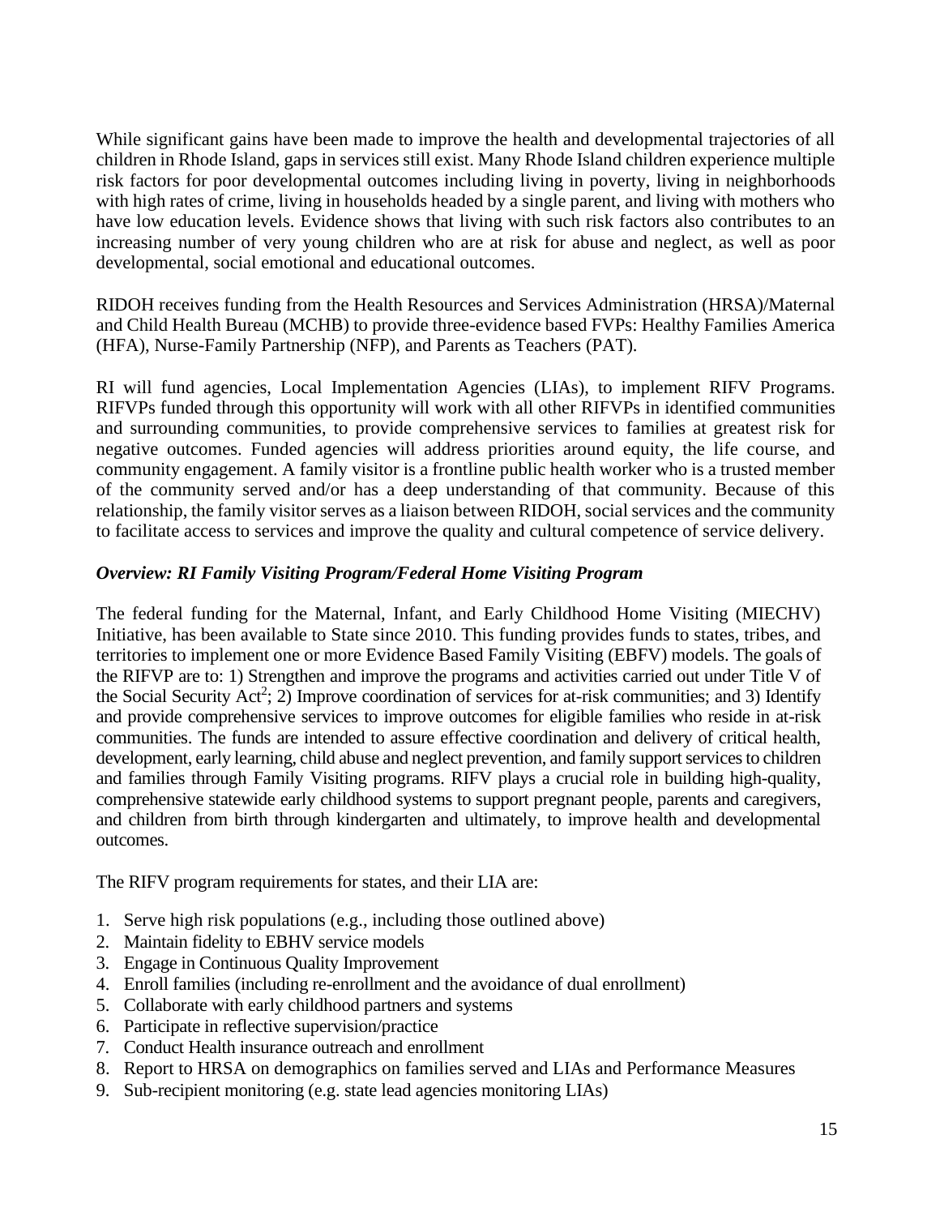While significant gains have been made to improve the health and developmental trajectories of all children in Rhode Island, gaps in services still exist. Many Rhode Island children experience multiple risk factors for poor developmental outcomes including living in poverty, living in neighborhoods with high rates of crime, living in households headed by a single parent, and living with mothers who have low education levels. Evidence shows that living with such risk factors also contributes to an increasing number of very young children who are at risk for abuse and neglect, as well as poor developmental, social emotional and educational outcomes.

RIDOH receives funding from the Health Resources and Services Administration (HRSA)/Maternal and Child Health Bureau (MCHB) to provide three-evidence based FVPs: Healthy Families America (HFA), Nurse-Family Partnership (NFP), and Parents as Teachers (PAT).

RI will fund agencies, Local Implementation Agencies (LIAs), to implement RIFV Programs. RIFVPs funded through this opportunity will work with all other RIFVPs in identified communities and surrounding communities, to provide comprehensive services to families at greatest risk for negative outcomes. Funded agencies will address priorities around equity, the life course, and community engagement. A family visitor is a frontline public health worker who is a trusted member of the community served and/or has a deep understanding of that community. Because of this relationship, the family visitor serves as a liaison between RIDOH, social services and the community to facilitate access to services and improve the quality and cultural competence of service delivery.

### *Overview: RI Family Visiting Program/Federal Home Visiting Program*

The federal funding for the Maternal, Infant, and Early Childhood Home Visiting (MIECHV) Initiative, has been available to State since 2010. This funding provides funds to states, tribes, and territories to implement one or more Evidence Based Family Visiting (EBFV) models. The goals of the RIFVP are to: 1) Strengthen and improve the programs and activities carried out under Title V of the Social Security Act[2]; 2) Improve coordination of services for at-risk communities; and 3) Identify and provide comprehensive services to improve outcomes for eligible families who reside in at-risk communities. The funds are intended to assure effective coordination and delivery of critical health, development, early learning, child abuse and neglect prevention, and family support services to children and families through Family Visiting programs. RIFV plays a crucial role in building high-quality, comprehensive statewide early childhood systems to support pregnant people, parents and caregivers, and children from birth through kindergarten and ultimately, to improve health and developmental outcomes.

The RIFV program requirements for states, and their LIA are:

1. Serve high risk populations (e.g., including those outlined above)
2. Maintain fidelity to EBHV service models
3. Engage in Continuous Quality Improvement
4. Enroll families (including re-enrollment and the avoidance of dual enrollment)
5. Collaborate with early childhood partners and systems
6. Participate in reflective supervision/practice
7. Conduct Health insurance outreach and enrollment
8. Report to HRSA on demographics on families served and LIAs and Performance Measures
9. Sub-recipient monitoring (e.g. state lead agencies monitoring LIAs)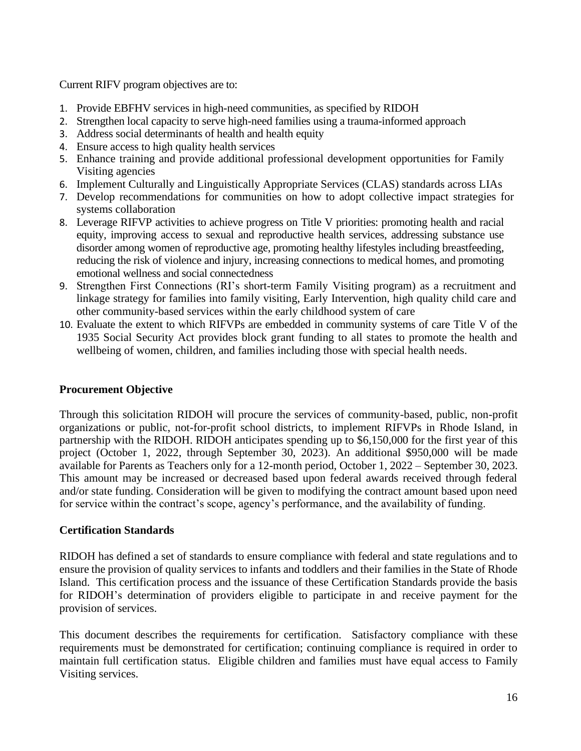Current RIFV program objectives are to:

1. Provide EBFHV services in high-need communities, as specified by RIDOH
2. Strengthen local capacity to serve high-need families using a trauma-informed approach
3. Address social determinants of health and health equity
4. Ensure access to high quality health services
5. Enhance training and provide additional professional development opportunities for Family Visiting agencies
6. Implement Culturally and Linguistically Appropriate Services (CLAS) standards across LIAs
7. Develop recommendations for communities on how to adopt collective impact strategies for systems collaboration
8. Leverage RIFVP activities to achieve progress on Title V priorities: promoting health and racial equity, improving access to sexual and reproductive health services, addressing substance use disorder among women of reproductive age, promoting healthy lifestyles including breastfeeding, reducing the risk of violence and injury, increasing connections to medical homes, and promoting emotional wellness and social connectedness
9. Strengthen First Connections (RI's short-term Family Visiting program) as a recruitment and linkage strategy for families into family visiting, Early Intervention, high quality child care and other community-based services within the early childhood system of care
10. Evaluate the extent to which RIFVPs are embedded in community systems of care Title V of the 1935 Social Security Act provides block grant funding to all states to promote the health and wellbeing of women, children, and families including those with special health needs.

**Procurement Objective**

Through this solicitation RIDOH will procure the services of community-based, public, non-profit organizations or public, not-for-profit school districts, to implement RIFVPs in Rhode Island, in partnership with the RIDOH. RIDOH anticipates spending up to $6,150,000 for the first year of this project (October 1, 2022, through September 30, 2023). An additional $950,000 will be made available for Parents as Teachers only for a 12-month period, October 1, 2022 – September 30, 2023. This amount may be increased or decreased based upon federal awards received through federal and/or state funding. Consideration will be given to modifying the contract amount based upon need for service within the contract's scope, agency's performance, and the availability of funding.

**Certification Standards**

RIDOH has defined a set of standards to ensure compliance with federal and state regulations and to ensure the provision of quality services to infants and toddlers and their families in the State of Rhode Island. This certification process and the issuance of these Certification Standards provide the basis for RIDOH's determination of providers eligible to participate in and receive payment for the provision of services.

This document describes the requirements for certification. Satisfactory compliance with these requirements must be demonstrated for certification; continuing compliance is required in order to maintain full certification status. Eligible children and families must have equal access to Family Visiting services.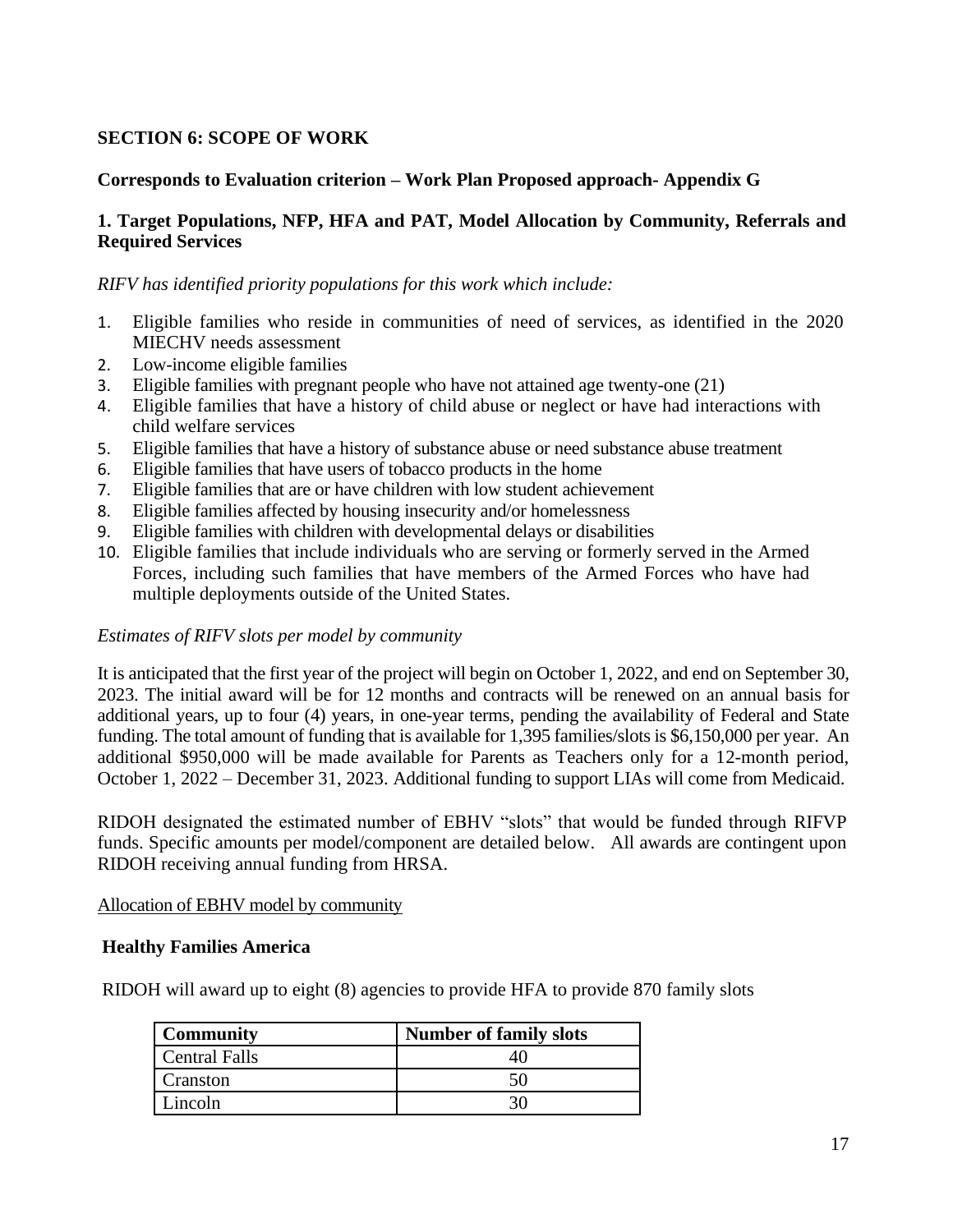## SECTION 6: SCOPE OF WORK

**Corresponds to Evaluation criterion – Work Plan Proposed approach- Appendix G**

### 1. Target Populations, NFP, HFA and PAT, Model Allocation by Community, Referrals and Required Services

*RIFV has identified priority populations for this work which include:*

1. Eligible families who reside in communities of need of services, as identified in the 2020 MIECHV needs assessment
2. Low-income eligible families
3. Eligible families with pregnant people who have not attained age twenty-one (21)
4. Eligible families that have a history of child abuse or neglect or have had interactions with child welfare services
5. Eligible families that have a history of substance abuse or need substance abuse treatment
6. Eligible families that have users of tobacco products in the home
7. Eligible families that are or have children with low student achievement
8. Eligible families affected by housing insecurity and/or homelessness
9. Eligible families with children with developmental delays or disabilities
10. Eligible families that include individuals who are serving or formerly served in the Armed Forces, including such families that have members of the Armed Forces who have had multiple deployments outside of the United States.

*Estimates of RIFV slots per model by community*

It is anticipated that the first year of the project will begin on October 1, 2022, and end on September 30, 2023. The initial award will be for 12 months and contracts will be renewed on an annual basis for additional years, up to four (4) years, in one-year terms, pending the availability of Federal and State funding. The total amount of funding that is available for 1,395 families/slots is $6,150,000 per year. An additional $950,000 will be made available for Parents as Teachers only for a 12-month period, October 1, 2022 – December 31, 2023. Additional funding to support LIAs will come from Medicaid.

RIDOH designated the estimated number of EBHV "slots" that would be funded through RIFVP funds. Specific amounts per model/component are detailed below. All awards are contingent upon RIDOH receiving annual funding from HRSA.

<u>Allocation of EBHV model by community</u>

**Healthy Families America**

RIDOH will award up to eight (8) agencies to provide HFA to provide 870 family slots

| Community | Number of family slots |
|---|---|
| Central Falls | 40 |
| Cranston | 50 |
| Lincoln | 30 |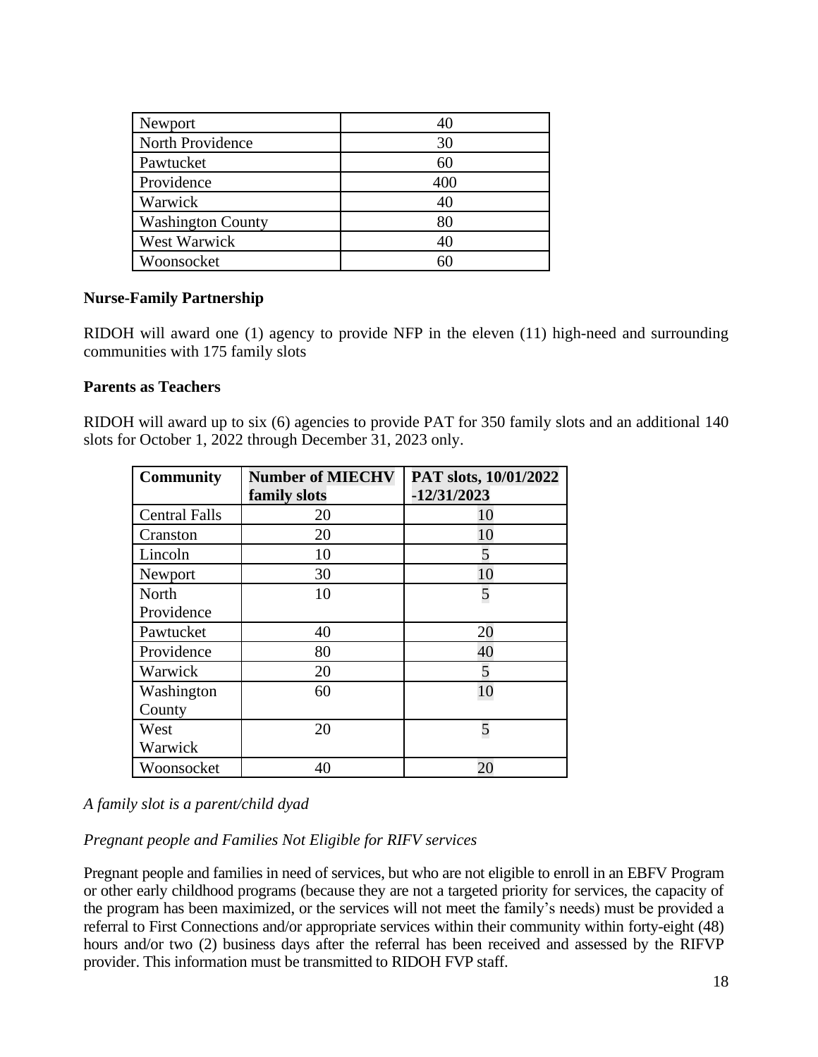| Newport | 40 |
| --- | --- |
| North Providence | 30 |
| Pawtucket | 60 |
| Providence | 400 |
| Warwick | 40 |
| Washington County | 80 |
| West Warwick | 40 |
| Woonsocket | 60 |

**Nurse-Family Partnership**

RIDOH will award one (1) agency to provide NFP in the eleven (11) high-need and surrounding communities with 175 family slots

**Parents as Teachers**

RIDOH will award up to six (6) agencies to provide PAT for 350 family slots and an additional 140 slots for October 1, 2022 through December 31, 2023 only.

| Community | Number of MIECHV family slots | PAT slots, 10/01/2022 -12/31/2023 |
| --- | --- | --- |
| Central Falls | 20 | 10 |
| Cranston | 20 | 10 |
| Lincoln | 10 | 5 |
| Newport | 30 | 10 |
| North Providence | 10 | 5 |
| Pawtucket | 40 | 20 |
| Providence | 80 | 40 |
| Warwick | 20 | 5 |
| Washington County | 60 | 10 |
| West Warwick | 20 | 5 |
| Woonsocket | 40 | 20 |

*A family slot is a parent/child dyad*

*Pregnant people and Families Not Eligible for RIFV services*

Pregnant people and families in need of services, but who are not eligible to enroll in an EBFV Program or other early childhood programs (because they are not a targeted priority for services, the capacity of the program has been maximized, or the services will not meet the family's needs) must be provided a referral to First Connections and/or appropriate services within their community within forty-eight (48) hours and/or two (2) business days after the referral has been received and assessed by the RIFVP provider. This information must be transmitted to RIDOH FVP staff.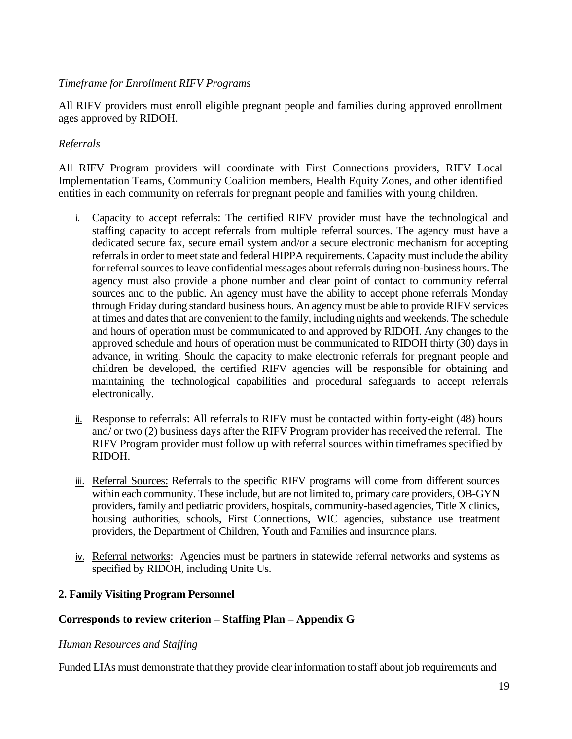*Timeframe for Enrollment RIFV Programs*

All RIFV providers must enroll eligible pregnant people and families during approved enrollment ages approved by RIDOH.

*Referrals*

All RIFV Program providers will coordinate with First Connections providers, RIFV Local Implementation Teams, Community Coalition members, Health Equity Zones, and other identified entities in each community on referrals for pregnant people and families with young children.

i. Capacity to accept referrals: The certified RIFV provider must have the technological and staffing capacity to accept referrals from multiple referral sources. The agency must have a dedicated secure fax, secure email system and/or a secure electronic mechanism for accepting referrals in order to meet state and federal HIPPA requirements. Capacity must include the ability for referral sources to leave confidential messages about referrals during non-business hours. The agency must also provide a phone number and clear point of contact to community referral sources and to the public. An agency must have the ability to accept phone referrals Monday through Friday during standard business hours. An agency must be able to provide RIFV services at times and dates that are convenient to the family, including nights and weekends. The schedule and hours of operation must be communicated to and approved by RIDOH. Any changes to the approved schedule and hours of operation must be communicated to RIDOH thirty (30) days in advance, in writing. Should the capacity to make electronic referrals for pregnant people and children be developed, the certified RIFV agencies will be responsible for obtaining and maintaining the technological capabilities and procedural safeguards to accept referrals electronically.

ii. Response to referrals: All referrals to RIFV must be contacted within forty-eight (48) hours and/ or two (2) business days after the RIFV Program provider has received the referral. The RIFV Program provider must follow up with referral sources within timeframes specified by RIDOH.

iii. Referral Sources: Referrals to the specific RIFV programs will come from different sources within each community. These include, but are not limited to, primary care providers, OB-GYN providers, family and pediatric providers, hospitals, community-based agencies, Title X clinics, housing authorities, schools, First Connections, WIC agencies, substance use treatment providers, the Department of Children, Youth and Families and insurance plans.

iv. Referral networks: Agencies must be partners in statewide referral networks and systems as specified by RIDOH, including Unite Us.

**2. Family Visiting Program Personnel**

**Corresponds to review criterion – Staffing Plan – Appendix G**

*Human Resources and Staffing*

Funded LIAs must demonstrate that they provide clear information to staff about job requirements and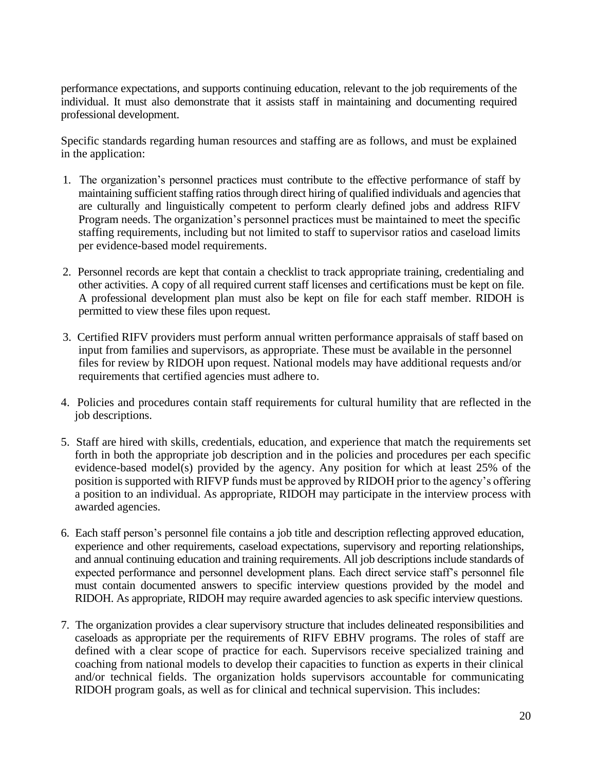performance expectations, and supports continuing education, relevant to the job requirements of the individual. It must also demonstrate that it assists staff in maintaining and documenting required professional development.

Specific standards regarding human resources and staffing are as follows, and must be explained in the application:

1. The organization's personnel practices must contribute to the effective performance of staff by maintaining sufficient staffing ratios through direct hiring of qualified individuals and agencies that are culturally and linguistically competent to perform clearly defined jobs and address RIFV Program needs. The organization's personnel practices must be maintained to meet the specific staffing requirements, including but not limited to staff to supervisor ratios and caseload limits per evidence-based model requirements.

2. Personnel records are kept that contain a checklist to track appropriate training, credentialing and other activities. A copy of all required current staff licenses and certifications must be kept on file. A professional development plan must also be kept on file for each staff member. RIDOH is permitted to view these files upon request.

3. Certified RIFV providers must perform annual written performance appraisals of staff based on input from families and supervisors, as appropriate. These must be available in the personnel files for review by RIDOH upon request. National models may have additional requests and/or requirements that certified agencies must adhere to.

4. Policies and procedures contain staff requirements for cultural humility that are reflected in the job descriptions.

5. Staff are hired with skills, credentials, education, and experience that match the requirements set forth in both the appropriate job description and in the policies and procedures per each specific evidence-based model(s) provided by the agency. Any position for which at least 25% of the position is supported with RIFVP funds must be approved by RIDOH prior to the agency's offering a position to an individual. As appropriate, RIDOH may participate in the interview process with awarded agencies.

6. Each staff person's personnel file contains a job title and description reflecting approved education, experience and other requirements, caseload expectations, supervisory and reporting relationships, and annual continuing education and training requirements. All job descriptions include standards of expected performance and personnel development plans. Each direct service staff's personnel file must contain documented answers to specific interview questions provided by the model and RIDOH. As appropriate, RIDOH may require awarded agencies to ask specific interview questions.

7. The organization provides a clear supervisory structure that includes delineated responsibilities and caseloads as appropriate per the requirements of RIFV EBHV programs. The roles of staff are defined with a clear scope of practice for each. Supervisors receive specialized training and coaching from national models to develop their capacities to function as experts in their clinical and/or technical fields. The organization holds supervisors accountable for communicating RIDOH program goals, as well as for clinical and technical supervision. This includes: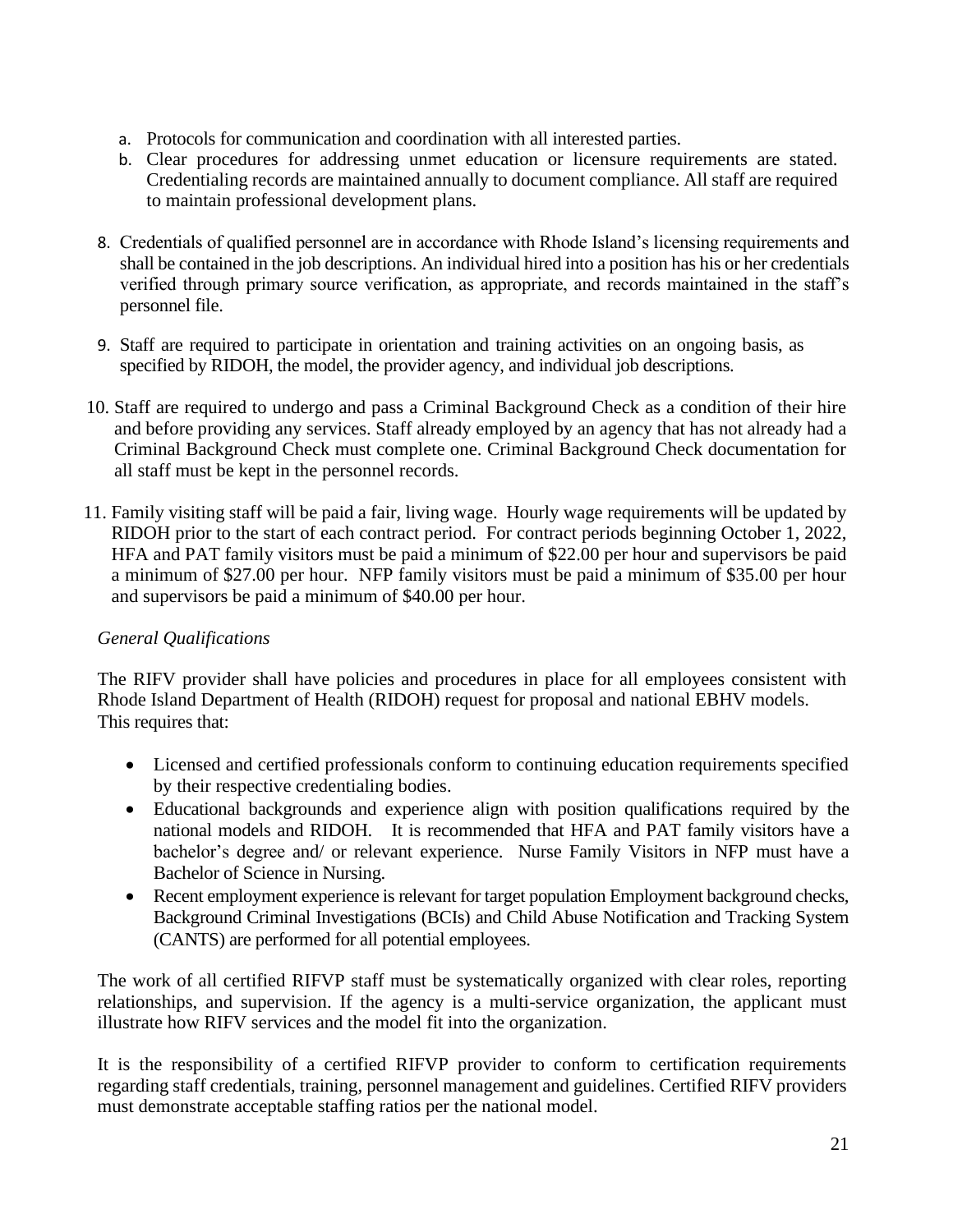a. Protocols for communication and coordination with all interested parties.
b. Clear procedures for addressing unmet education or licensure requirements are stated. Credentialing records are maintained annually to document compliance. All staff are required to maintain professional development plans.

8. Credentials of qualified personnel are in accordance with Rhode Island's licensing requirements and shall be contained in the job descriptions. An individual hired into a position has his or her credentials verified through primary source verification, as appropriate, and records maintained in the staff's personnel file.

9. Staff are required to participate in orientation and training activities on an ongoing basis, as specified by RIDOH, the model, the provider agency, and individual job descriptions.

10. Staff are required to undergo and pass a Criminal Background Check as a condition of their hire and before providing any services. Staff already employed by an agency that has not already had a Criminal Background Check must complete one. Criminal Background Check documentation for all staff must be kept in the personnel records.

11. Family visiting staff will be paid a fair, living wage. Hourly wage requirements will be updated by RIDOH prior to the start of each contract period. For contract periods beginning October 1, 2022, HFA and PAT family visitors must be paid a minimum of $22.00 per hour and supervisors be paid a minimum of $27.00 per hour. NFP family visitors must be paid a minimum of $35.00 per hour and supervisors be paid a minimum of $40.00 per hour.

*General Qualifications*

The RIFV provider shall have policies and procedures in place for all employees consistent with Rhode Island Department of Health (RIDOH) request for proposal and national EBHV models. This requires that:

- Licensed and certified professionals conform to continuing education requirements specified by their respective credentialing bodies.
- Educational backgrounds and experience align with position qualifications required by the national models and RIDOH. It is recommended that HFA and PAT family visitors have a bachelor's degree and/ or relevant experience. Nurse Family Visitors in NFP must have a Bachelor of Science in Nursing.
- Recent employment experience is relevant for target population Employment background checks, Background Criminal Investigations (BCIs) and Child Abuse Notification and Tracking System (CANTS) are performed for all potential employees.

The work of all certified RIFVP staff must be systematically organized with clear roles, reporting relationships, and supervision. If the agency is a multi-service organization, the applicant must illustrate how RIFV services and the model fit into the organization.

It is the responsibility of a certified RIFVP provider to conform to certification requirements regarding staff credentials, training, personnel management and guidelines. Certified RIFV providers must demonstrate acceptable staffing ratios per the national model.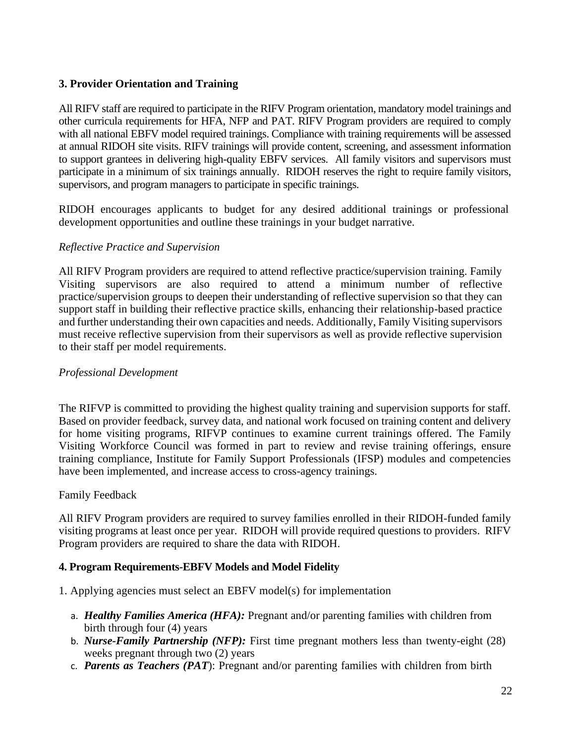### 3. Provider Orientation and Training

All RIFV staff are required to participate in the RIFV Program orientation, mandatory model trainings and other curricula requirements for HFA, NFP and PAT. RIFV Program providers are required to comply with all national EBFV model required trainings. Compliance with training requirements will be assessed at annual RIDOH site visits. RIFV trainings will provide content, screening, and assessment information to support grantees in delivering high-quality EBFV services. All family visitors and supervisors must participate in a minimum of six trainings annually. RIDOH reserves the right to require family visitors, supervisors, and program managers to participate in specific trainings.

RIDOH encourages applicants to budget for any desired additional trainings or professional development opportunities and outline these trainings in your budget narrative.

*Reflective Practice and Supervision*

All RIFV Program providers are required to attend reflective practice/supervision training. Family Visiting supervisors are also required to attend a minimum number of reflective practice/supervision groups to deepen their understanding of reflective supervision so that they can support staff in building their reflective practice skills, enhancing their relationship-based practice and further understanding their own capacities and needs. Additionally, Family Visiting supervisors must receive reflective supervision from their supervisors as well as provide reflective supervision to their staff per model requirements.

*Professional Development*

The RIFVP is committed to providing the highest quality training and supervision supports for staff. Based on provider feedback, survey data, and national work focused on training content and delivery for home visiting programs, RIFVP continues to examine current trainings offered. The Family Visiting Workforce Council was formed in part to review and revise training offerings, ensure training compliance, Institute for Family Support Professionals (IFSP) modules and competencies have been implemented, and increase access to cross-agency trainings.

Family Feedback

All RIFV Program providers are required to survey families enrolled in their RIDOH-funded family visiting programs at least once per year. RIDOH will provide required questions to providers. RIFV Program providers are required to share the data with RIDOH.

### 4. Program Requirements-EBFV Models and Model Fidelity

1. Applying agencies must select an EBFV model(s) for implementation

   a. ***Healthy Families America (HFA):*** Pregnant and/or parenting families with children from birth through four (4) years
   b. ***Nurse-Family Partnership (NFP):*** First time pregnant mothers less than twenty-eight (28) weeks pregnant through two (2) years
   c. ***Parents as Teachers (PAT)***: Pregnant and/or parenting families with children from birth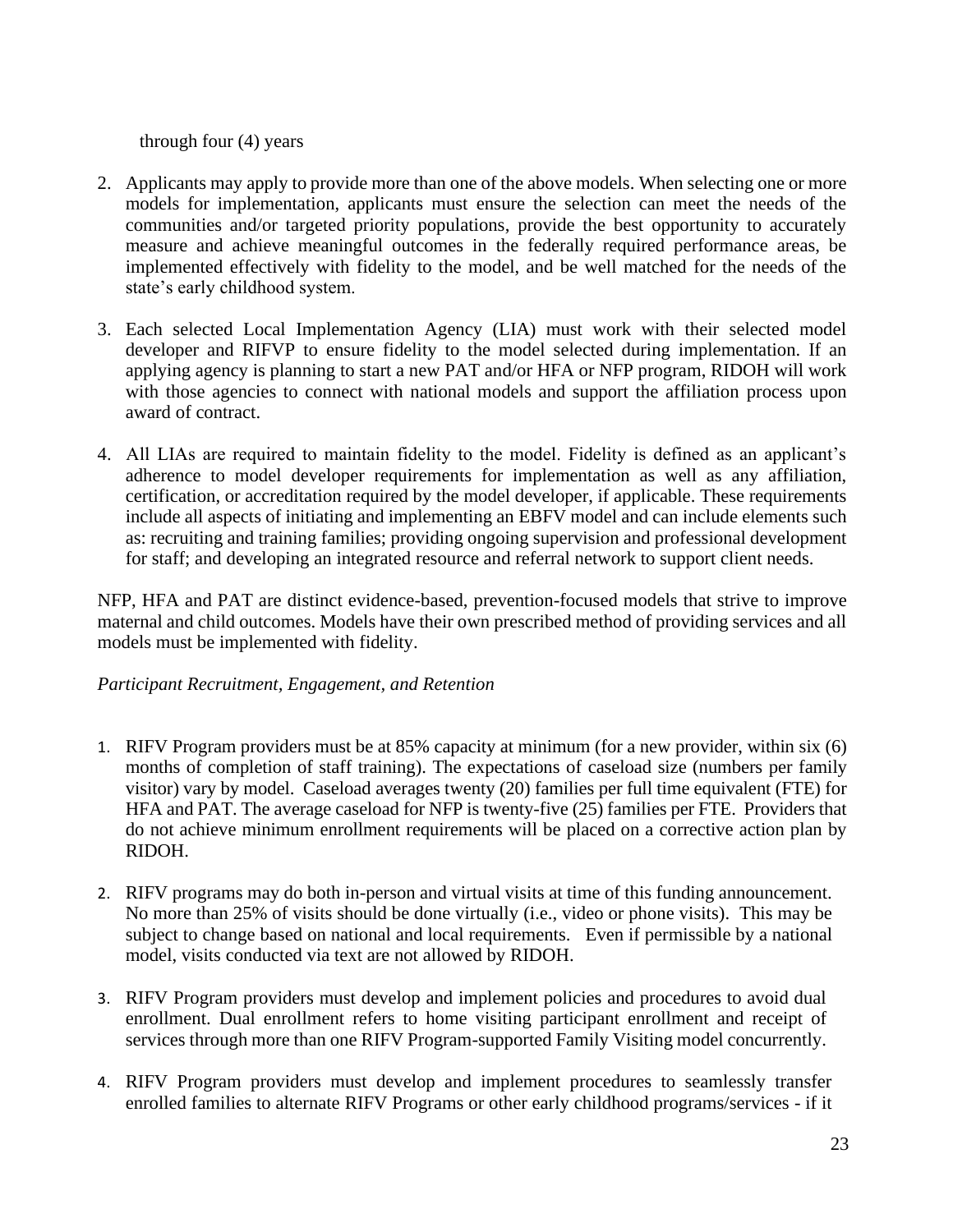through four (4) years

2. Applicants may apply to provide more than one of the above models. When selecting one or more models for implementation, applicants must ensure the selection can meet the needs of the communities and/or targeted priority populations, provide the best opportunity to accurately measure and achieve meaningful outcomes in the federally required performance areas, be implemented effectively with fidelity to the model, and be well matched for the needs of the state's early childhood system.

3. Each selected Local Implementation Agency (LIA) must work with their selected model developer and RIFVP to ensure fidelity to the model selected during implementation. If an applying agency is planning to start a new PAT and/or HFA or NFP program, RIDOH will work with those agencies to connect with national models and support the affiliation process upon award of contract.

4. All LIAs are required to maintain fidelity to the model. Fidelity is defined as an applicant's adherence to model developer requirements for implementation as well as any affiliation, certification, or accreditation required by the model developer, if applicable. These requirements include all aspects of initiating and implementing an EBFV model and can include elements such as: recruiting and training families; providing ongoing supervision and professional development for staff; and developing an integrated resource and referral network to support client needs.

NFP, HFA and PAT are distinct evidence-based, prevention-focused models that strive to improve maternal and child outcomes. Models have their own prescribed method of providing services and all models must be implemented with fidelity.

*Participant Recruitment, Engagement, and Retention*

1. RIFV Program providers must be at 85% capacity at minimum (for a new provider, within six (6) months of completion of staff training). The expectations of caseload size (numbers per family visitor) vary by model. Caseload averages twenty (20) families per full time equivalent (FTE) for HFA and PAT. The average caseload for NFP is twenty-five (25) families per FTE. Providers that do not achieve minimum enrollment requirements will be placed on a corrective action plan by RIDOH.

2. RIFV programs may do both in-person and virtual visits at time of this funding announcement. No more than 25% of visits should be done virtually (i.e., video or phone visits). This may be subject to change based on national and local requirements. Even if permissible by a national model, visits conducted via text are not allowed by RIDOH.

3. RIFV Program providers must develop and implement policies and procedures to avoid dual enrollment. Dual enrollment refers to home visiting participant enrollment and receipt of services through more than one RIFV Program-supported Family Visiting model concurrently.

4. RIFV Program providers must develop and implement procedures to seamlessly transfer enrolled families to alternate RIFV Programs or other early childhood programs/services - if it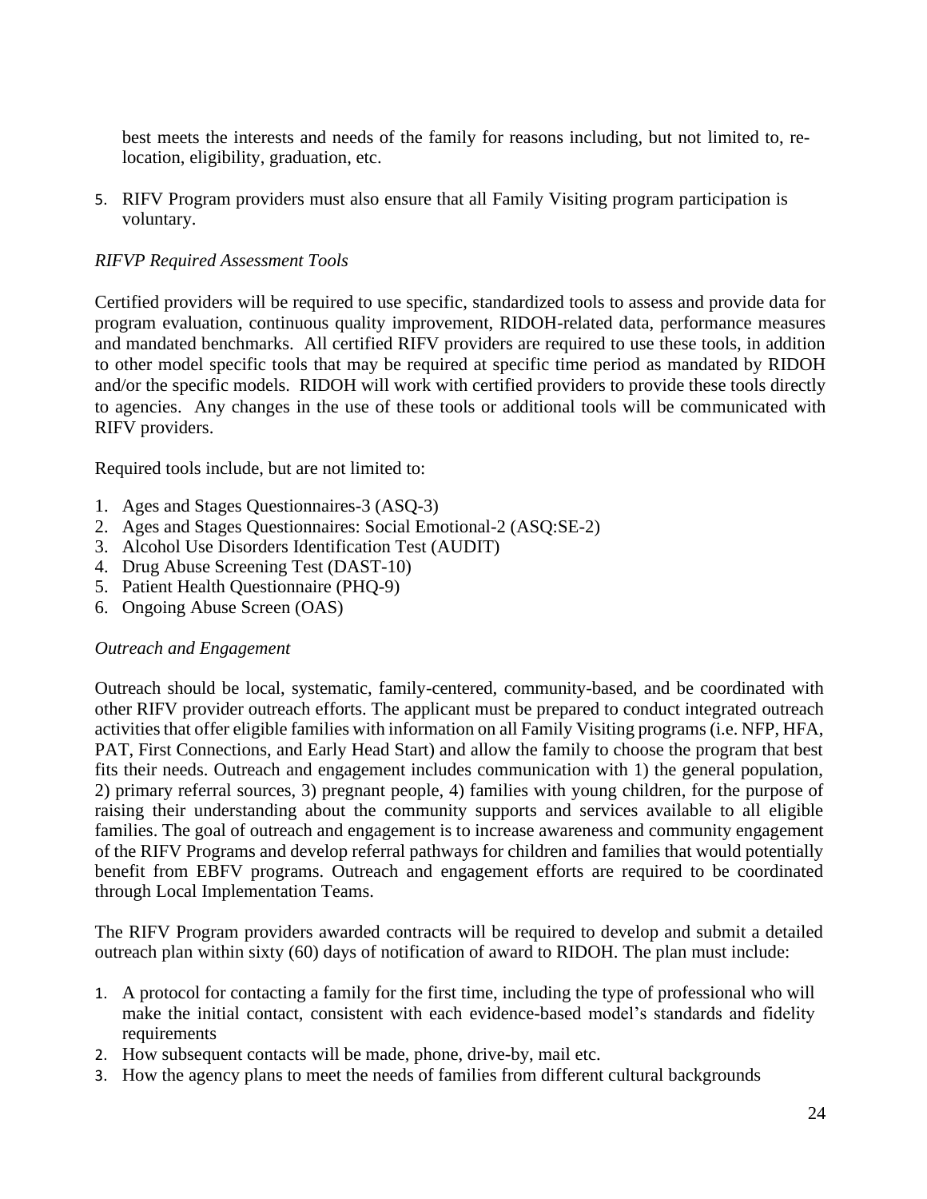best meets the interests and needs of the family for reasons including, but not limited to, re-location, eligibility, graduation, etc.

5. RIFV Program providers must also ensure that all Family Visiting program participation is voluntary.

*RIFVP Required Assessment Tools*

Certified providers will be required to use specific, standardized tools to assess and provide data for program evaluation, continuous quality improvement, RIDOH-related data, performance measures and mandated benchmarks. All certified RIFV providers are required to use these tools, in addition to other model specific tools that may be required at specific time period as mandated by RIDOH and/or the specific models. RIDOH will work with certified providers to provide these tools directly to agencies. Any changes in the use of these tools or additional tools will be communicated with RIFV providers.

Required tools include, but are not limited to:

1. Ages and Stages Questionnaires-3 (ASQ-3)
2. Ages and Stages Questionnaires: Social Emotional-2 (ASQ:SE-2)
3. Alcohol Use Disorders Identification Test (AUDIT)
4. Drug Abuse Screening Test (DAST-10)
5. Patient Health Questionnaire (PHQ-9)
6. Ongoing Abuse Screen (OAS)

*Outreach and Engagement*

Outreach should be local, systematic, family-centered, community-based, and be coordinated with other RIFV provider outreach efforts. The applicant must be prepared to conduct integrated outreach activities that offer eligible families with information on all Family Visiting programs (i.e. NFP, HFA, PAT, First Connections, and Early Head Start) and allow the family to choose the program that best fits their needs. Outreach and engagement includes communication with 1) the general population, 2) primary referral sources, 3) pregnant people, 4) families with young children, for the purpose of raising their understanding about the community supports and services available to all eligible families. The goal of outreach and engagement is to increase awareness and community engagement of the RIFV Programs and develop referral pathways for children and families that would potentially benefit from EBFV programs. Outreach and engagement efforts are required to be coordinated through Local Implementation Teams.

The RIFV Program providers awarded contracts will be required to develop and submit a detailed outreach plan within sixty (60) days of notification of award to RIDOH. The plan must include:

1. A protocol for contacting a family for the first time, including the type of professional who will make the initial contact, consistent with each evidence-based model's standards and fidelity requirements
2. How subsequent contacts will be made, phone, drive-by, mail etc.
3. How the agency plans to meet the needs of families from different cultural backgrounds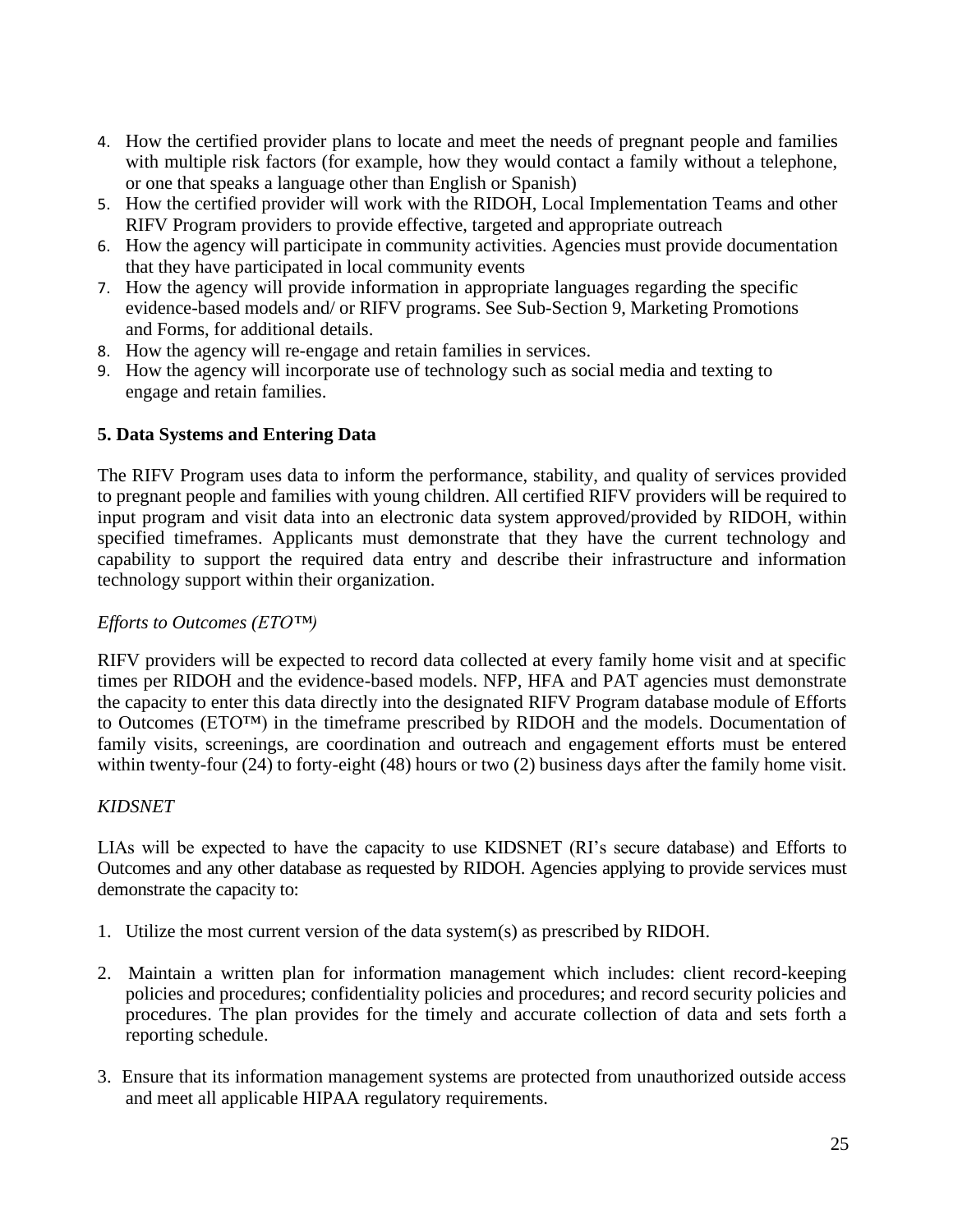4. How the certified provider plans to locate and meet the needs of pregnant people and families with multiple risk factors (for example, how they would contact a family without a telephone, or one that speaks a language other than English or Spanish)
5. How the certified provider will work with the RIDOH, Local Implementation Teams and other RIFV Program providers to provide effective, targeted and appropriate outreach
6. How the agency will participate in community activities. Agencies must provide documentation that they have participated in local community events
7. How the agency will provide information in appropriate languages regarding the specific evidence-based models and/ or RIFV programs. See Sub-Section 9, Marketing Promotions and Forms, for additional details.
8. How the agency will re-engage and retain families in services.
9. How the agency will incorporate use of technology such as social media and texting to engage and retain families.

### 5. Data Systems and Entering Data

The RIFV Program uses data to inform the performance, stability, and quality of services provided to pregnant people and families with young children. All certified RIFV providers will be required to input program and visit data into an electronic data system approved/provided by RIDOH, within specified timeframes. Applicants must demonstrate that they have the current technology and capability to support the required data entry and describe their infrastructure and information technology support within their organization.

*Efforts to Outcomes (ETO™)*

RIFV providers will be expected to record data collected at every family home visit and at specific times per RIDOH and the evidence-based models. NFP, HFA and PAT agencies must demonstrate the capacity to enter this data directly into the designated RIFV Program database module of Efforts to Outcomes (ETO™) in the timeframe prescribed by RIDOH and the models. Documentation of family visits, screenings, are coordination and outreach and engagement efforts must be entered within twenty-four (24) to forty-eight (48) hours or two (2) business days after the family home visit.

*KIDSNET*

LIAs will be expected to have the capacity to use KIDSNET (RI's secure database) and Efforts to Outcomes and any other database as requested by RIDOH. Agencies applying to provide services must demonstrate the capacity to:

1. Utilize the most current version of the data system(s) as prescribed by RIDOH.

2. Maintain a written plan for information management which includes: client record-keeping policies and procedures; confidentiality policies and procedures; and record security policies and procedures. The plan provides for the timely and accurate collection of data and sets forth a reporting schedule.

3. Ensure that its information management systems are protected from unauthorized outside access and meet all applicable HIPAA regulatory requirements.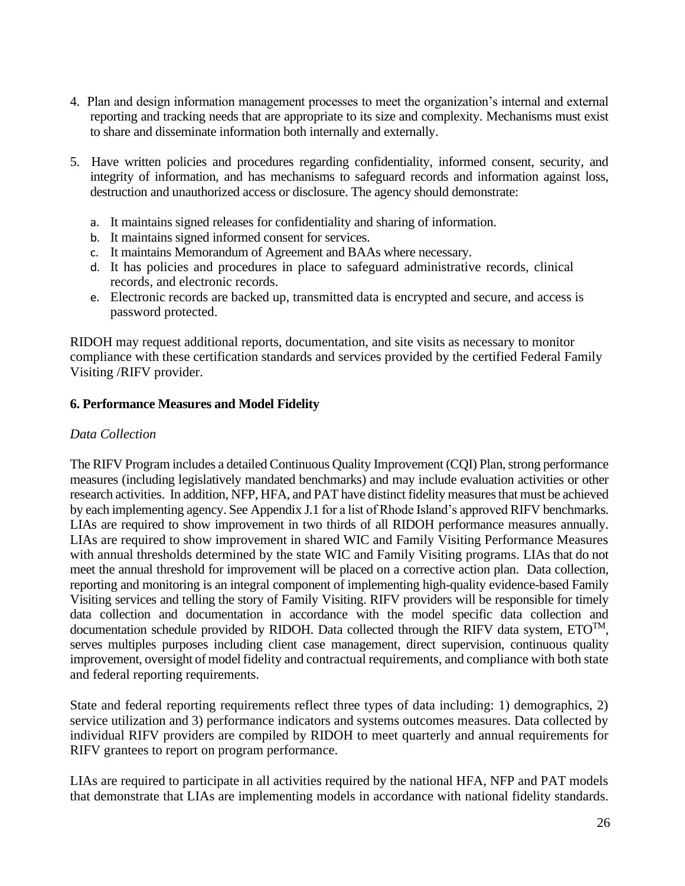4. Plan and design information management processes to meet the organization's internal and external reporting and tracking needs that are appropriate to its size and complexity. Mechanisms must exist to share and disseminate information both internally and externally.

5. Have written policies and procedures regarding confidentiality, informed consent, security, and integrity of information, and has mechanisms to safeguard records and information against loss, destruction and unauthorized access or disclosure. The agency should demonstrate:

   a. It maintains signed releases for confidentiality and sharing of information.
   b. It maintains signed informed consent for services.
   c. It maintains Memorandum of Agreement and BAAs where necessary.
   d. It has policies and procedures in place to safeguard administrative records, clinical records, and electronic records.
   e. Electronic records are backed up, transmitted data is encrypted and secure, and access is password protected.

RIDOH may request additional reports, documentation, and site visits as necessary to monitor compliance with these certification standards and services provided by the certified Federal Family Visiting /RIFV provider.

**6. Performance Measures and Model Fidelity**

*Data Collection*

The RIFV Program includes a detailed Continuous Quality Improvement (CQI) Plan, strong performance measures (including legislatively mandated benchmarks) and may include evaluation activities or other research activities. In addition, NFP, HFA, and PAT have distinct fidelity measures that must be achieved by each implementing agency. See Appendix J.1 for a list of Rhode Island's approved RIFV benchmarks. LIAs are required to show improvement in two thirds of all RIDOH performance measures annually. LIAs are required to show improvement in shared WIC and Family Visiting Performance Measures with annual thresholds determined by the state WIC and Family Visiting programs. LIAs that do not meet the annual threshold for improvement will be placed on a corrective action plan. Data collection, reporting and monitoring is an integral component of implementing high-quality evidence-based Family Visiting services and telling the story of Family Visiting. RIFV providers will be responsible for timely data collection and documentation in accordance with the model specific data collection and documentation schedule provided by RIDOH. Data collected through the RIFV data system, ETO™, serves multiples purposes including client case management, direct supervision, continuous quality improvement, oversight of model fidelity and contractual requirements, and compliance with both state and federal reporting requirements.

State and federal reporting requirements reflect three types of data including: 1) demographics, 2) service utilization and 3) performance indicators and systems outcomes measures. Data collected by individual RIFV providers are compiled by RIDOH to meet quarterly and annual requirements for RIFV grantees to report on program performance.

LIAs are required to participate in all activities required by the national HFA, NFP and PAT models that demonstrate that LIAs are implementing models in accordance with national fidelity standards.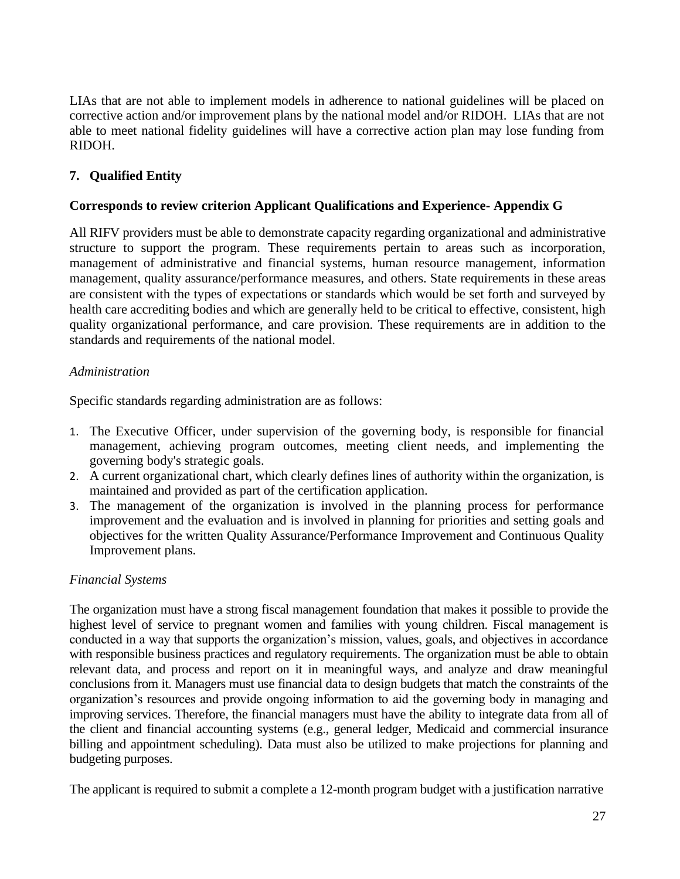LIAs that are not able to implement models in adherence to national guidelines will be placed on corrective action and/or improvement plans by the national model and/or RIDOH. LIAs that are not able to meet national fidelity guidelines will have a corrective action plan may lose funding from RIDOH.

## 7. Qualified Entity

**Corresponds to review criterion Applicant Qualifications and Experience- Appendix G**

All RIFV providers must be able to demonstrate capacity regarding organizational and administrative structure to support the program. These requirements pertain to areas such as incorporation, management of administrative and financial systems, human resource management, information management, quality assurance/performance measures, and others. State requirements in these areas are consistent with the types of expectations or standards which would be set forth and surveyed by health care accrediting bodies and which are generally held to be critical to effective, consistent, high quality organizational performance, and care provision. These requirements are in addition to the standards and requirements of the national model.

*Administration*

Specific standards regarding administration are as follows:

1. The Executive Officer, under supervision of the governing body, is responsible for financial management, achieving program outcomes, meeting client needs, and implementing the governing body's strategic goals.
2. A current organizational chart, which clearly defines lines of authority within the organization, is maintained and provided as part of the certification application.
3. The management of the organization is involved in the planning process for performance improvement and the evaluation and is involved in planning for priorities and setting goals and objectives for the written Quality Assurance/Performance Improvement and Continuous Quality Improvement plans.

*Financial Systems*

The organization must have a strong fiscal management foundation that makes it possible to provide the highest level of service to pregnant women and families with young children. Fiscal management is conducted in a way that supports the organization's mission, values, goals, and objectives in accordance with responsible business practices and regulatory requirements. The organization must be able to obtain relevant data, and process and report on it in meaningful ways, and analyze and draw meaningful conclusions from it. Managers must use financial data to design budgets that match the constraints of the organization's resources and provide ongoing information to aid the governing body in managing and improving services. Therefore, the financial managers must have the ability to integrate data from all of the client and financial accounting systems (e.g., general ledger, Medicaid and commercial insurance billing and appointment scheduling). Data must also be utilized to make projections for planning and budgeting purposes.

The applicant is required to submit a complete a 12-month program budget with a justification narrative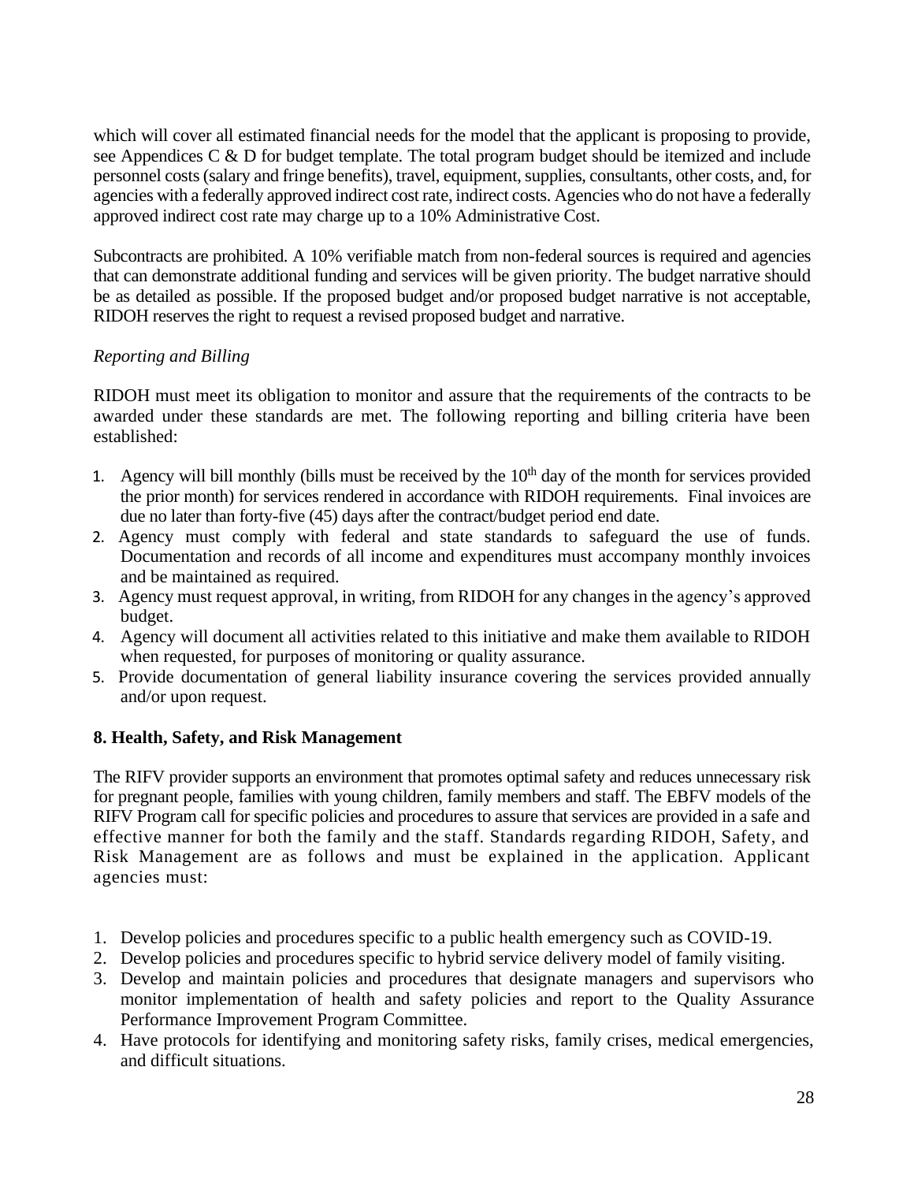which will cover all estimated financial needs for the model that the applicant is proposing to provide, see Appendices C & D for budget template. The total program budget should be itemized and include personnel costs (salary and fringe benefits), travel, equipment, supplies, consultants, other costs, and, for agencies with a federally approved indirect cost rate, indirect costs. Agencies who do not have a federally approved indirect cost rate may charge up to a 10% Administrative Cost.

Subcontracts are prohibited. A 10% verifiable match from non-federal sources is required and agencies that can demonstrate additional funding and services will be given priority. The budget narrative should be as detailed as possible. If the proposed budget and/or proposed budget narrative is not acceptable, RIDOH reserves the right to request a revised proposed budget and narrative.

*Reporting and Billing*

RIDOH must meet its obligation to monitor and assure that the requirements of the contracts to be awarded under these standards are met. The following reporting and billing criteria have been established:

1. Agency will bill monthly (bills must be received by the 10th day of the month for services provided the prior month) for services rendered in accordance with RIDOH requirements. Final invoices are due no later than forty-five (45) days after the contract/budget period end date.
2. Agency must comply with federal and state standards to safeguard the use of funds. Documentation and records of all income and expenditures must accompany monthly invoices and be maintained as required.
3. Agency must request approval, in writing, from RIDOH for any changes in the agency's approved budget.
4. Agency will document all activities related to this initiative and make them available to RIDOH when requested, for purposes of monitoring or quality assurance.
5. Provide documentation of general liability insurance covering the services provided annually and/or upon request.

## 8. Health, Safety, and Risk Management

The RIFV provider supports an environment that promotes optimal safety and reduces unnecessary risk for pregnant people, families with young children, family members and staff. The EBFV models of the RIFV Program call for specific policies and procedures to assure that services are provided in a safe and effective manner for both the family and the staff. Standards regarding RIDOH, Safety, and Risk Management are as follows and must be explained in the application. Applicant agencies must:

1. Develop policies and procedures specific to a public health emergency such as COVID-19.
2. Develop policies and procedures specific to hybrid service delivery model of family visiting.
3. Develop and maintain policies and procedures that designate managers and supervisors who monitor implementation of health and safety policies and report to the Quality Assurance Performance Improvement Program Committee.
4. Have protocols for identifying and monitoring safety risks, family crises, medical emergencies, and difficult situations.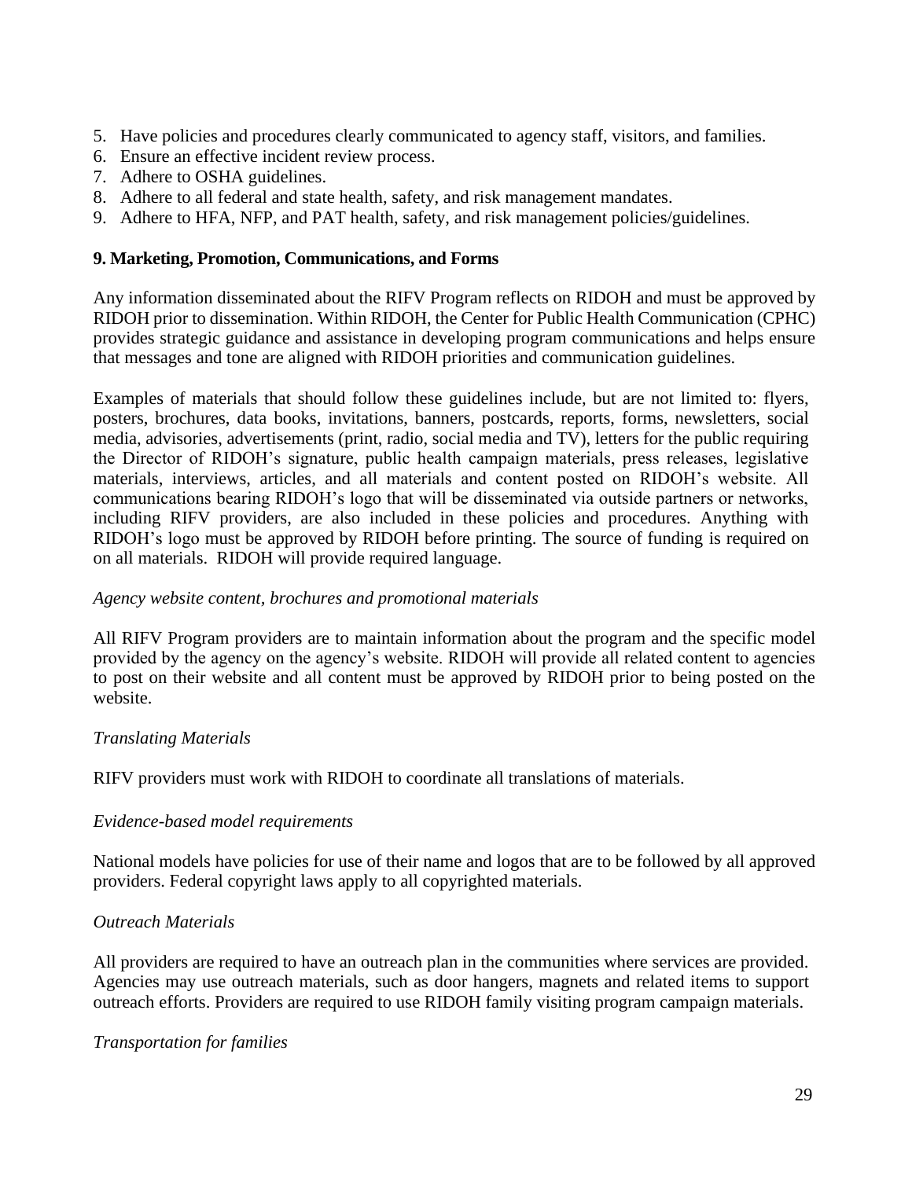5. Have policies and procedures clearly communicated to agency staff, visitors, and families.
6. Ensure an effective incident review process.
7. Adhere to OSHA guidelines.
8. Adhere to all federal and state health, safety, and risk management mandates.
9. Adhere to HFA, NFP, and PAT health, safety, and risk management policies/guidelines.

## 9. Marketing, Promotion, Communications, and Forms

Any information disseminated about the RIFV Program reflects on RIDOH and must be approved by RIDOH prior to dissemination. Within RIDOH, the Center for Public Health Communication (CPHC) provides strategic guidance and assistance in developing program communications and helps ensure that messages and tone are aligned with RIDOH priorities and communication guidelines.

Examples of materials that should follow these guidelines include, but are not limited to: flyers, posters, brochures, data books, invitations, banners, postcards, reports, forms, newsletters, social media, advisories, advertisements (print, radio, social media and TV), letters for the public requiring the Director of RIDOH's signature, public health campaign materials, press releases, legislative materials, interviews, articles, and all materials and content posted on RIDOH's website. All communications bearing RIDOH's logo that will be disseminated via outside partners or networks, including RIFV providers, are also included in these policies and procedures. Anything with RIDOH's logo must be approved by RIDOH before printing. The source of funding is required on on all materials. RIDOH will provide required language.

*Agency website content, brochures and promotional materials*

All RIFV Program providers are to maintain information about the program and the specific model provided by the agency on the agency's website. RIDOH will provide all related content to agencies to post on their website and all content must be approved by RIDOH prior to being posted on the website.

*Translating Materials*

RIFV providers must work with RIDOH to coordinate all translations of materials.

*Evidence-based model requirements*

National models have policies for use of their name and logos that are to be followed by all approved providers. Federal copyright laws apply to all copyrighted materials.

*Outreach Materials*

All providers are required to have an outreach plan in the communities where services are provided. Agencies may use outreach materials, such as door hangers, magnets and related items to support outreach efforts. Providers are required to use RIDOH family visiting program campaign materials.

*Transportation for families*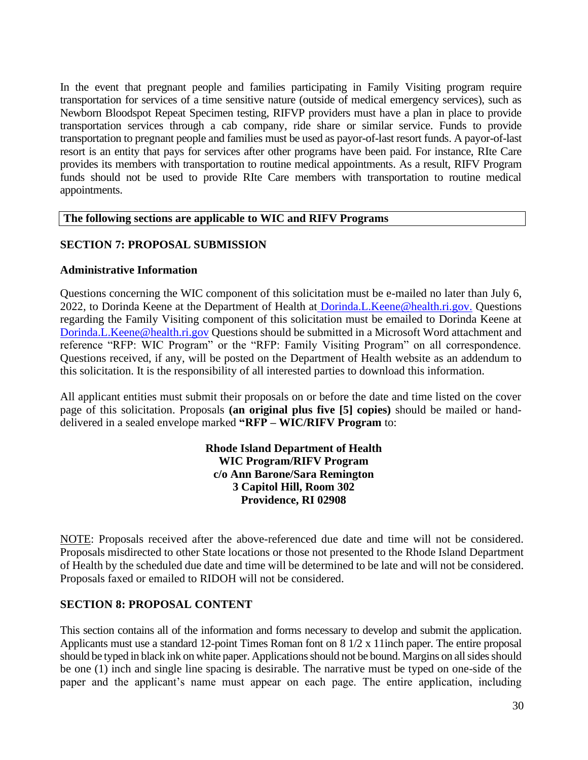In the event that pregnant people and families participating in Family Visiting program require transportation for services of a time sensitive nature (outside of medical emergency services), such as Newborn Bloodspot Repeat Specimen testing, RIFVP providers must have a plan in place to provide transportation services through a cab company, ride share or similar service. Funds to provide transportation to pregnant people and families must be used as payor-of-last resort funds. A payor-of-last resort is an entity that pays for services after other programs have been paid. For instance, RIte Care provides its members with transportation to routine medical appointments. As a result, RIFV Program funds should not be used to provide RIte Care members with transportation to routine medical appointments.

| **The following sections are applicable to WIC and RIFV Programs** |
|---|

## SECTION 7: PROPOSAL SUBMISSION

### Administrative Information

Questions concerning the WIC component of this solicitation must be e-mailed no later than July 6, 2022, to Dorinda Keene at the Department of Health at Dorinda.L.Keene@health.ri.gov. Questions regarding the Family Visiting component of this solicitation must be emailed to Dorinda Keene at Dorinda.L.Keene@health.ri.gov Questions should be submitted in a Microsoft Word attachment and reference "RFP: WIC Program" or the "RFP: Family Visiting Program" on all correspondence. Questions received, if any, will be posted on the Department of Health website as an addendum to this solicitation. It is the responsibility of all interested parties to download this information.

All applicant entities must submit their proposals on or before the date and time listed on the cover page of this solicitation. Proposals **(an original plus five [5] copies)** should be mailed or hand-delivered in a sealed envelope marked **"RFP – WIC/RIFV Program** to:

**Rhode Island Department of Health**
**WIC Program/RIFV Program**
**c/o Ann Barone/Sara Remington**
**3 Capitol Hill, Room 302**
**Providence, RI 02908**

NOTE: Proposals received after the above-referenced due date and time will not be considered. Proposals misdirected to other State locations or those not presented to the Rhode Island Department of Health by the scheduled due date and time will be determined to be late and will not be considered. Proposals faxed or emailed to RIDOH will not be considered.

## SECTION 8: PROPOSAL CONTENT

This section contains all of the information and forms necessary to develop and submit the application. Applicants must use a standard 12-point Times Roman font on 8 1/2 x 11inch paper. The entire proposal should be typed in black ink on white paper. Applications should not be bound. Margins on all sides should be one (1) inch and single line spacing is desirable. The narrative must be typed on one-side of the paper and the applicant's name must appear on each page. The entire application, including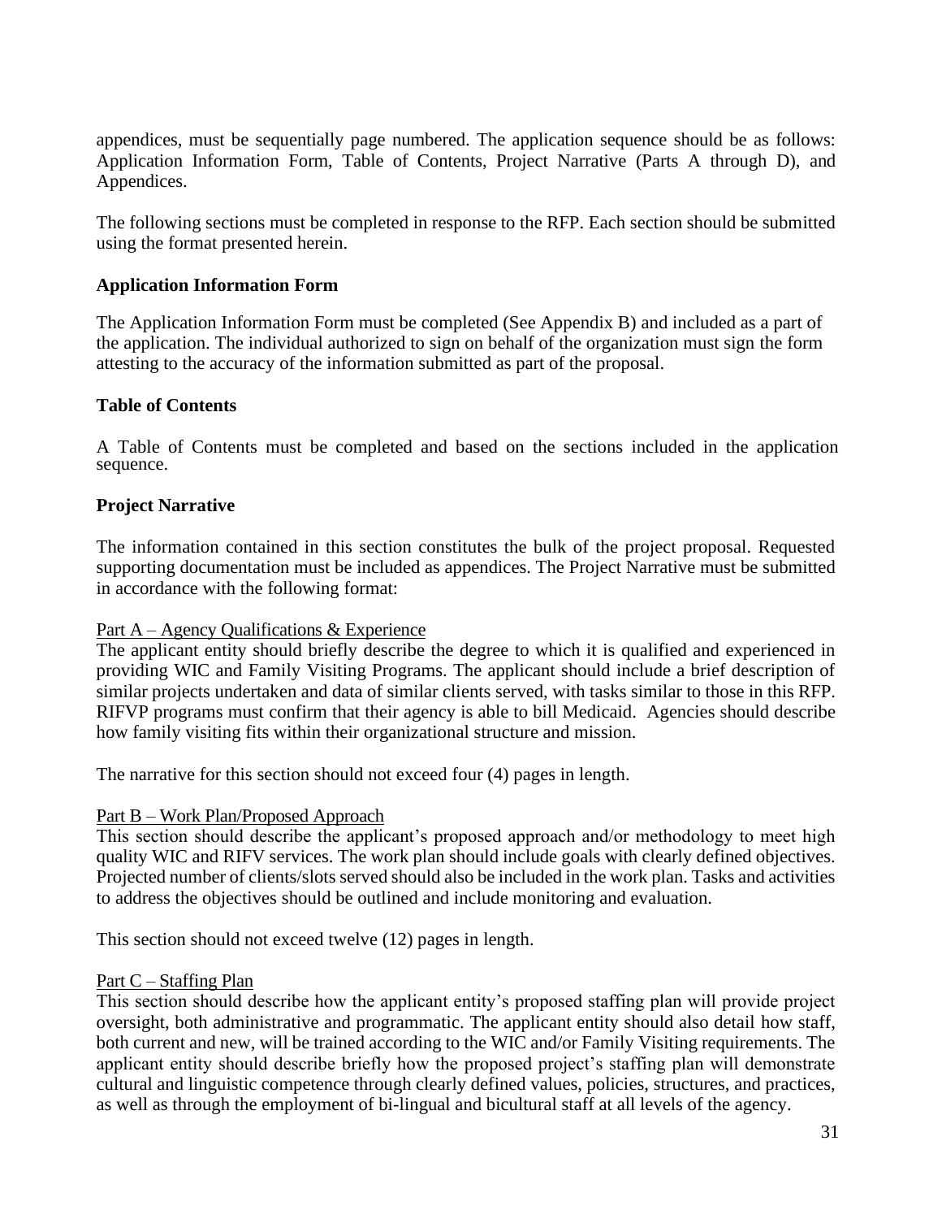appendices, must be sequentially page numbered. The application sequence should be as follows: Application Information Form, Table of Contents, Project Narrative (Parts A through D), and Appendices.

The following sections must be completed in response to the RFP. Each section should be submitted using the format presented herein.

### Application Information Form

The Application Information Form must be completed (See Appendix B) and included as a part of the application. The individual authorized to sign on behalf of the organization must sign the form attesting to the accuracy of the information submitted as part of the proposal.

### Table of Contents

A Table of Contents must be completed and based on the sections included in the application sequence.

### Project Narrative

The information contained in this section constitutes the bulk of the project proposal. Requested supporting documentation must be included as appendices. The Project Narrative must be submitted in accordance with the following format:

<u>Part A – Agency Qualifications & Experience</u>
The applicant entity should briefly describe the degree to which it is qualified and experienced in providing WIC and Family Visiting Programs. The applicant should include a brief description of similar projects undertaken and data of similar clients served, with tasks similar to those in this RFP. RIFVP programs must confirm that their agency is able to bill Medicaid. Agencies should describe how family visiting fits within their organizational structure and mission.

The narrative for this section should not exceed four (4) pages in length.

<u>Part B – Work Plan/Proposed Approach</u>
This section should describe the applicant's proposed approach and/or methodology to meet high quality WIC and RIFV services. The work plan should include goals with clearly defined objectives. Projected number of clients/slots served should also be included in the work plan. Tasks and activities to address the objectives should be outlined and include monitoring and evaluation.

This section should not exceed twelve (12) pages in length.

<u>Part C – Staffing Plan</u>
This section should describe how the applicant entity's proposed staffing plan will provide project oversight, both administrative and programmatic. The applicant entity should also detail how staff, both current and new, will be trained according to the WIC and/or Family Visiting requirements. The applicant entity should describe briefly how the proposed project's staffing plan will demonstrate cultural and linguistic competence through clearly defined values, policies, structures, and practices, as well as through the employment of bi-lingual and bicultural staff at all levels of the agency.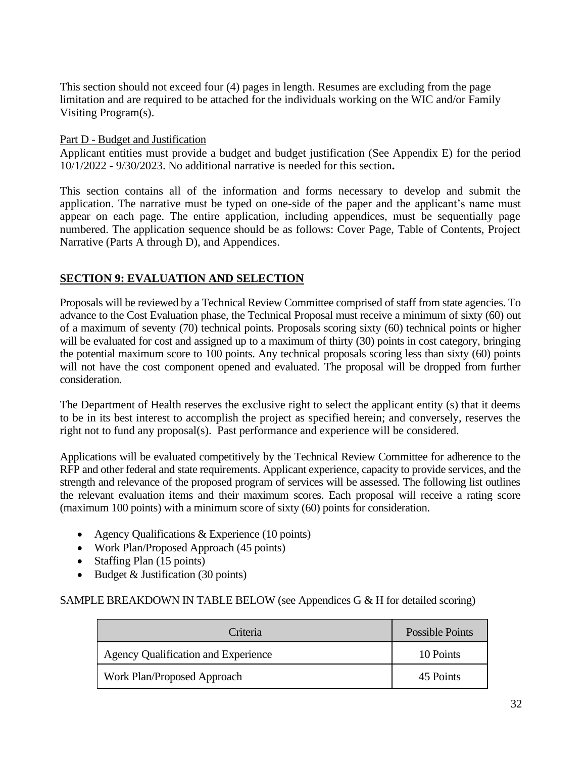This section should not exceed four (4) pages in length. Resumes are excluding from the page limitation and are required to be attached for the individuals working on the WIC and/or Family Visiting Program(s).

Part D - Budget and Justification

Applicant entities must provide a budget and budget justification (See Appendix E) for the period 10/1/2022 - 9/30/2023. No additional narrative is needed for this section**.**

This section contains all of the information and forms necessary to develop and submit the application. The narrative must be typed on one-side of the paper and the applicant's name must appear on each page. The entire application, including appendices, must be sequentially page numbered. The application sequence should be as follows: Cover Page, Table of Contents, Project Narrative (Parts A through D), and Appendices.

## SECTION 9: EVALUATION AND SELECTION

Proposals will be reviewed by a Technical Review Committee comprised of staff from state agencies. To advance to the Cost Evaluation phase, the Technical Proposal must receive a minimum of sixty (60) out of a maximum of seventy (70) technical points. Proposals scoring sixty (60) technical points or higher will be evaluated for cost and assigned up to a maximum of thirty (30) points in cost category, bringing the potential maximum score to 100 points. Any technical proposals scoring less than sixty (60) points will not have the cost component opened and evaluated. The proposal will be dropped from further consideration.

The Department of Health reserves the exclusive right to select the applicant entity (s) that it deems to be in its best interest to accomplish the project as specified herein; and conversely, reserves the right not to fund any proposal(s). Past performance and experience will be considered.

Applications will be evaluated competitively by the Technical Review Committee for adherence to the RFP and other federal and state requirements. Applicant experience, capacity to provide services, and the strength and relevance of the proposed program of services will be assessed. The following list outlines the relevant evaluation items and their maximum scores. Each proposal will receive a rating score (maximum 100 points) with a minimum score of sixty (60) points for consideration.

- Agency Qualifications & Experience (10 points)
- Work Plan/Proposed Approach (45 points)
- Staffing Plan (15 points)
- Budget & Justification (30 points)

SAMPLE BREAKDOWN IN TABLE BELOW (see Appendices G & H for detailed scoring)

| Criteria | Possible Points |
|---|---|
| Agency Qualification and Experience | 10 Points |
| Work Plan/Proposed Approach | 45 Points |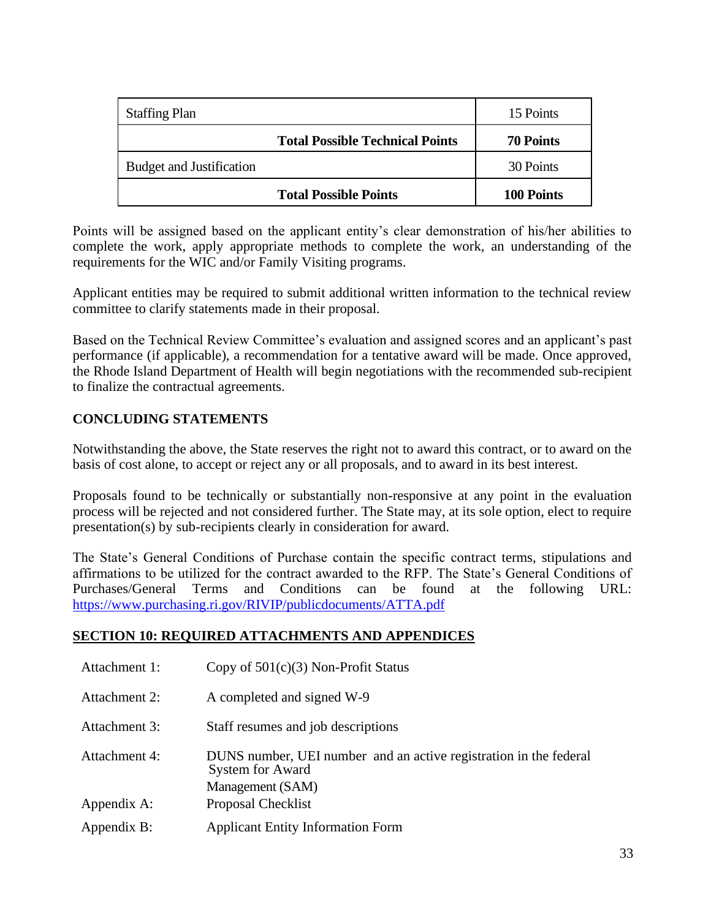| Staffing Plan | 15 Points |
|---|---|
| **Total Possible Technical Points** | **70 Points** |
| Budget and Justification | 30 Points |
| **Total Possible Points** | **100 Points** |

Points will be assigned based on the applicant entity's clear demonstration of his/her abilities to complete the work, apply appropriate methods to complete the work, an understanding of the requirements for the WIC and/or Family Visiting programs.

Applicant entities may be required to submit additional written information to the technical review committee to clarify statements made in their proposal.

Based on the Technical Review Committee's evaluation and assigned scores and an applicant's past performance (if applicable), a recommendation for a tentative award will be made. Once approved, the Rhode Island Department of Health will begin negotiations with the recommended sub-recipient to finalize the contractual agreements.

**CONCLUDING STATEMENTS**

Notwithstanding the above, the State reserves the right not to award this contract, or to award on the basis of cost alone, to accept or reject any or all proposals, and to award in its best interest.

Proposals found to be technically or substantially non-responsive at any point in the evaluation process will be rejected and not considered further. The State may, at its sole option, elect to require presentation(s) by sub-recipients clearly in consideration for award.

The State's General Conditions of Purchase contain the specific contract terms, stipulations and affirmations to be utilized for the contract awarded to the RFP. The State's General Conditions of Purchases/General Terms and Conditions can be found at the following URL: https://www.purchasing.ri.gov/RIVIP/publicdocuments/ATTA.pdf

## SECTION 10: REQUIRED ATTACHMENTS AND APPENDICES

| | |
|---|---|
| Attachment 1: | Copy of 501(c)(3) Non-Profit Status |
| Attachment 2: | A completed and signed W-9 |
| Attachment 3: | Staff resumes and job descriptions |
| Attachment 4: | DUNS number, UEI number and an active registration in the federal System for Award Management (SAM) |
| Appendix A: | Proposal Checklist |
| Appendix B: | Applicant Entity Information Form |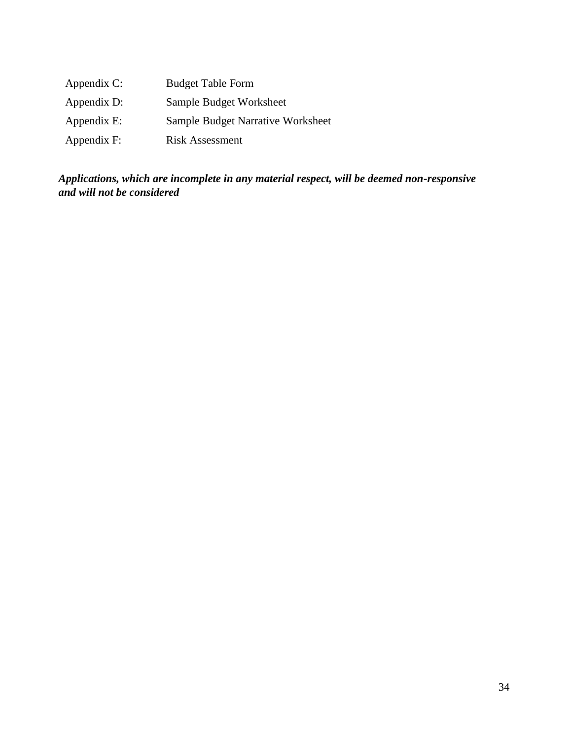| | |
|---|---|
| Appendix C: | Budget Table Form |
| Appendix D: | Sample Budget Worksheet |
| Appendix E: | Sample Budget Narrative Worksheet |
| Appendix F: | Risk Assessment |

***Applications, which are incomplete in any material respect, will be deemed non-responsive and will not be considered***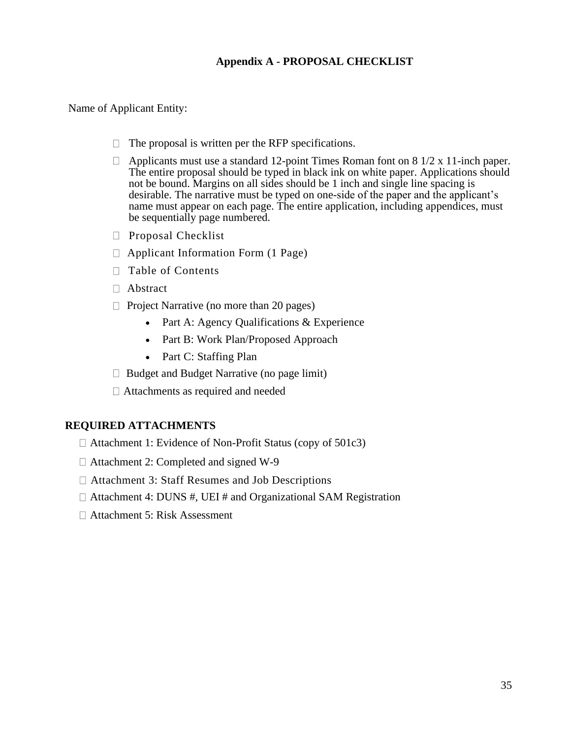## Appendix A - PROPOSAL CHECKLIST

Name of Applicant Entity:

- ☐ The proposal is written per the RFP specifications.
- ☐ Applicants must use a standard 12-point Times Roman font on 8 1/2 x 11-inch paper. The entire proposal should be typed in black ink on white paper. Applications should not be bound. Margins on all sides should be 1 inch and single line spacing is desirable. The narrative must be typed on one-side of the paper and the applicant's name must appear on each page. The entire application, including appendices, must be sequentially page numbered.
- ☐ Proposal Checklist
- ☐ Applicant Information Form (1 Page)
- ☐ Table of Contents
- ☐ Abstract
- ☐ Project Narrative (no more than 20 pages)
  - Part A: Agency Qualifications & Experience
  - Part B: Work Plan/Proposed Approach
  - Part C: Staffing Plan
- ☐ Budget and Budget Narrative (no page limit)
- ☐ Attachments as required and needed

**REQUIRED ATTACHMENTS**

- ☐ Attachment 1: Evidence of Non-Profit Status (copy of 501c3)
- ☐ Attachment 2: Completed and signed W-9
- ☐ Attachment 3: Staff Resumes and Job Descriptions
- ☐ Attachment 4: DUNS #, UEI # and Organizational SAM Registration
- ☐ Attachment 5: Risk Assessment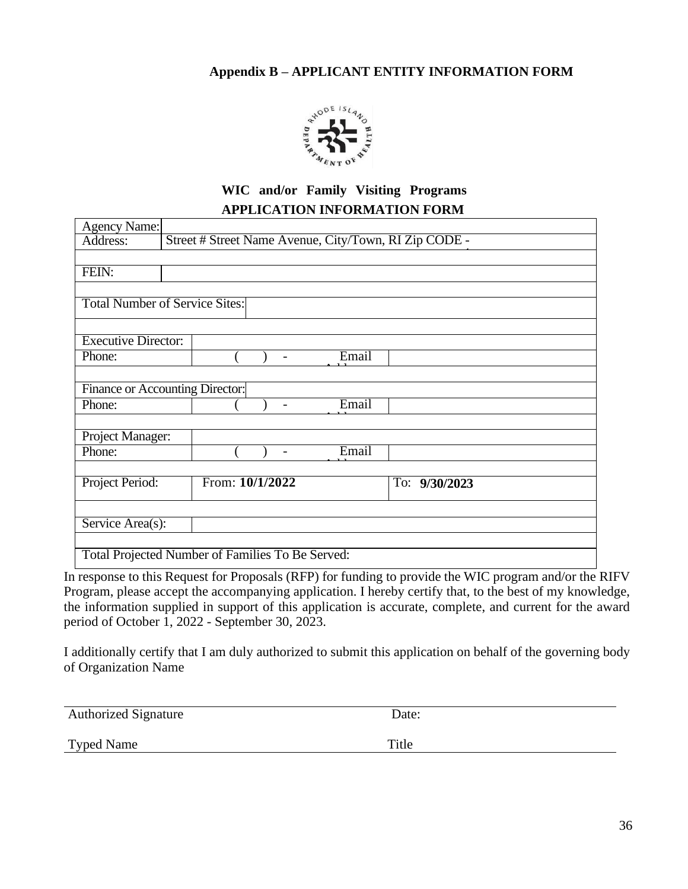## Appendix B – APPLICANT ENTITY INFORMATION FORM

### WIC and/or Family Visiting Programs
### APPLICATION INFORMATION FORM

| | | | |
|---|---|---|---|
| Agency Name: | | | |
| Address: | Street # Street Name Avenue, City/Town, RI Zip CODE - | | |
| | | | |
| FEIN: | | | |
| | | | |
| Total Number of Service Sites: | | | |
| | | | |
| Executive Director: | | | |
| Phone: | ( ) - | Email Address | |
| | | | |
| Finance or Accounting Director: | | | |
| Phone: | ( ) - | Email Address | |
| | | | |
| Project Manager: | | | |
| Phone: | ( ) - | Email Address | |
| | | | |
| Project Period: | From: **10/1/2022** | To: **9/30/2023** | |
| | | | |
| Service Area(s): | | | |
| | | | |
| Total Projected Number of Families To Be Served: | | | |

In response to this Request for Proposals (RFP) for funding to provide the WIC program and/or the RIFV Program, please accept the accompanying application. I hereby certify that, to the best of my knowledge, the information supplied in support of this application is accurate, complete, and current for the award period of October 1, 2022 - September 30, 2023.

I additionally certify that I am duly authorized to submit this application on behalf of the governing body of Organization Name

Authorized Signature &nbsp;&nbsp;&nbsp;&nbsp;&nbsp;&nbsp;&nbsp;&nbsp; Date:

Typed Name &nbsp;&nbsp;&nbsp;&nbsp;&nbsp;&nbsp;&nbsp;&nbsp; Title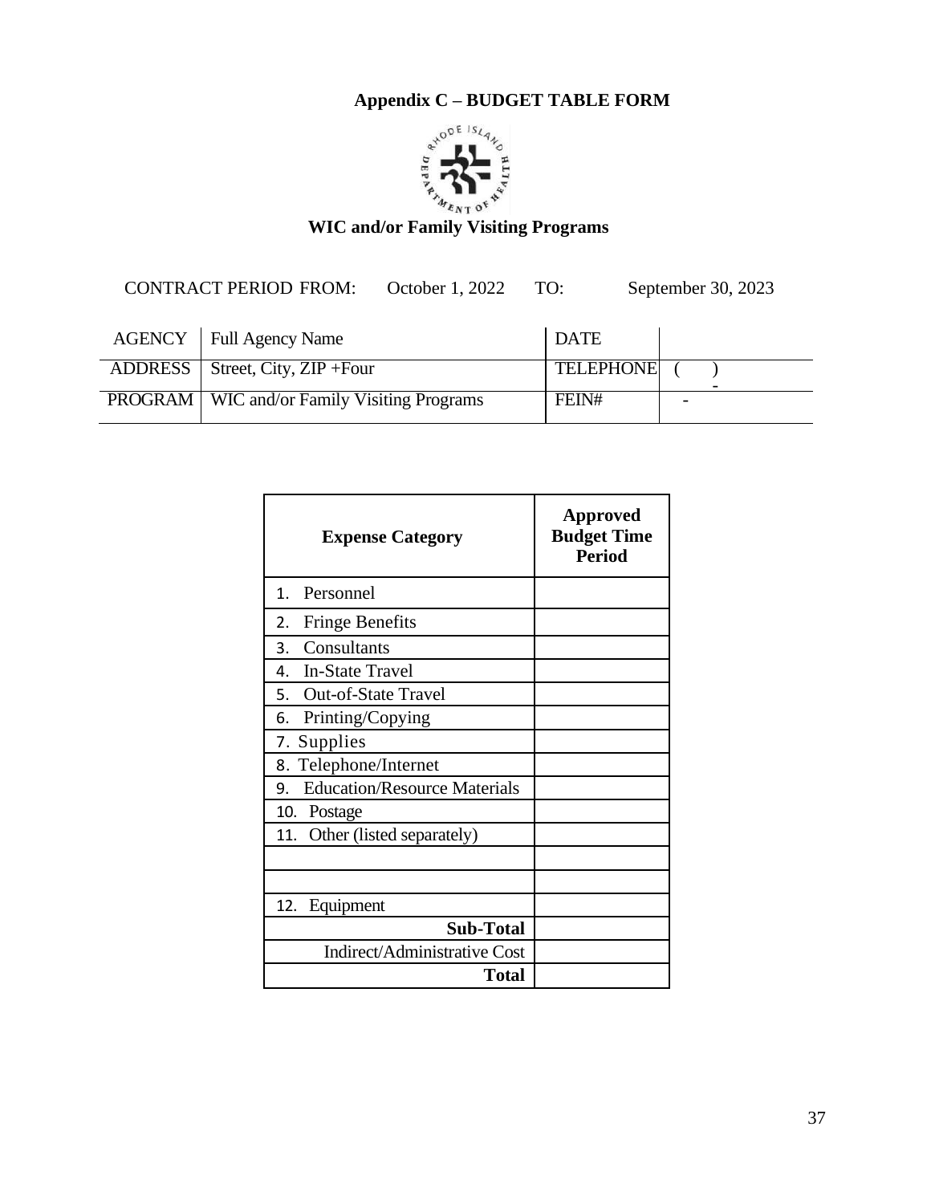# Appendix C – BUDGET TABLE FORM

## WIC and/or Family Visiting Programs

CONTRACT PERIOD FROM: October 1, 2022 TO: September 30, 2023

| AGENCY | Full Agency Name | DATE | |
|---|---|---|---|
| ADDRESS | Street, City, ZIP +Four | TELEPHONE | (     ) - |
| PROGRAM | WIC and/or Family Visiting Programs | FEIN# | - |

| Expense Category | Approved Budget Time Period |
|---|---|
| 1. Personnel | |
| 2. Fringe Benefits | |
| 3. Consultants | |
| 4. In-State Travel | |
| 5. Out-of-State Travel | |
| 6. Printing/Copying | |
| 7. Supplies | |
| 8. Telephone/Internet | |
| 9. Education/Resource Materials | |
| 10. Postage | |
| 11. Other (listed separately) | |
| | |
| | |
| 12. Equipment | |
| **Sub-Total** | |
| Indirect/Administrative Cost | |
| **Total** | |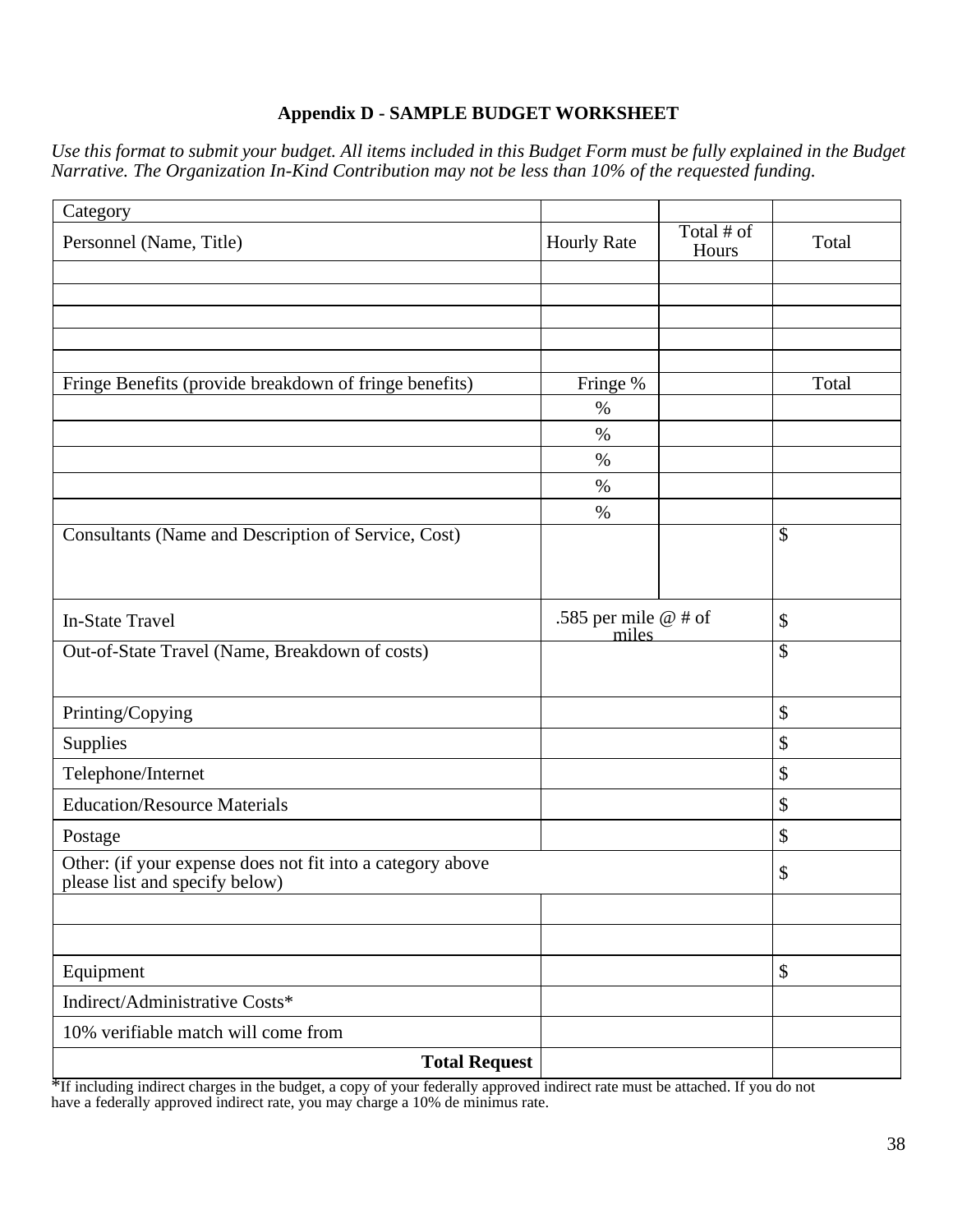**Appendix D - SAMPLE BUDGET WORKSHEET**

*Use this format to submit your budget. All items included in this Budget Form must be fully explained in the Budget Narrative. The Organization In-Kind Contribution may not be less than 10% of the requested funding.*

| Category | | | |
|---|---|---|---|
| Personnel (Name, Title) | Hourly Rate | Total # of Hours | Total |
| | | | |
| | | | |
| | | | |
| | | | |
| | | | |
| Fringe Benefits (provide breakdown of fringe benefits) | Fringe % | | Total |
| | % | | |
| | % | | |
| | % | | |
| | % | | |
| | % | | |
| Consultants (Name and Description of Service, Cost) | | | $ |
| In-State Travel | .585 per mile @ # of miles | | $ |
| Out-of-State Travel (Name, Breakdown of costs) | | | $ |
| Printing/Copying | | | $ |
| Supplies | | | $ |
| Telephone/Internet | | | $ |
| Education/Resource Materials | | | $ |
| Postage | | | $ |
| Other: (if your expense does not fit into a category above please list and specify below) | | | $ |
| | | | |
| | | | |
| Equipment | | | $ |
| Indirect/Administrative Costs* | | | |
| 10% verifiable match will come from | | | |
| **Total Request** | | | |

*If including indirect charges in the budget, a copy of your federally approved indirect rate must be attached. If you do not have a federally approved indirect rate, you may charge a 10% de minimus rate.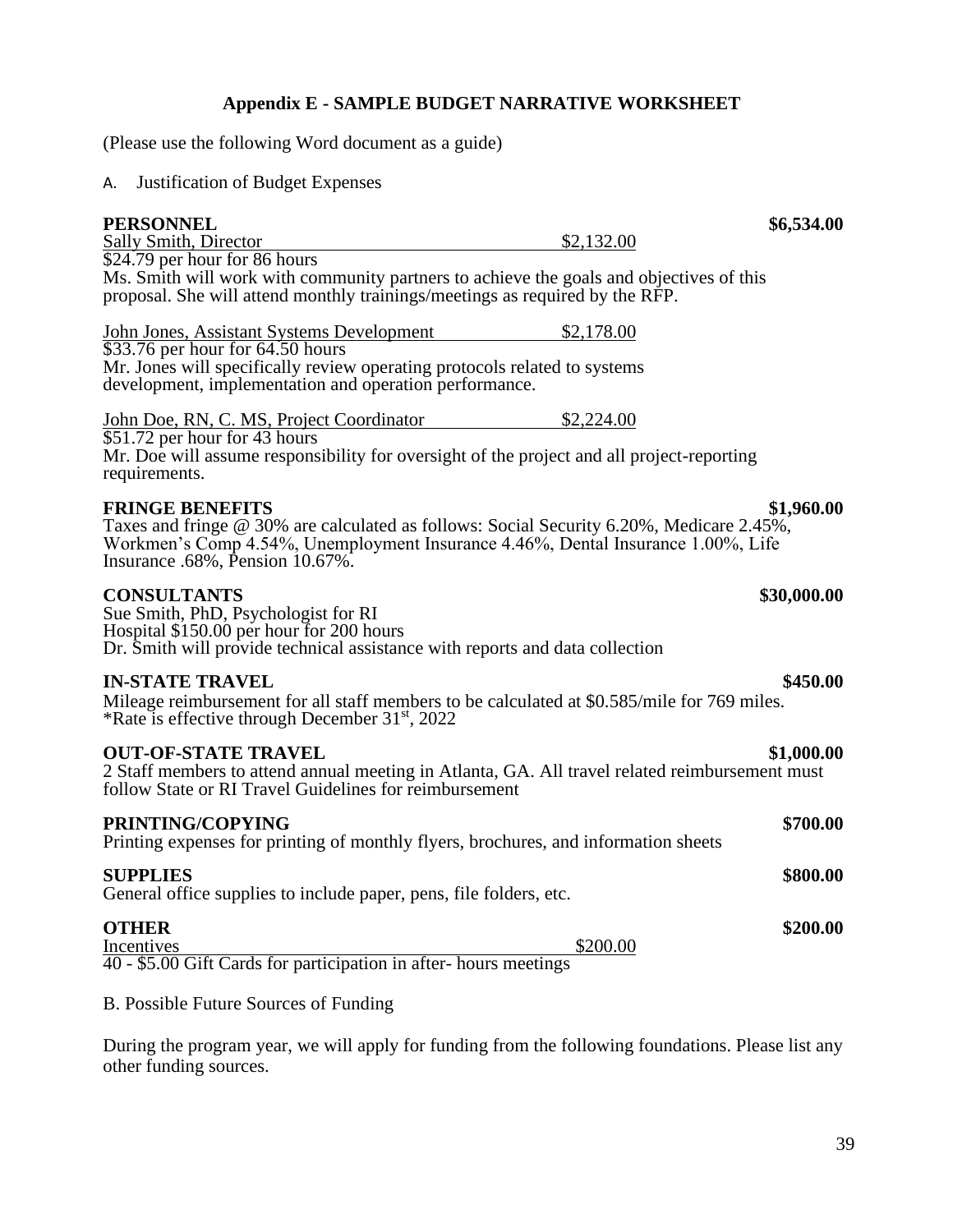## Appendix E - SAMPLE BUDGET NARRATIVE WORKSHEET

(Please use the following Word document as a guide)

A. Justification of Budget Expenses

**PERSONNEL** **$6,534.00**

Sally Smith, Director $2,132.00
$24.79 per hour for 86 hours
Ms. Smith will work with community partners to achieve the goals and objectives of this proposal. She will attend monthly trainings/meetings as required by the RFP.

John Jones, Assistant Systems Development $2,178.00
$33.76 per hour for 64.50 hours
Mr. Jones will specifically review operating protocols related to systems development, implementation and operation performance.

John Doe, RN, C. MS, Project Coordinator $2,224.00
$51.72 per hour for 43 hours
Mr. Doe will assume responsibility for oversight of the project and all project-reporting requirements.

**FRINGE BENEFITS** **$1,960.00**

Taxes and fringe @ 30% are calculated as follows: Social Security 6.20%, Medicare 2.45%, Workmen's Comp 4.54%, Unemployment Insurance 4.46%, Dental Insurance 1.00%, Life Insurance .68%, Pension 10.67%.

**CONSULTANTS** **$30,000.00**

Sue Smith, PhD, Psychologist for RI
Hospital $150.00 per hour for 200 hours
Dr. Smith will provide technical assistance with reports and data collection

**IN-STATE TRAVEL** **$450.00**

Mileage reimbursement for all staff members to be calculated at $0.585/mile for 769 miles.
*Rate is effective through December 31st, 2022

**OUT-OF-STATE TRAVEL** **$1,000.00**

2 Staff members to attend annual meeting in Atlanta, GA. All travel related reimbursement must follow State or RI Travel Guidelines for reimbursement

**PRINTING/COPYING** **$700.00**

Printing expenses for printing of monthly flyers, brochures, and information sheets

**SUPPLIES** **$800.00**

General office supplies to include paper, pens, file folders, etc.

**OTHER** **$200.00**

Incentives $200.00
40 - $5.00 Gift Cards for participation in after- hours meetings

B. Possible Future Sources of Funding

During the program year, we will apply for funding from the following foundations. Please list any other funding sources.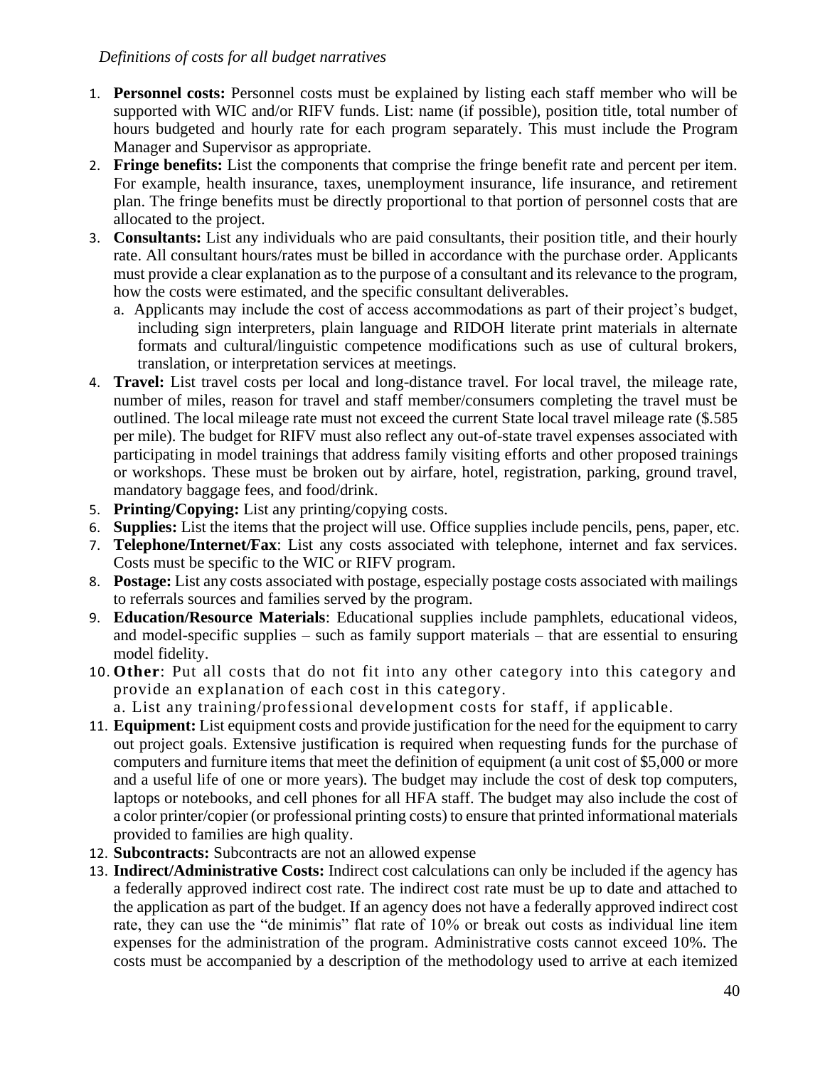*Definitions of costs for all budget narratives*

1. **Personnel costs:** Personnel costs must be explained by listing each staff member who will be supported with WIC and/or RIFV funds. List: name (if possible), position title, total number of hours budgeted and hourly rate for each program separately. This must include the Program Manager and Supervisor as appropriate.
2. **Fringe benefits:** List the components that comprise the fringe benefit rate and percent per item. For example, health insurance, taxes, unemployment insurance, life insurance, and retirement plan. The fringe benefits must be directly proportional to that portion of personnel costs that are allocated to the project.
3. **Consultants:** List any individuals who are paid consultants, their position title, and their hourly rate. All consultant hours/rates must be billed in accordance with the purchase order. Applicants must provide a clear explanation as to the purpose of a consultant and its relevance to the program, how the costs were estimated, and the specific consultant deliverables.
   a. Applicants may include the cost of access accommodations as part of their project's budget, including sign interpreters, plain language and RIDOH literate print materials in alternate formats and cultural/linguistic competence modifications such as use of cultural brokers, translation, or interpretation services at meetings.
4. **Travel:** List travel costs per local and long-distance travel. For local travel, the mileage rate, number of miles, reason for travel and staff member/consumers completing the travel must be outlined. The local mileage rate must not exceed the current State local travel mileage rate ($.585 per mile). The budget for RIFV must also reflect any out-of-state travel expenses associated with participating in model trainings that address family visiting efforts and other proposed trainings or workshops. These must be broken out by airfare, hotel, registration, parking, ground travel, mandatory baggage fees, and food/drink.
5. **Printing/Copying:** List any printing/copying costs.
6. **Supplies:** List the items that the project will use. Office supplies include pencils, pens, paper, etc.
7. **Telephone/Internet/Fax**: List any costs associated with telephone, internet and fax services. Costs must be specific to the WIC or RIFV program.
8. **Postage:** List any costs associated with postage, especially postage costs associated with mailings to referrals sources and families served by the program.
9. **Education/Resource Materials**: Educational supplies include pamphlets, educational videos, and model-specific supplies – such as family support materials – that are essential to ensuring model fidelity.
10. **Other**: Put all costs that do not fit into any other category into this category and provide an explanation of each cost in this category.
    a. List any training/professional development costs for staff, if applicable.
11. **Equipment:** List equipment costs and provide justification for the need for the equipment to carry out project goals. Extensive justification is required when requesting funds for the purchase of computers and furniture items that meet the definition of equipment (a unit cost of $5,000 or more and a useful life of one or more years). The budget may include the cost of desk top computers, laptops or notebooks, and cell phones for all HFA staff. The budget may also include the cost of a color printer/copier (or professional printing costs) to ensure that printed informational materials provided to families are high quality.
12. **Subcontracts:** Subcontracts are not an allowed expense
13. **Indirect/Administrative Costs:** Indirect cost calculations can only be included if the agency has a federally approved indirect cost rate. The indirect cost rate must be up to date and attached to the application as part of the budget. If an agency does not have a federally approved indirect cost rate, they can use the "de minimis" flat rate of 10% or break out costs as individual line item expenses for the administration of the program. Administrative costs cannot exceed 10%. The costs must be accompanied by a description of the methodology used to arrive at each itemized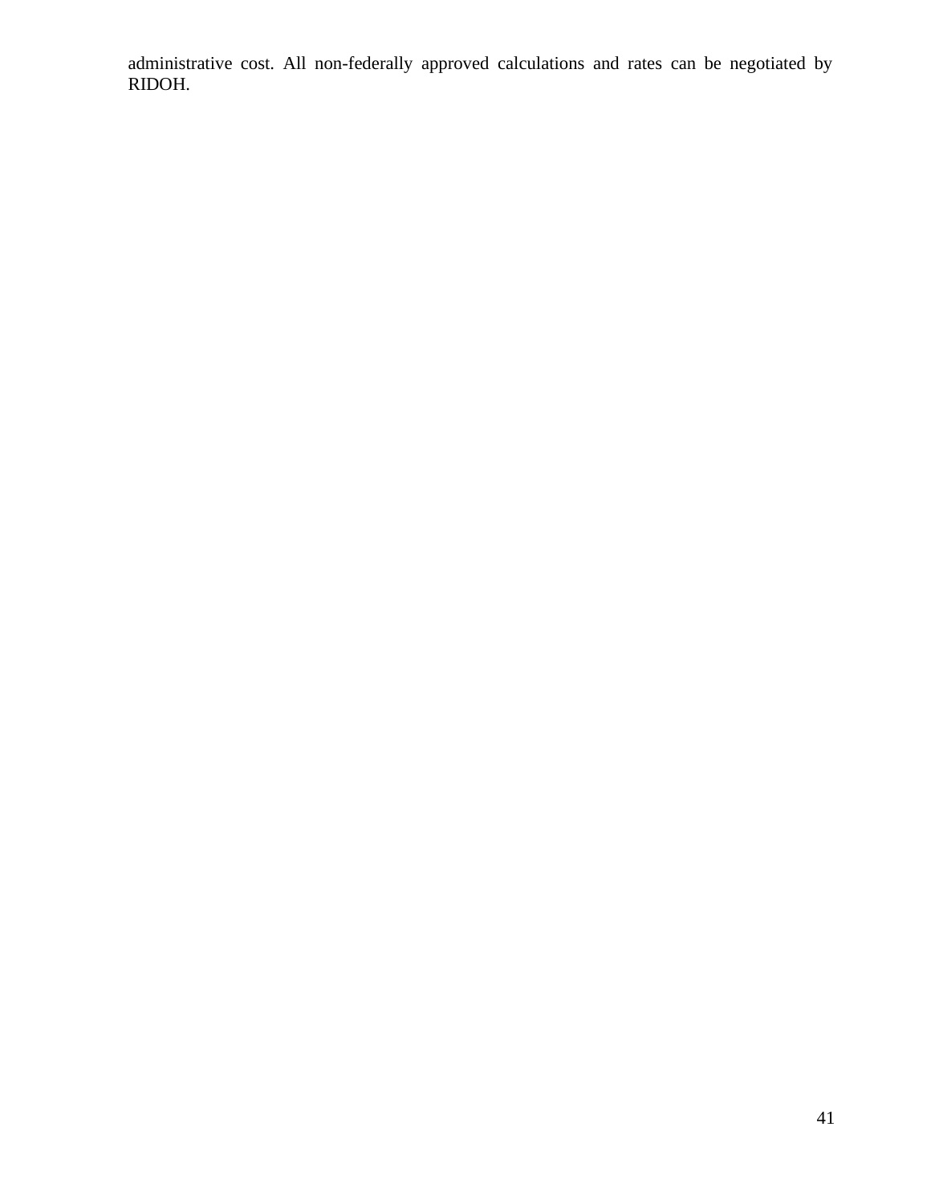administrative cost. All non-federally approved calculations and rates can be negotiated by RIDOH.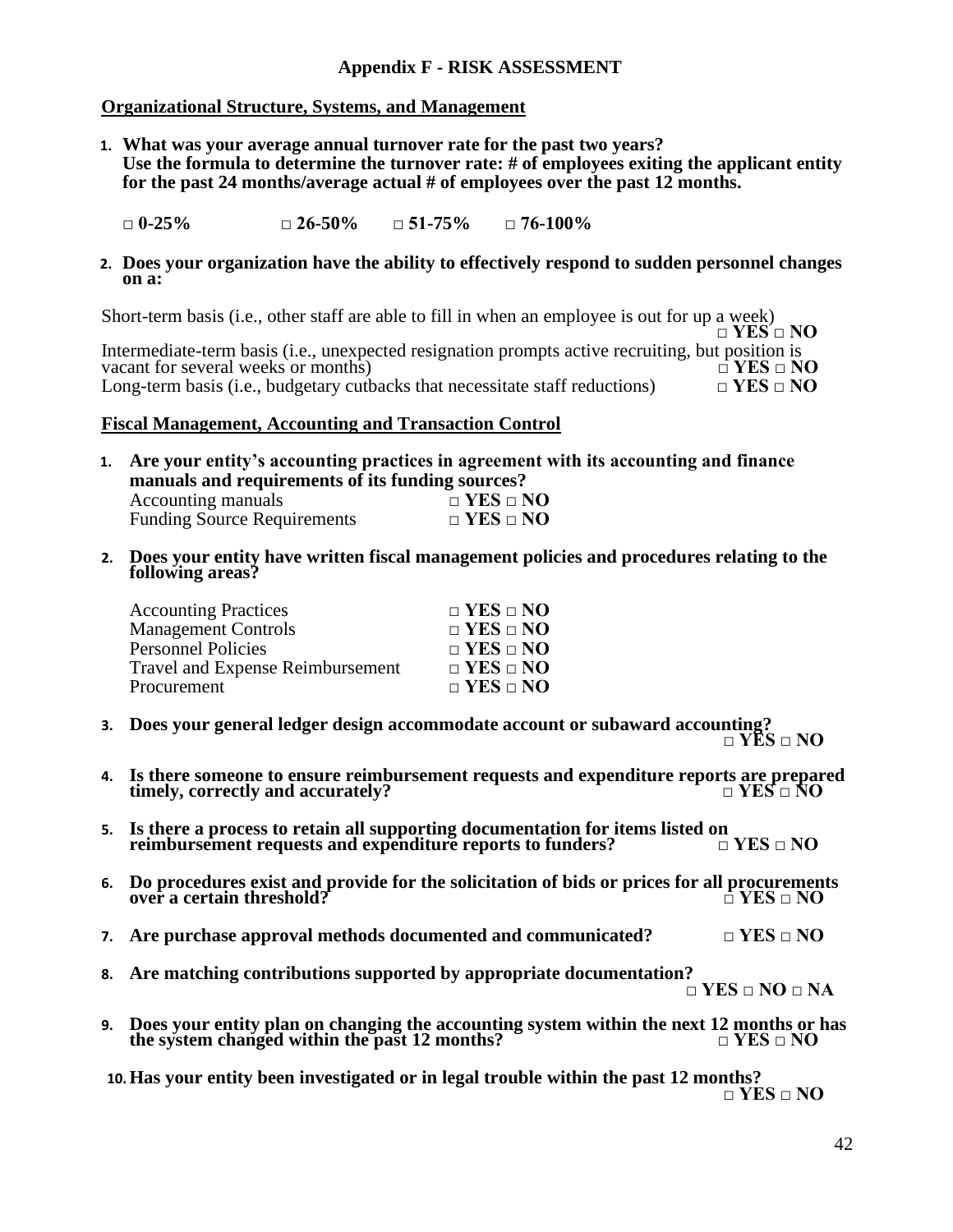## Appendix F - RISK ASSESSMENT

**Organizational Structure, Systems, and Management**

1. **What was your average annual turnover rate for the past two years? Use the formula to determine the turnover rate: # of employees exiting the applicant entity for the past 24 months/average actual # of employees over the past 12 months.**

   **□ 0-25%  □ 26-50%  □ 51-75%  □ 76-100%**

2. **Does your organization have the ability to effectively respond to sudden personnel changes on a:**

Short-term basis (i.e., other staff are able to fill in when an employee is out for up a week) **□ YES □ NO**

Intermediate-term basis (i.e., unexpected resignation prompts active recruiting, but position is vacant for several weeks or months) **□ YES □ NO**

Long-term basis (i.e., budgetary cutbacks that necessitate staff reductions) **□ YES □ NO**

**Fiscal Management, Accounting and Transaction Control**

1. **Are your entity's accounting practices in agreement with its accounting and finance manuals and requirements of its funding sources?**

   Accounting manuals **□ YES □ NO**
   Funding Source Requirements **□ YES □ NO**

2. **Does your entity have written fiscal management policies and procedures relating to the following areas?**

   Accounting Practices **□ YES □ NO**
   Management Controls **□ YES □ NO**
   Personnel Policies **□ YES □ NO**
   Travel and Expense Reimbursement **□ YES □ NO**
   Procurement **□ YES □ NO**

3. **Does your general ledger design accommodate account or subaward accounting?** **□ YES □ NO**

4. **Is there someone to ensure reimbursement requests and expenditure reports are prepared timely, correctly and accurately?** **□ YES □ NO**

5. **Is there a process to retain all supporting documentation for items listed on reimbursement requests and expenditure reports to funders?** **□ YES □ NO**

6. **Do procedures exist and provide for the solicitation of bids or prices for all procurements over a certain threshold?** **□ YES □ NO**

7. **Are purchase approval methods documented and communicated?** **□ YES □ NO**

8. **Are matching contributions supported by appropriate documentation?** **□ YES □ NO □ NA**

9. **Does your entity plan on changing the accounting system within the next 12 months or has the system changed within the past 12 months?** **□ YES □ NO**

10. **Has your entity been investigated or in legal trouble within the past 12 months?** **□ YES □ NO**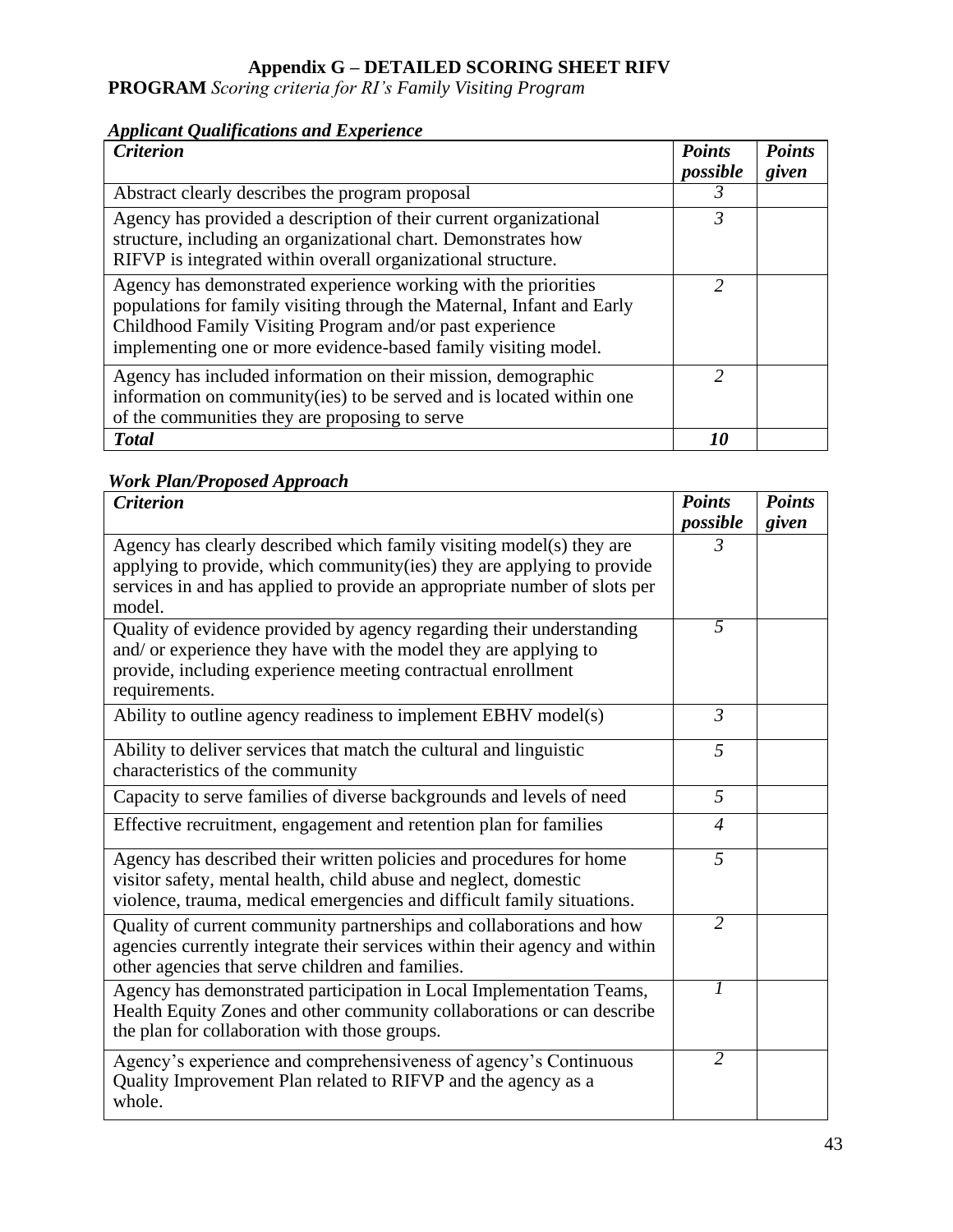# Appendix G – DETAILED SCORING SHEET RIFV

**PROGRAM** *Scoring criteria for RI's Family Visiting Program*

### *Applicant Qualifications and Experience*

| *Criterion* | *Points possible* | *Points given* |
|---|---|---|
| Abstract clearly describes the program proposal | *3* | |
| Agency has provided a description of their current organizational structure, including an organizational chart. Demonstrates how RIFVP is integrated within overall organizational structure. | *3* | |
| Agency has demonstrated experience working with the priorities populations for family visiting through the Maternal, Infant and Early Childhood Family Visiting Program and/or past experience implementing one or more evidence-based family visiting model. | *2* | |
| Agency has included information on their mission, demographic information on community(ies) to be served and is located within one of the communities they are proposing to serve | *2* | |
| ***Total*** | ***10*** | |

### *Work Plan/Proposed Approach*

| *Criterion* | *Points possible* | *Points given* |
|---|---|---|
| Agency has clearly described which family visiting model(s) they are applying to provide, which community(ies) they are applying to provide services in and has applied to provide an appropriate number of slots per model. | *3* | |
| Quality of evidence provided by agency regarding their understanding and/ or experience they have with the model they are applying to provide, including experience meeting contractual enrollment requirements. | *5* | |
| Ability to outline agency readiness to implement EBHV model(s) | *3* | |
| Ability to deliver services that match the cultural and linguistic characteristics of the community | *5* | |
| Capacity to serve families of diverse backgrounds and levels of need | *5* | |
| Effective recruitment, engagement and retention plan for families | *4* | |
| Agency has described their written policies and procedures for home visitor safety, mental health, child abuse and neglect, domestic violence, trauma, medical emergencies and difficult family situations. | *5* | |
| Quality of current community partnerships and collaborations and how agencies currently integrate their services within their agency and within other agencies that serve children and families. | *2* | |
| Agency has demonstrated participation in Local Implementation Teams, Health Equity Zones and other community collaborations or can describe the plan for collaboration with those groups. | *1* | |
| Agency's experience and comprehensiveness of agency's Continuous Quality Improvement Plan related to RIFVP and the agency as a whole. | *2* | |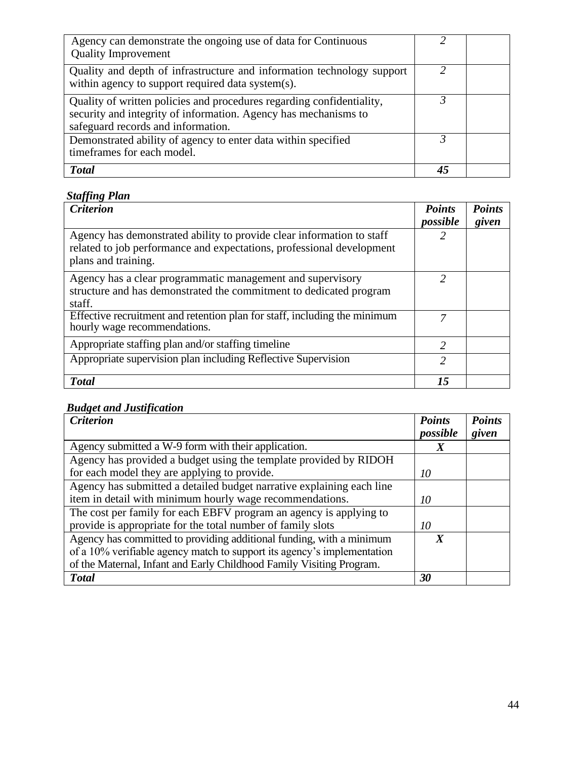| | | |
|---|---|---|
| Agency can demonstrate the ongoing use of data for Continuous Quality Improvement | *2* | |
| Quality and depth of infrastructure and information technology support within agency to support required data system(s). | *2* | |
| Quality of written policies and procedures regarding confidentiality, security and integrity of information. Agency has mechanisms to safeguard records and information. | *3* | |
| Demonstrated ability of agency to enter data within specified timeframes for each model. | *3* | |
| ***Total*** | ***45*** | |

***Staffing Plan***

| ***Criterion*** | ***Points possible*** | ***Points given*** |
|---|---|---|
| Agency has demonstrated ability to provide clear information to staff related to job performance and expectations, professional development plans and training. | *2* | |
| Agency has a clear programmatic management and supervisory structure and has demonstrated the commitment to dedicated program staff. | *2* | |
| Effective recruitment and retention plan for staff, including the minimum hourly wage recommendations. | *7* | |
| Appropriate staffing plan and/or staffing timeline | *2* | |
| Appropriate supervision plan including Reflective Supervision | *2* | |
| ***Total*** | ***15*** | |

***Budget and Justification***

| ***Criterion*** | ***Points possible*** | ***Points given*** |
|---|---|---|
| Agency submitted a W-9 form with their application. | ***X*** | |
| Agency has provided a budget using the template provided by RIDOH for each model they are applying to provide. | *10* | |
| Agency has submitted a detailed budget narrative explaining each line item in detail with minimum hourly wage recommendations. | *10* | |
| The cost per family for each EBFV program an agency is applying to provide is appropriate for the total number of family slots | *10* | |
| Agency has committed to providing additional funding, with a minimum of a 10% verifiable agency match to support its agency's implementation of the Maternal, Infant and Early Childhood Family Visiting Program. | ***X*** | |
| ***Total*** | ***30*** | |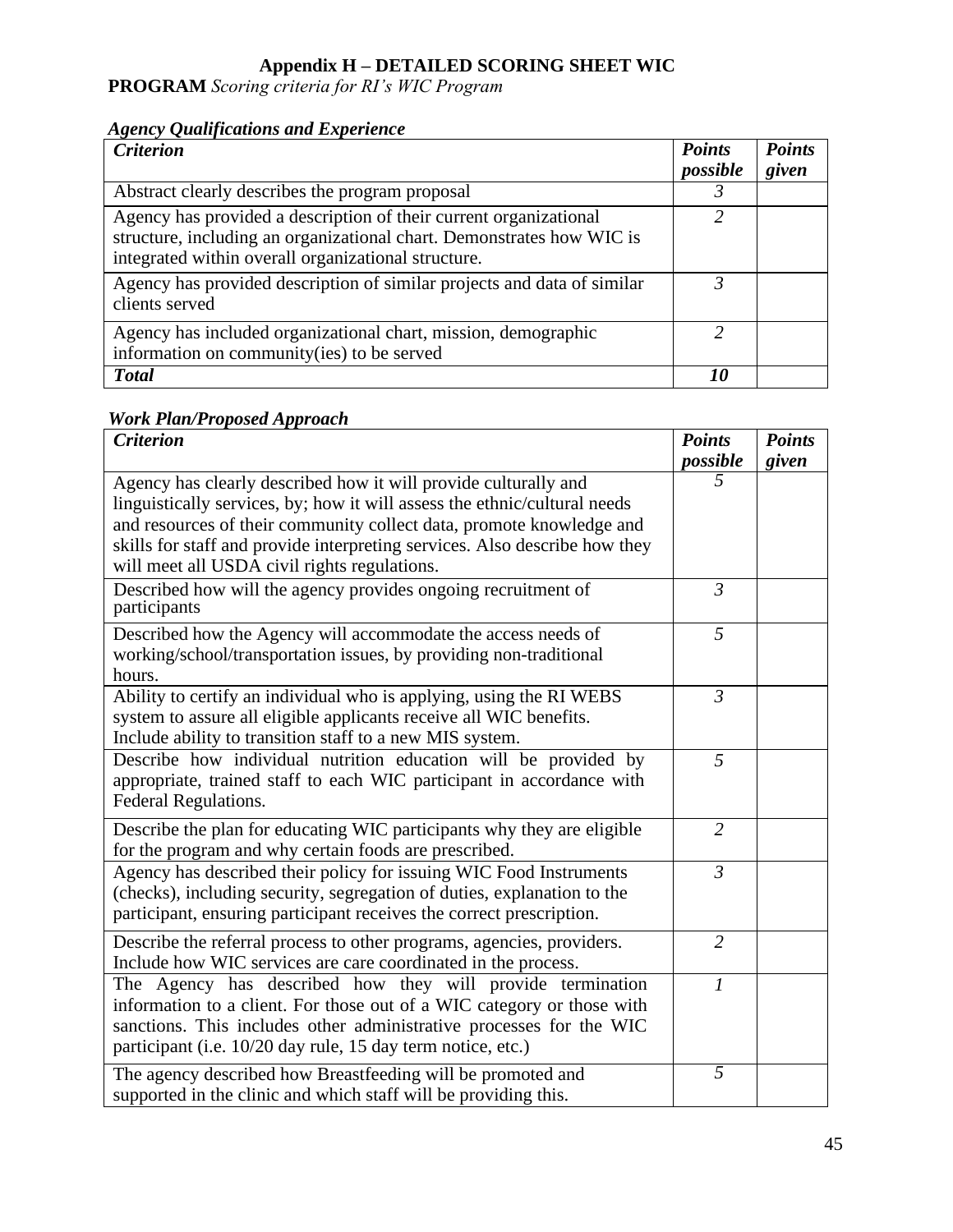# Appendix H – DETAILED SCORING SHEET WIC

**PROGRAM** *Scoring criteria for RI's WIC Program*

### *Agency Qualifications and Experience*

| ***Criterion*** | ***Points possible*** | ***Points given*** |
|---|---|---|
| Abstract clearly describes the program proposal | *3* | |
| Agency has provided a description of their current organizational structure, including an organizational chart. Demonstrates how WIC is integrated within overall organizational structure. | *2* | |
| Agency has provided description of similar projects and data of similar clients served | *3* | |
| Agency has included organizational chart, mission, demographic information on community(ies) to be served | *2* | |
| ***Total*** | ***10*** | |

### *Work Plan/Proposed Approach*

| ***Criterion*** | ***Points possible*** | ***Points given*** |
|---|---|---|
| Agency has clearly described how it will provide culturally and linguistically services, by; how it will assess the ethnic/cultural needs and resources of their community collect data, promote knowledge and skills for staff and provide interpreting services. Also describe how they will meet all USDA civil rights regulations. | *5* | |
| Described how will the agency provides ongoing recruitment of participants | *3* | |
| Described how the Agency will accommodate the access needs of working/school/transportation issues, by providing non-traditional hours. | *5* | |
| Ability to certify an individual who is applying, using the RI WEBS system to assure all eligible applicants receive all WIC benefits. Include ability to transition staff to a new MIS system. | *3* | |
| Describe how individual nutrition education will be provided by appropriate, trained staff to each WIC participant in accordance with Federal Regulations. | *5* | |
| Describe the plan for educating WIC participants why they are eligible for the program and why certain foods are prescribed. | *2* | |
| Agency has described their policy for issuing WIC Food Instruments (checks), including security, segregation of duties, explanation to the participant, ensuring participant receives the correct prescription. | *3* | |
| Describe the referral process to other programs, agencies, providers. Include how WIC services are care coordinated in the process. | *2* | |
| The Agency has described how they will provide termination information to a client. For those out of a WIC category or those with sanctions. This includes other administrative processes for the WIC participant (i.e. 10/20 day rule, 15 day term notice, etc.) | *1* | |
| The agency described how Breastfeeding will be promoted and supported in the clinic and which staff will be providing this. | *5* | |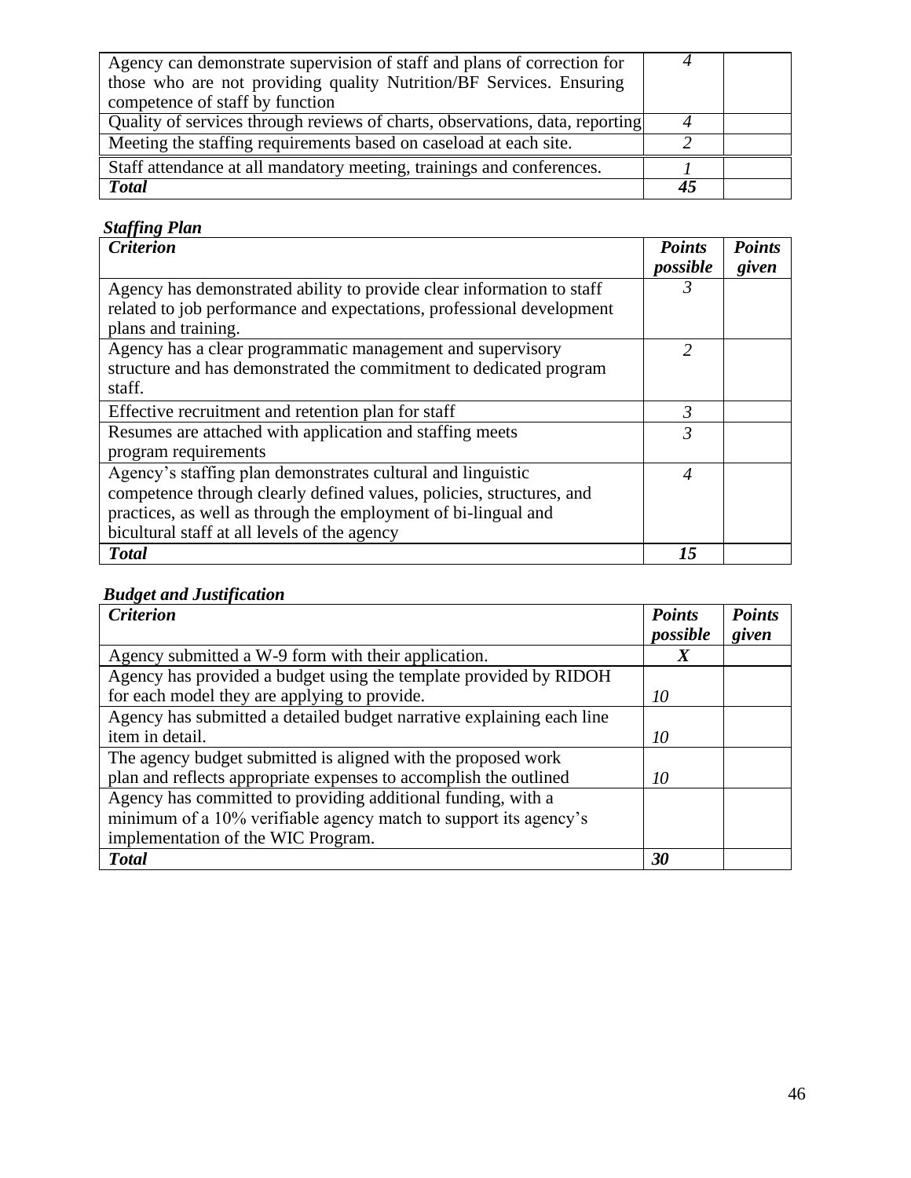| | | |
|---|---|---|
| Agency can demonstrate supervision of staff and plans of correction for those who are not providing quality Nutrition/BF Services. Ensuring competence of staff by function | *4* | |
| Quality of services through reviews of charts, observations, data, reporting | *4* | |
| Meeting the staffing requirements based on caseload at each site. | *2* | |
| Staff attendance at all mandatory meeting, trainings and conferences. | *1* | |
| ***Total*** | ***45*** | |

***Staffing Plan***

| ***Criterion*** | ***Points possible*** | ***Points given*** |
|---|---|---|
| Agency has demonstrated ability to provide clear information to staff related to job performance and expectations, professional development plans and training. | *3* | |
| Agency has a clear programmatic management and supervisory structure and has demonstrated the commitment to dedicated program staff. | *2* | |
| Effective recruitment and retention plan for staff | *3* | |
| Resumes are attached with application and staffing meets program requirements | *3* | |
| Agency's staffing plan demonstrates cultural and linguistic competence through clearly defined values, policies, structures, and practices, as well as through the employment of bi-lingual and bicultural staff at all levels of the agency | *4* | |
| ***Total*** | ***15*** | |

***Budget and Justification***

| ***Criterion*** | ***Points possible*** | ***Points given*** |
|---|---|---|
| Agency submitted a W-9 form with their application. | ***X*** | |
| Agency has provided a budget using the template provided by RIDOH for each model they are applying to provide. | *10* | |
| Agency has submitted a detailed budget narrative explaining each line item in detail. | *10* | |
| The agency budget submitted is aligned with the proposed work plan and reflects appropriate expenses to accomplish the outlined | *10* | |
| Agency has committed to providing additional funding, with a minimum of a 10% verifiable agency match to support its agency's implementation of the WIC Program. | | |
| ***Total*** | ***30*** | |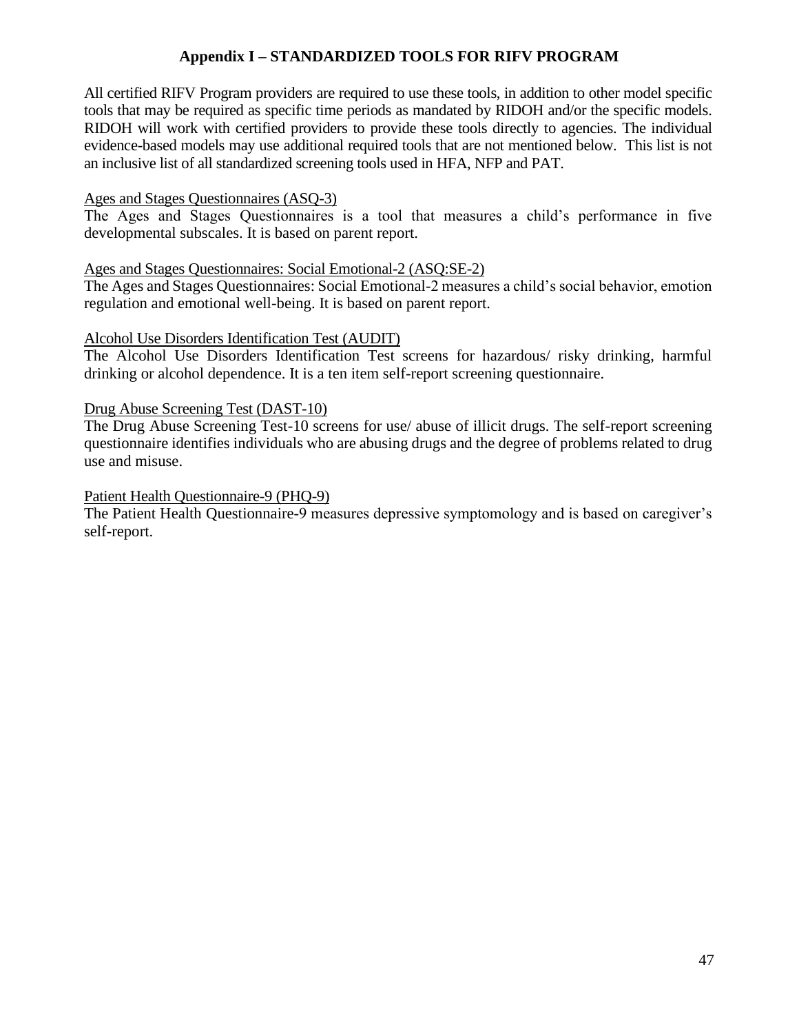## Appendix I – STANDARDIZED TOOLS FOR RIFV PROGRAM

All certified RIFV Program providers are required to use these tools, in addition to other model specific tools that may be required as specific time periods as mandated by RIDOH and/or the specific models. RIDOH will work with certified providers to provide these tools directly to agencies. The individual evidence-based models may use additional required tools that are not mentioned below. This list is not an inclusive list of all standardized screening tools used in HFA, NFP and PAT.

<u>Ages and Stages Questionnaires (ASQ-3)</u>
The Ages and Stages Questionnaires is a tool that measures a child's performance in five developmental subscales. It is based on parent report.

<u>Ages and Stages Questionnaires: Social Emotional-2 (ASQ:SE-2)</u>
The Ages and Stages Questionnaires: Social Emotional-2 measures a child's social behavior, emotion regulation and emotional well-being. It is based on parent report.

<u>Alcohol Use Disorders Identification Test (AUDIT)</u>
The Alcohol Use Disorders Identification Test screens for hazardous/ risky drinking, harmful drinking or alcohol dependence. It is a ten item self-report screening questionnaire.

<u>Drug Abuse Screening Test (DAST-10)</u>
The Drug Abuse Screening Test-10 screens for use/ abuse of illicit drugs. The self-report screening questionnaire identifies individuals who are abusing drugs and the degree of problems related to drug use and misuse.

<u>Patient Health Questionnaire-9 (PHQ-9)</u>
The Patient Health Questionnaire-9 measures depressive symptomology and is based on caregiver's self-report.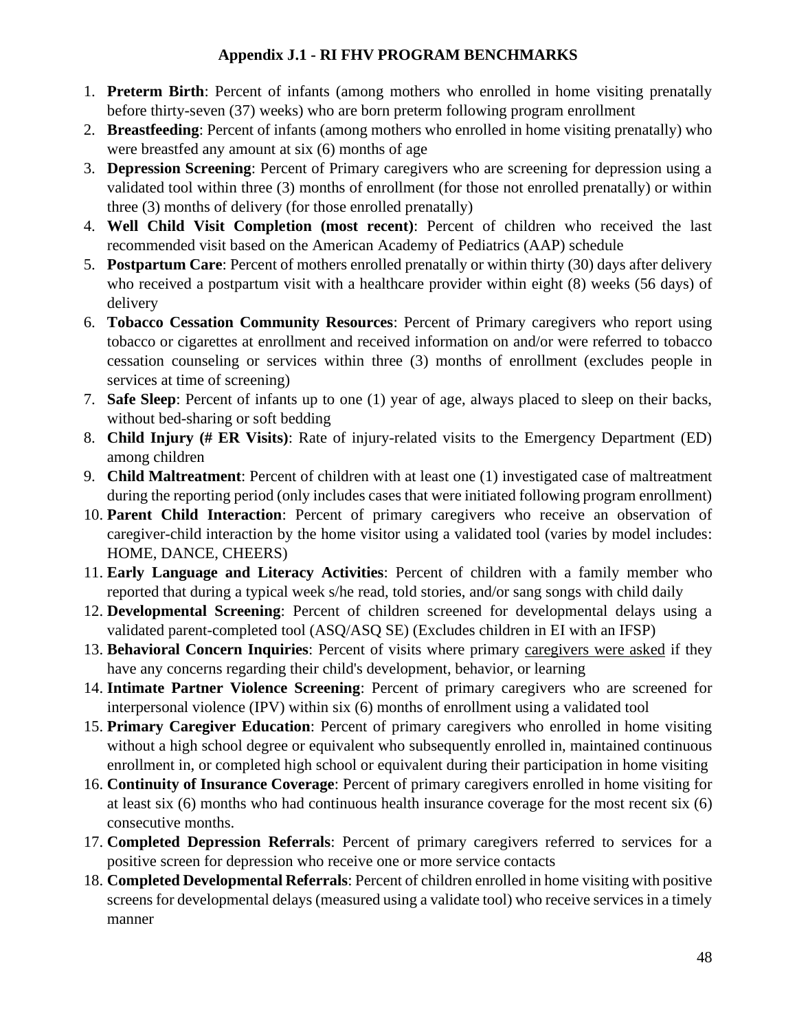## Appendix J.1 - RI FHV PROGRAM BENCHMARKS

1. **Preterm Birth**: Percent of infants (among mothers who enrolled in home visiting prenatally before thirty-seven (37) weeks) who are born preterm following program enrollment
2. **Breastfeeding**: Percent of infants (among mothers who enrolled in home visiting prenatally) who were breastfed any amount at six (6) months of age
3. **Depression Screening**: Percent of Primary caregivers who are screening for depression using a validated tool within three (3) months of enrollment (for those not enrolled prenatally) or within three (3) months of delivery (for those enrolled prenatally)
4. **Well Child Visit Completion (most recent)**: Percent of children who received the last recommended visit based on the American Academy of Pediatrics (AAP) schedule
5. **Postpartum Care**: Percent of mothers enrolled prenatally or within thirty (30) days after delivery who received a postpartum visit with a healthcare provider within eight (8) weeks (56 days) of delivery
6. **Tobacco Cessation Community Resources**: Percent of Primary caregivers who report using tobacco or cigarettes at enrollment and received information on and/or were referred to tobacco cessation counseling or services within three (3) months of enrollment (excludes people in services at time of screening)
7. **Safe Sleep**: Percent of infants up to one (1) year of age, always placed to sleep on their backs, without bed-sharing or soft bedding
8. **Child Injury (# ER Visits)**: Rate of injury-related visits to the Emergency Department (ED) among children
9. **Child Maltreatment**: Percent of children with at least one (1) investigated case of maltreatment during the reporting period (only includes cases that were initiated following program enrollment)
10. **Parent Child Interaction**: Percent of primary caregivers who receive an observation of caregiver-child interaction by the home visitor using a validated tool (varies by model includes: HOME, DANCE, CHEERS)
11. **Early Language and Literacy Activities**: Percent of children with a family member who reported that during a typical week s/he read, told stories, and/or sang songs with child daily
12. **Developmental Screening**: Percent of children screened for developmental delays using a validated parent-completed tool (ASQ/ASQ SE) (Excludes children in EI with an IFSP)
13. **Behavioral Concern Inquiries**: Percent of visits where primary <u>caregivers were asked</u> if they have any concerns regarding their child's development, behavior, or learning
14. **Intimate Partner Violence Screening**: Percent of primary caregivers who are screened for interpersonal violence (IPV) within six (6) months of enrollment using a validated tool
15. **Primary Caregiver Education**: Percent of primary caregivers who enrolled in home visiting without a high school degree or equivalent who subsequently enrolled in, maintained continuous enrollment in, or completed high school or equivalent during their participation in home visiting
16. **Continuity of Insurance Coverage**: Percent of primary caregivers enrolled in home visiting for at least six (6) months who had continuous health insurance coverage for the most recent six (6) consecutive months.
17. **Completed Depression Referrals**: Percent of primary caregivers referred to services for a positive screen for depression who receive one or more service contacts
18. **Completed Developmental Referrals**: Percent of children enrolled in home visiting with positive screens for developmental delays (measured using a validate tool) who receive services in a timely manner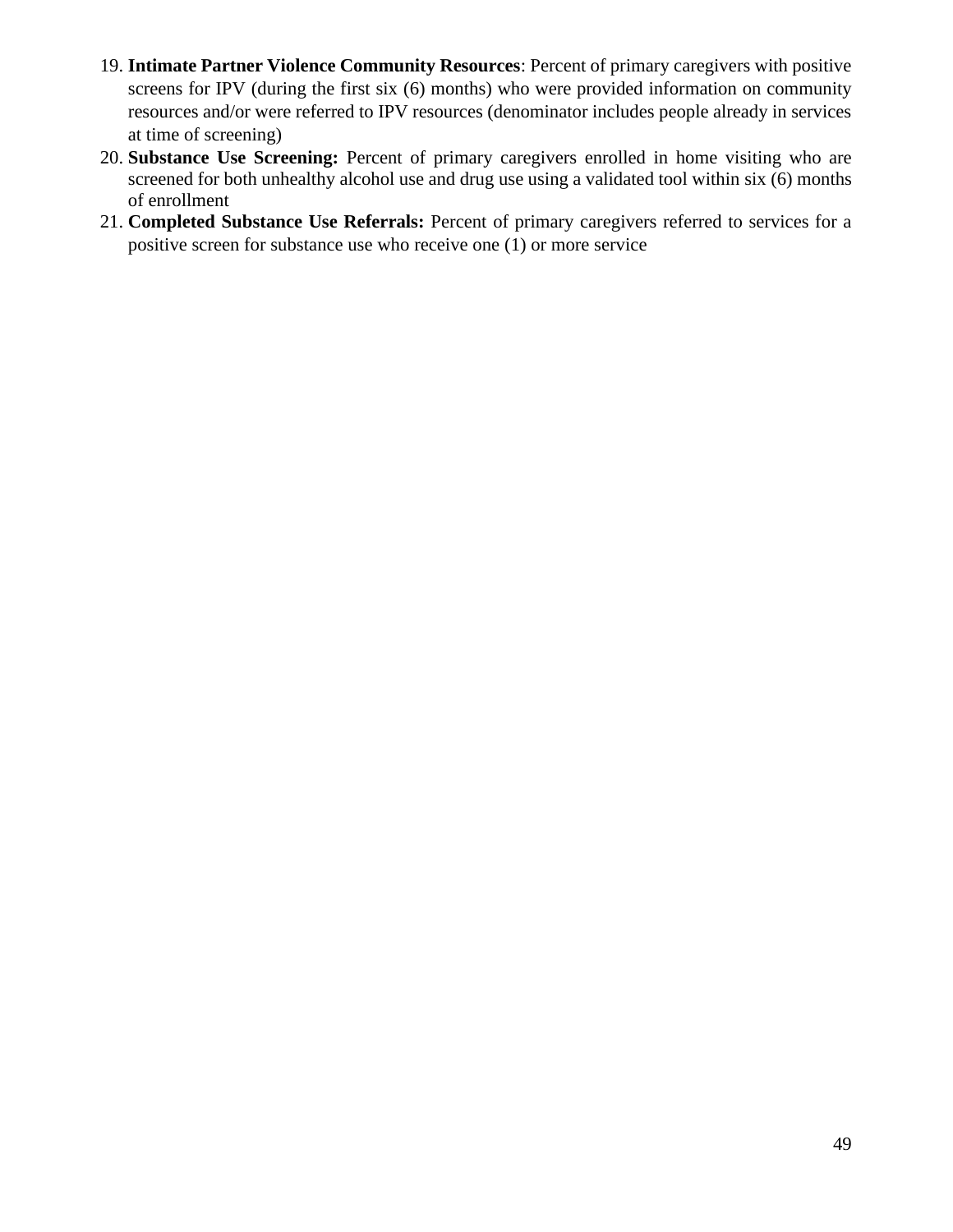19. **Intimate Partner Violence Community Resources**: Percent of primary caregivers with positive screens for IPV (during the first six (6) months) who were provided information on community resources and/or were referred to IPV resources (denominator includes people already in services at time of screening)
20. **Substance Use Screening:** Percent of primary caregivers enrolled in home visiting who are screened for both unhealthy alcohol use and drug use using a validated tool within six (6) months of enrollment
21. **Completed Substance Use Referrals:** Percent of primary caregivers referred to services for a positive screen for substance use who receive one (1) or more service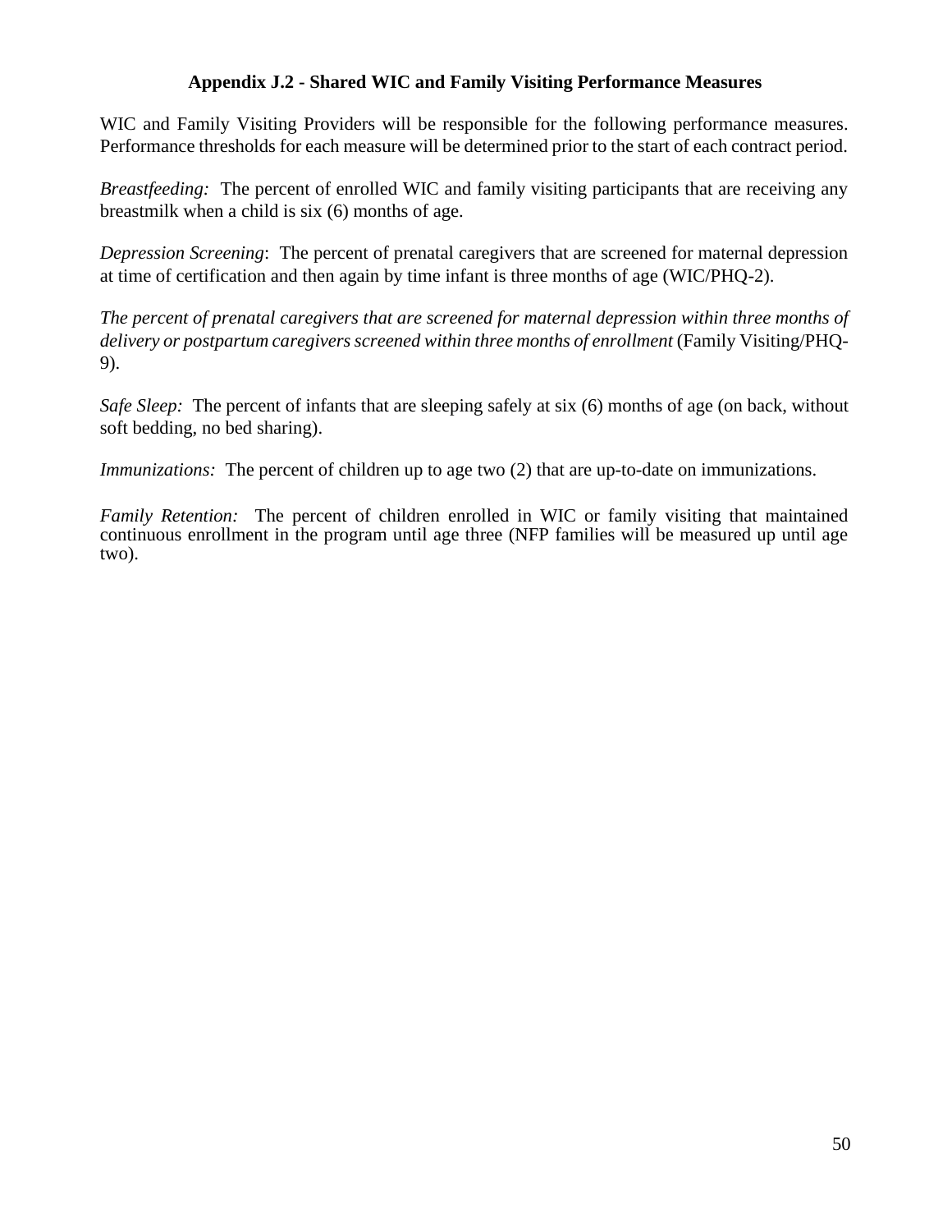## Appendix J.2 - Shared WIC and Family Visiting Performance Measures

WIC and Family Visiting Providers will be responsible for the following performance measures. Performance thresholds for each measure will be determined prior to the start of each contract period.

*Breastfeeding:* The percent of enrolled WIC and family visiting participants that are receiving any breastmilk when a child is six (6) months of age.

*Depression Screening*: The percent of prenatal caregivers that are screened for maternal depression at time of certification and then again by time infant is three months of age (WIC/PHQ-2).

*The percent of prenatal caregivers that are screened for maternal depression within three months of delivery or postpartum caregivers screened within three months of enrollment* (Family Visiting/PHQ-9).

*Safe Sleep:* The percent of infants that are sleeping safely at six (6) months of age (on back, without soft bedding, no bed sharing).

*Immunizations:* The percent of children up to age two (2) that are up-to-date on immunizations.

*Family Retention:* The percent of children enrolled in WIC or family visiting that maintained continuous enrollment in the program until age three (NFP families will be measured up until age two).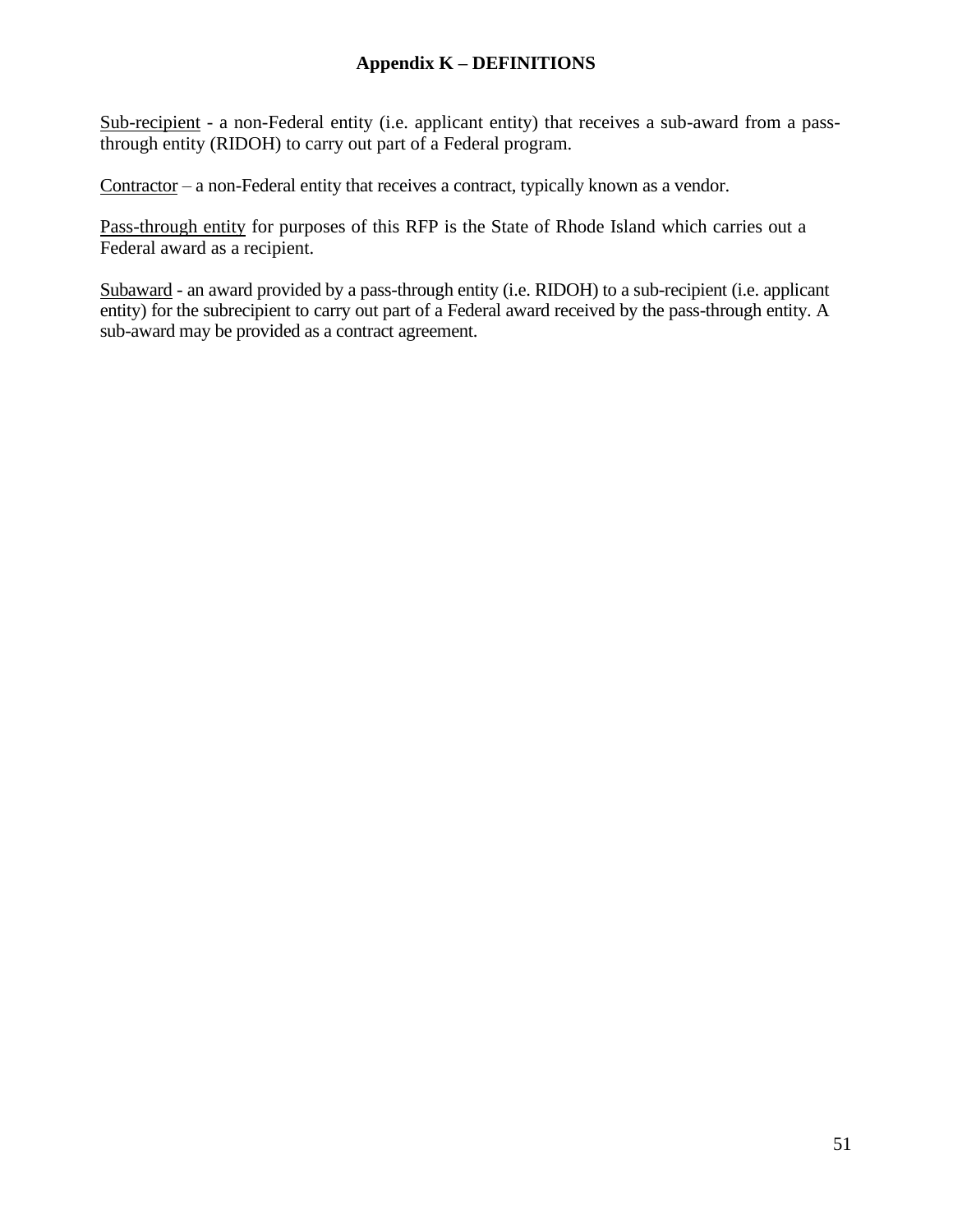## Appendix K – DEFINITIONS

Sub-recipient - a non-Federal entity (i.e. applicant entity) that receives a sub-award from a pass-through entity (RIDOH) to carry out part of a Federal program.

Contractor – a non-Federal entity that receives a contract, typically known as a vendor.

Pass-through entity for purposes of this RFP is the State of Rhode Island which carries out a Federal award as a recipient.

Subaward - an award provided by a pass-through entity (i.e. RIDOH) to a sub-recipient (i.e. applicant entity) for the subrecipient to carry out part of a Federal award received by the pass-through entity. A sub-award may be provided as a contract agreement.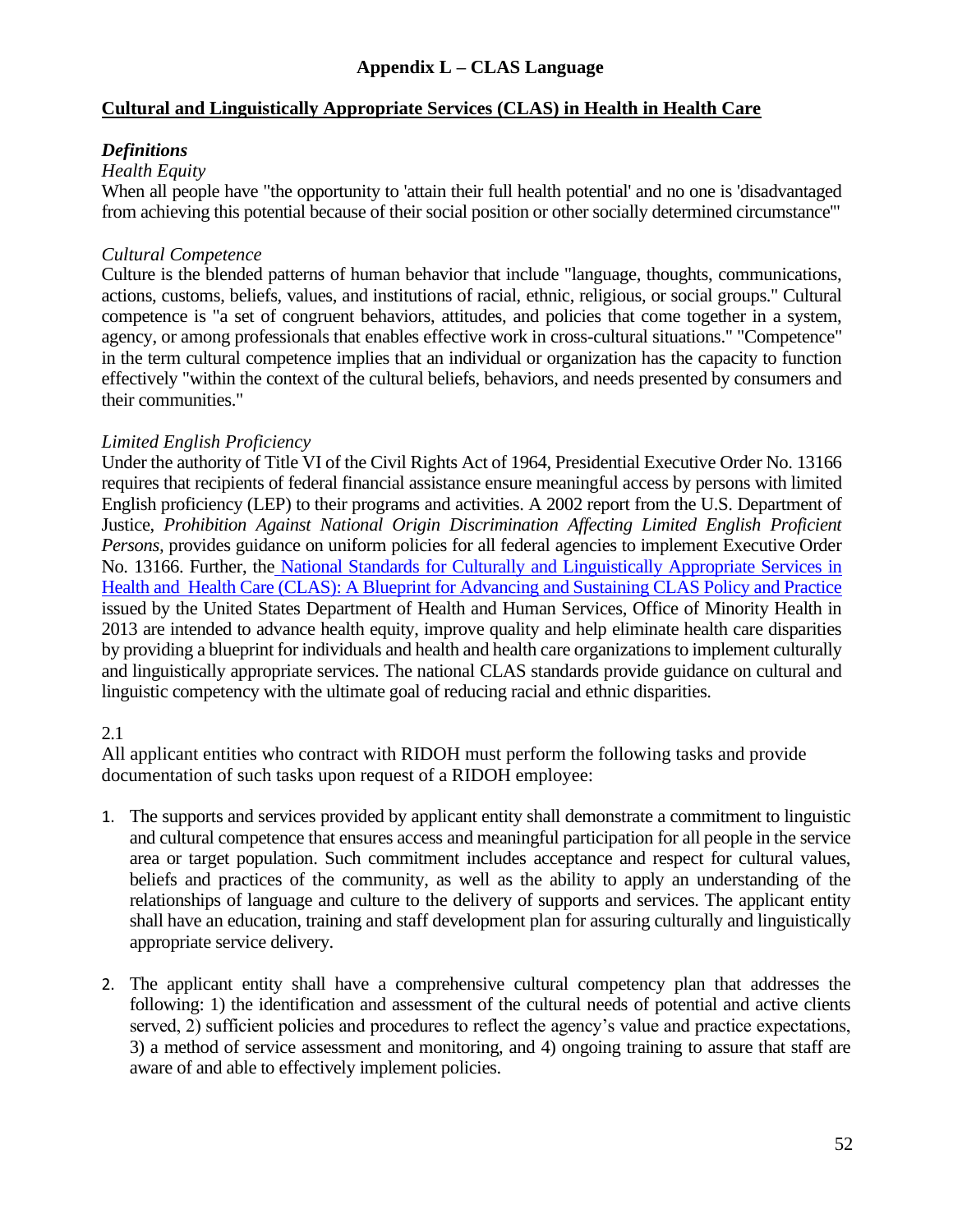## Appendix L – CLAS Language

**Cultural and Linguistically Appropriate Services (CLAS) in Health in Health Care**

### *Definitions*

*Health Equity*

When all people have "the opportunity to 'attain their full health potential' and no one is 'disadvantaged from achieving this potential because of their social position or other socially determined circumstance'"

*Cultural Competence*

Culture is the blended patterns of human behavior that include "language, thoughts, communications, actions, customs, beliefs, values, and institutions of racial, ethnic, religious, or social groups." Cultural competence is "a set of congruent behaviors, attitudes, and policies that come together in a system, agency, or among professionals that enables effective work in cross-cultural situations." "Competence" in the term cultural competence implies that an individual or organization has the capacity to function effectively "within the context of the cultural beliefs, behaviors, and needs presented by consumers and their communities."

*Limited English Proficiency*

Under the authority of Title VI of the Civil Rights Act of 1964, Presidential Executive Order No. 13166 requires that recipients of federal financial assistance ensure meaningful access by persons with limited English proficiency (LEP) to their programs and activities. A 2002 report from the U.S. Department of Justice, *Prohibition Against National Origin Discrimination Affecting Limited English Proficient Persons,* provides guidance on uniform policies for all federal agencies to implement Executive Order No. 13166. Further, the National Standards for Culturally and Linguistically Appropriate Services in Health and Health Care (CLAS): A Blueprint for Advancing and Sustaining CLAS Policy and Practice issued by the United States Department of Health and Human Services, Office of Minority Health in 2013 are intended to advance health equity, improve quality and help eliminate health care disparities by providing a blueprint for individuals and health and health care organizations to implement culturally and linguistically appropriate services. The national CLAS standards provide guidance on cultural and linguistic competency with the ultimate goal of reducing racial and ethnic disparities.

2.1

All applicant entities who contract with RIDOH must perform the following tasks and provide documentation of such tasks upon request of a RIDOH employee:

1. The supports and services provided by applicant entity shall demonstrate a commitment to linguistic and cultural competence that ensures access and meaningful participation for all people in the service area or target population. Such commitment includes acceptance and respect for cultural values, beliefs and practices of the community, as well as the ability to apply an understanding of the relationships of language and culture to the delivery of supports and services. The applicant entity shall have an education, training and staff development plan for assuring culturally and linguistically appropriate service delivery.

2. The applicant entity shall have a comprehensive cultural competency plan that addresses the following: 1) the identification and assessment of the cultural needs of potential and active clients served, 2) sufficient policies and procedures to reflect the agency's value and practice expectations, 3) a method of service assessment and monitoring, and 4) ongoing training to assure that staff are aware of and able to effectively implement policies.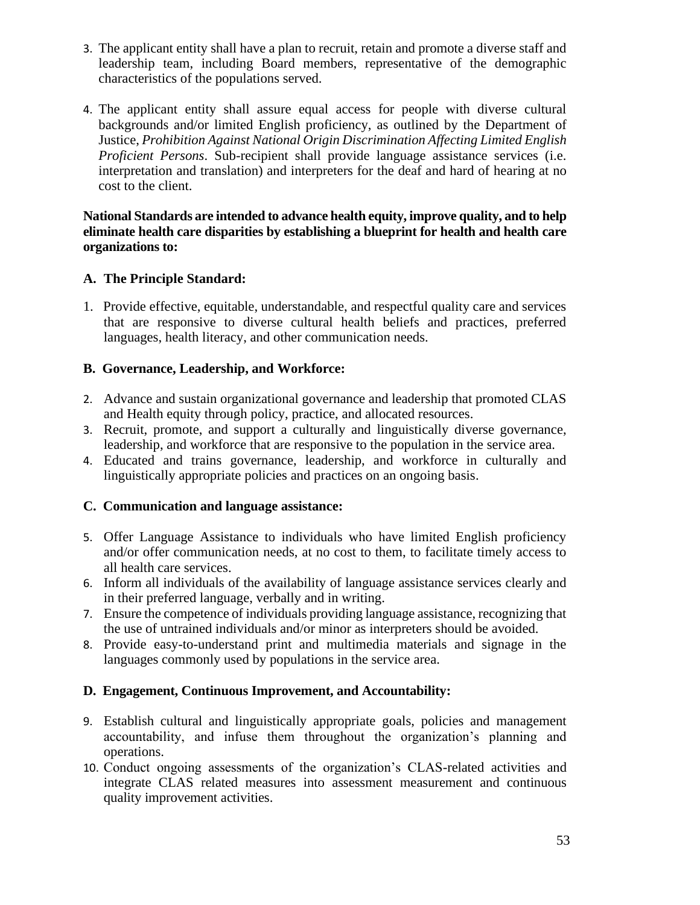3. The applicant entity shall have a plan to recruit, retain and promote a diverse staff and leadership team, including Board members, representative of the demographic characteristics of the populations served.

4. The applicant entity shall assure equal access for people with diverse cultural backgrounds and/or limited English proficiency, as outlined by the Department of Justice, *Prohibition Against National Origin Discrimination Affecting Limited English Proficient Persons*. Sub-recipient shall provide language assistance services (i.e. interpretation and translation) and interpreters for the deaf and hard of hearing at no cost to the client.

**National Standards are intended to advance health equity, improve quality, and to help eliminate health care disparities by establishing a blueprint for health and health care organizations to:**

**A. The Principle Standard:**

1. Provide effective, equitable, understandable, and respectful quality care and services that are responsive to diverse cultural health beliefs and practices, preferred languages, health literacy, and other communication needs.

**B. Governance, Leadership, and Workforce:**

2. Advance and sustain organizational governance and leadership that promoted CLAS and Health equity through policy, practice, and allocated resources.
3. Recruit, promote, and support a culturally and linguistically diverse governance, leadership, and workforce that are responsive to the population in the service area.
4. Educated and trains governance, leadership, and workforce in culturally and linguistically appropriate policies and practices on an ongoing basis.

**C. Communication and language assistance:**

5. Offer Language Assistance to individuals who have limited English proficiency and/or offer communication needs, at no cost to them, to facilitate timely access to all health care services.
6. Inform all individuals of the availability of language assistance services clearly and in their preferred language, verbally and in writing.
7. Ensure the competence of individuals providing language assistance, recognizing that the use of untrained individuals and/or minor as interpreters should be avoided.
8. Provide easy-to-understand print and multimedia materials and signage in the languages commonly used by populations in the service area.

**D. Engagement, Continuous Improvement, and Accountability:**

9. Establish cultural and linguistically appropriate goals, policies and management accountability, and infuse them throughout the organization's planning and operations.
10. Conduct ongoing assessments of the organization's CLAS-related activities and integrate CLAS related measures into assessment measurement and continuous quality improvement activities.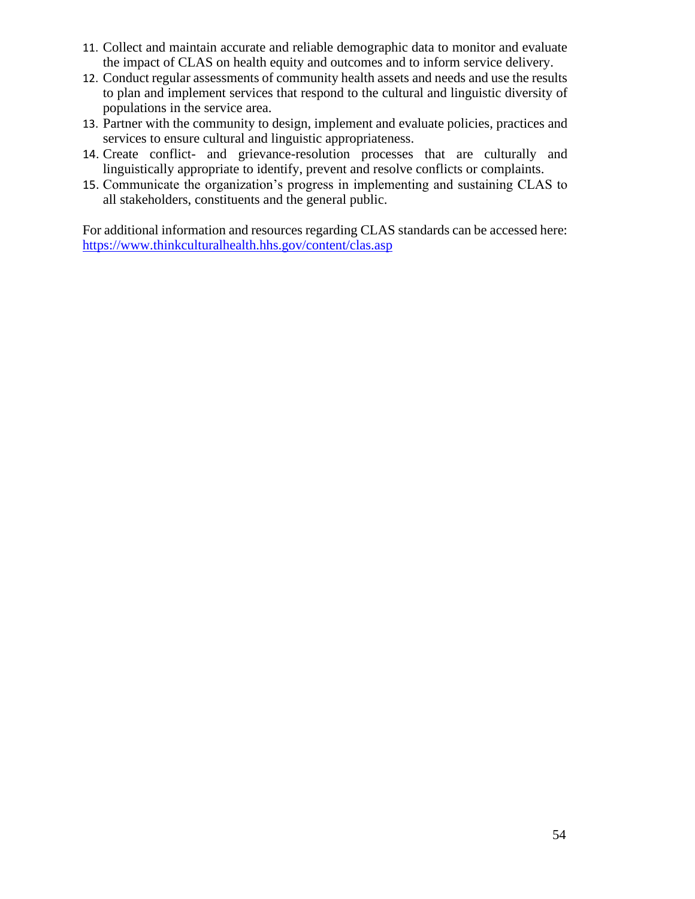11. Collect and maintain accurate and reliable demographic data to monitor and evaluate the impact of CLAS on health equity and outcomes and to inform service delivery.
12. Conduct regular assessments of community health assets and needs and use the results to plan and implement services that respond to the cultural and linguistic diversity of populations in the service area.
13. Partner with the community to design, implement and evaluate policies, practices and services to ensure cultural and linguistic appropriateness.
14. Create conflict- and grievance-resolution processes that are culturally and linguistically appropriate to identify, prevent and resolve conflicts or complaints.
15. Communicate the organization's progress in implementing and sustaining CLAS to all stakeholders, constituents and the general public.

For additional information and resources regarding CLAS standards can be accessed here: https://www.thinkculturalhealth.hhs.gov/content/clas.asp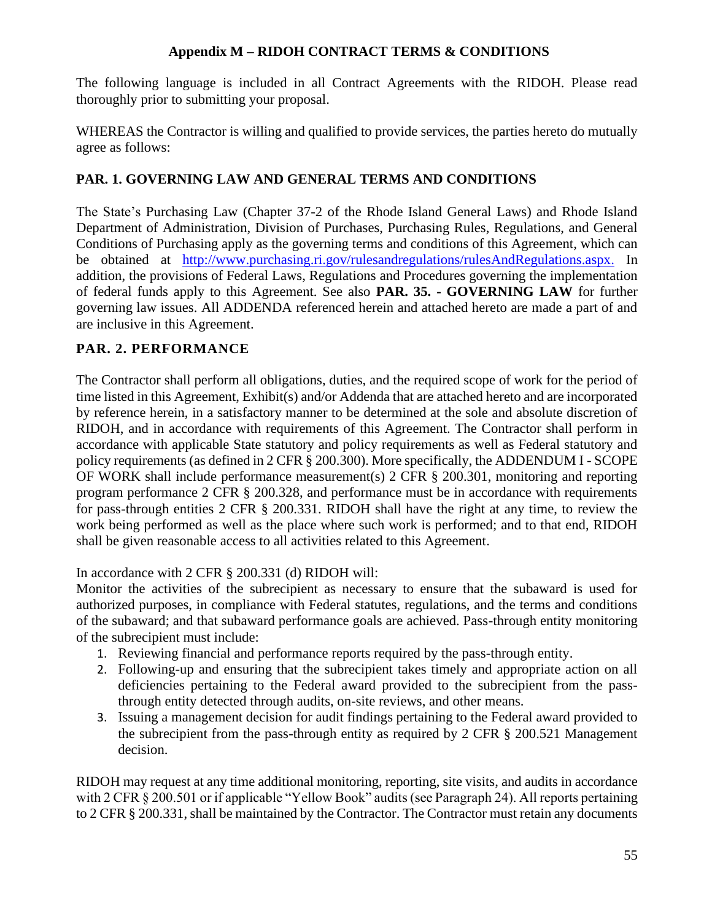## Appendix M – RIDOH CONTRACT TERMS & CONDITIONS

The following language is included in all Contract Agreements with the RIDOH. Please read thoroughly prior to submitting your proposal.

WHEREAS the Contractor is willing and qualified to provide services, the parties hereto do mutually agree as follows:

### PAR. 1. GOVERNING LAW AND GENERAL TERMS AND CONDITIONS

The State's Purchasing Law (Chapter 37-2 of the Rhode Island General Laws) and Rhode Island Department of Administration, Division of Purchases, Purchasing Rules, Regulations, and General Conditions of Purchasing apply as the governing terms and conditions of this Agreement, which can be obtained at http://www.purchasing.ri.gov/rulesandregulations/rulesAndRegulations.aspx. In addition, the provisions of Federal Laws, Regulations and Procedures governing the implementation of federal funds apply to this Agreement. See also **PAR. 35. - GOVERNING LAW** for further governing law issues. All ADDENDA referenced herein and attached hereto are made a part of and are inclusive in this Agreement.

### PAR. 2. PERFORMANCE

The Contractor shall perform all obligations, duties, and the required scope of work for the period of time listed in this Agreement, Exhibit(s) and/or Addenda that are attached hereto and are incorporated by reference herein, in a satisfactory manner to be determined at the sole and absolute discretion of RIDOH, and in accordance with requirements of this Agreement. The Contractor shall perform in accordance with applicable State statutory and policy requirements as well as Federal statutory and policy requirements (as defined in 2 CFR § 200.300). More specifically, the ADDENDUM I - SCOPE OF WORK shall include performance measurement(s) 2 CFR § 200.301, monitoring and reporting program performance 2 CFR § 200.328, and performance must be in accordance with requirements for pass-through entities 2 CFR § 200.331. RIDOH shall have the right at any time, to review the work being performed as well as the place where such work is performed; and to that end, RIDOH shall be given reasonable access to all activities related to this Agreement.

In accordance with 2 CFR § 200.331 (d) RIDOH will:
Monitor the activities of the subrecipient as necessary to ensure that the subaward is used for authorized purposes, in compliance with Federal statutes, regulations, and the terms and conditions of the subaward; and that subaward performance goals are achieved. Pass-through entity monitoring of the subrecipient must include:

1. Reviewing financial and performance reports required by the pass-through entity.
2. Following-up and ensuring that the subrecipient takes timely and appropriate action on all deficiencies pertaining to the Federal award provided to the subrecipient from the pass-through entity detected through audits, on-site reviews, and other means.
3. Issuing a management decision for audit findings pertaining to the Federal award provided to the subrecipient from the pass-through entity as required by 2 CFR § 200.521 Management decision.

RIDOH may request at any time additional monitoring, reporting, site visits, and audits in accordance with 2 CFR § 200.501 or if applicable "Yellow Book" audits (see Paragraph 24). All reports pertaining to 2 CFR § 200.331, shall be maintained by the Contractor. The Contractor must retain any documents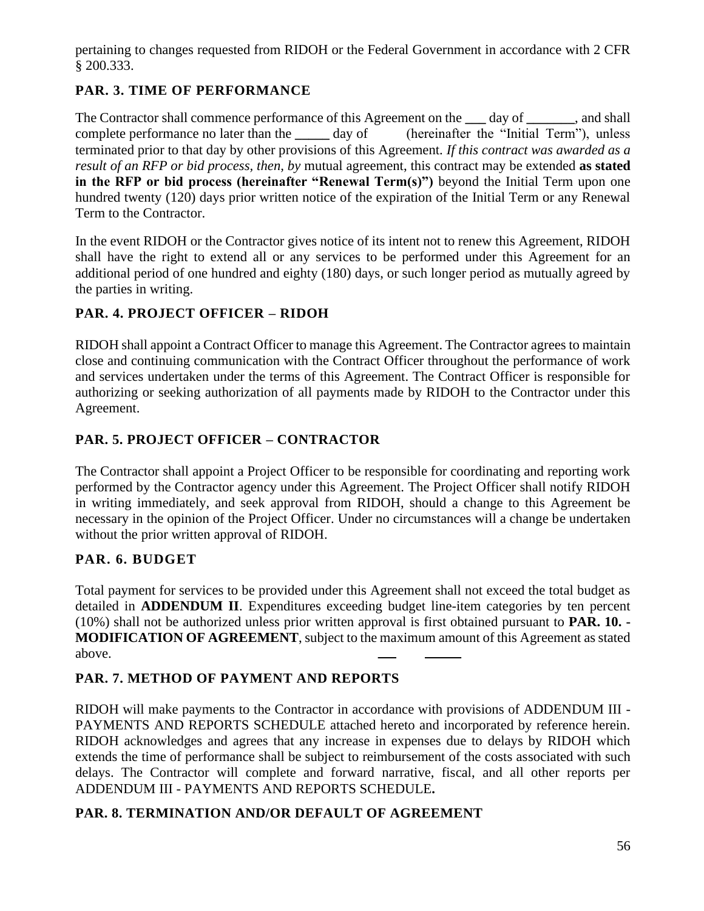pertaining to changes requested from RIDOH or the Federal Government in accordance with 2 CFR § 200.333.

### PAR. 3. TIME OF PERFORMANCE

The Contractor shall commence performance of this Agreement on the ___ day of _______, and shall complete performance no later than the _____ day of (hereinafter the "Initial Term"), unless terminated prior to that day by other provisions of this Agreement. *If this contract was awarded as a result of an RFP or bid process, then, by* mutual agreement, this contract may be extended **as stated in the RFP or bid process (hereinafter "Renewal Term(s)")** beyond the Initial Term upon one hundred twenty (120) days prior written notice of the expiration of the Initial Term or any Renewal Term to the Contractor.

In the event RIDOH or the Contractor gives notice of its intent not to renew this Agreement, RIDOH shall have the right to extend all or any services to be performed under this Agreement for an additional period of one hundred and eighty (180) days, or such longer period as mutually agreed by the parties in writing.

### PAR. 4. PROJECT OFFICER – RIDOH

RIDOH shall appoint a Contract Officer to manage this Agreement. The Contractor agrees to maintain close and continuing communication with the Contract Officer throughout the performance of work and services undertaken under the terms of this Agreement. The Contract Officer is responsible for authorizing or seeking authorization of all payments made by RIDOH to the Contractor under this Agreement.

### PAR. 5. PROJECT OFFICER – CONTRACTOR

The Contractor shall appoint a Project Officer to be responsible for coordinating and reporting work performed by the Contractor agency under this Agreement. The Project Officer shall notify RIDOH in writing immediately, and seek approval from RIDOH, should a change to this Agreement be necessary in the opinion of the Project Officer. Under no circumstances will a change be undertaken without the prior written approval of RIDOH.

### PAR. 6. BUDGET

Total payment for services to be provided under this Agreement shall not exceed the total budget as detailed in **ADDENDUM II**. Expenditures exceeding budget line-item categories by ten percent (10%) shall not be authorized unless prior written approval is first obtained pursuant to **PAR. 10. - MODIFICATION OF AGREEMENT**, subject to the maximum amount of this Agreement as stated above.

### PAR. 7. METHOD OF PAYMENT AND REPORTS

RIDOH will make payments to the Contractor in accordance with provisions of ADDENDUM III - PAYMENTS AND REPORTS SCHEDULE attached hereto and incorporated by reference herein. RIDOH acknowledges and agrees that any increase in expenses due to delays by RIDOH which extends the time of performance shall be subject to reimbursement of the costs associated with such delays. The Contractor will complete and forward narrative, fiscal, and all other reports per ADDENDUM III - PAYMENTS AND REPORTS SCHEDULE**.**

### PAR. 8. TERMINATION AND/OR DEFAULT OF AGREEMENT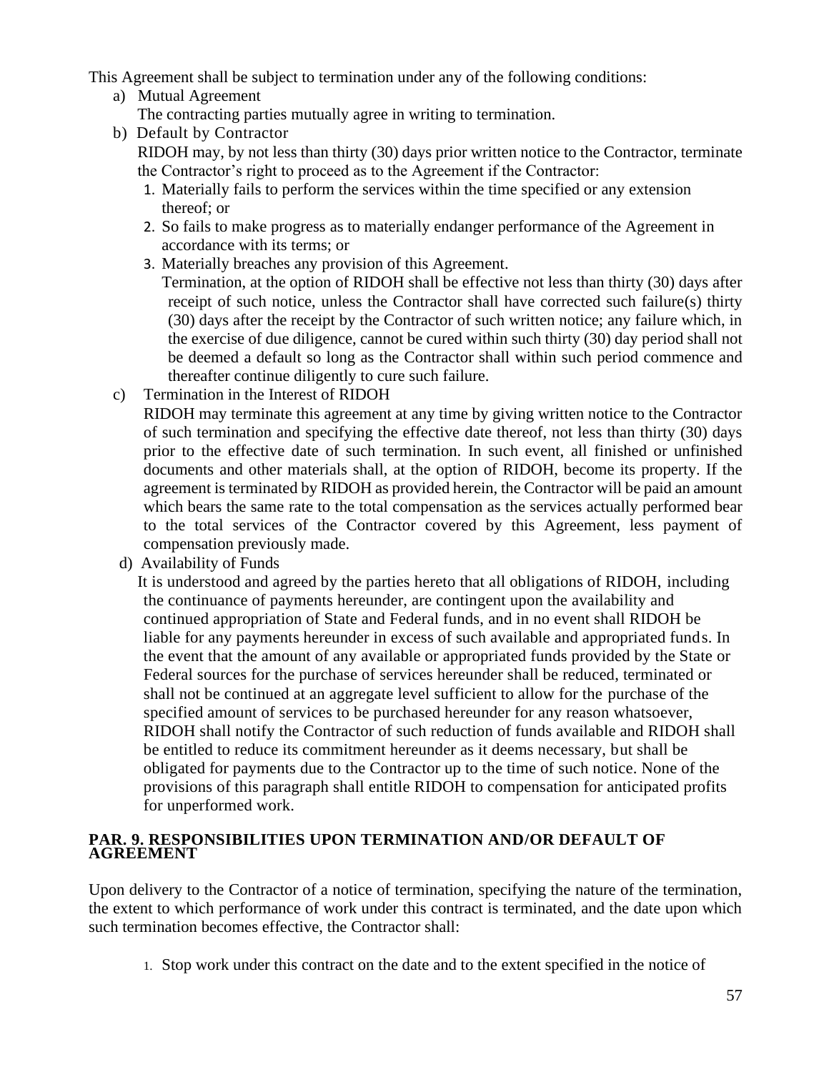This Agreement shall be subject to termination under any of the following conditions:

a) Mutual Agreement

   The contracting parties mutually agree in writing to termination.

b) Default by Contractor

   RIDOH may, by not less than thirty (30) days prior written notice to the Contractor, terminate the Contractor's right to proceed as to the Agreement if the Contractor:

   1. Materially fails to perform the services within the time specified or any extension thereof; or
   2. So fails to make progress as to materially endanger performance of the Agreement in accordance with its terms; or
   3. Materially breaches any provision of this Agreement.

   Termination, at the option of RIDOH shall be effective not less than thirty (30) days after receipt of such notice, unless the Contractor shall have corrected such failure(s) thirty (30) days after the receipt by the Contractor of such written notice; any failure which, in the exercise of due diligence, cannot be cured within such thirty (30) day period shall not be deemed a default so long as the Contractor shall within such period commence and thereafter continue diligently to cure such failure.

c) Termination in the Interest of RIDOH

   RIDOH may terminate this agreement at any time by giving written notice to the Contractor of such termination and specifying the effective date thereof, not less than thirty (30) days prior to the effective date of such termination. In such event, all finished or unfinished documents and other materials shall, at the option of RIDOH, become its property. If the agreement is terminated by RIDOH as provided herein, the Contractor will be paid an amount which bears the same rate to the total compensation as the services actually performed bear to the total services of the Contractor covered by this Agreement, less payment of compensation previously made.

d) Availability of Funds

   It is understood and agreed by the parties hereto that all obligations of RIDOH, including the continuance of payments hereunder, are contingent upon the availability and continued appropriation of State and Federal funds, and in no event shall RIDOH be liable for any payments hereunder in excess of such available and appropriated funds. In the event that the amount of any available or appropriated funds provided by the State or Federal sources for the purchase of services hereunder shall be reduced, terminated or shall not be continued at an aggregate level sufficient to allow for the purchase of the specified amount of services to be purchased hereunder for any reason whatsoever, RIDOH shall notify the Contractor of such reduction of funds available and RIDOH shall be entitled to reduce its commitment hereunder as it deems necessary, but shall be obligated for payments due to the Contractor up to the time of such notice. None of the provisions of this paragraph shall entitle RIDOH to compensation for anticipated profits for unperformed work.

**PAR. 9. RESPONSIBILITIES UPON TERMINATION AND/OR DEFAULT OF AGREEMENT**

Upon delivery to the Contractor of a notice of termination, specifying the nature of the termination, the extent to which performance of work under this contract is terminated, and the date upon which such termination becomes effective, the Contractor shall:

1. Stop work under this contract on the date and to the extent specified in the notice of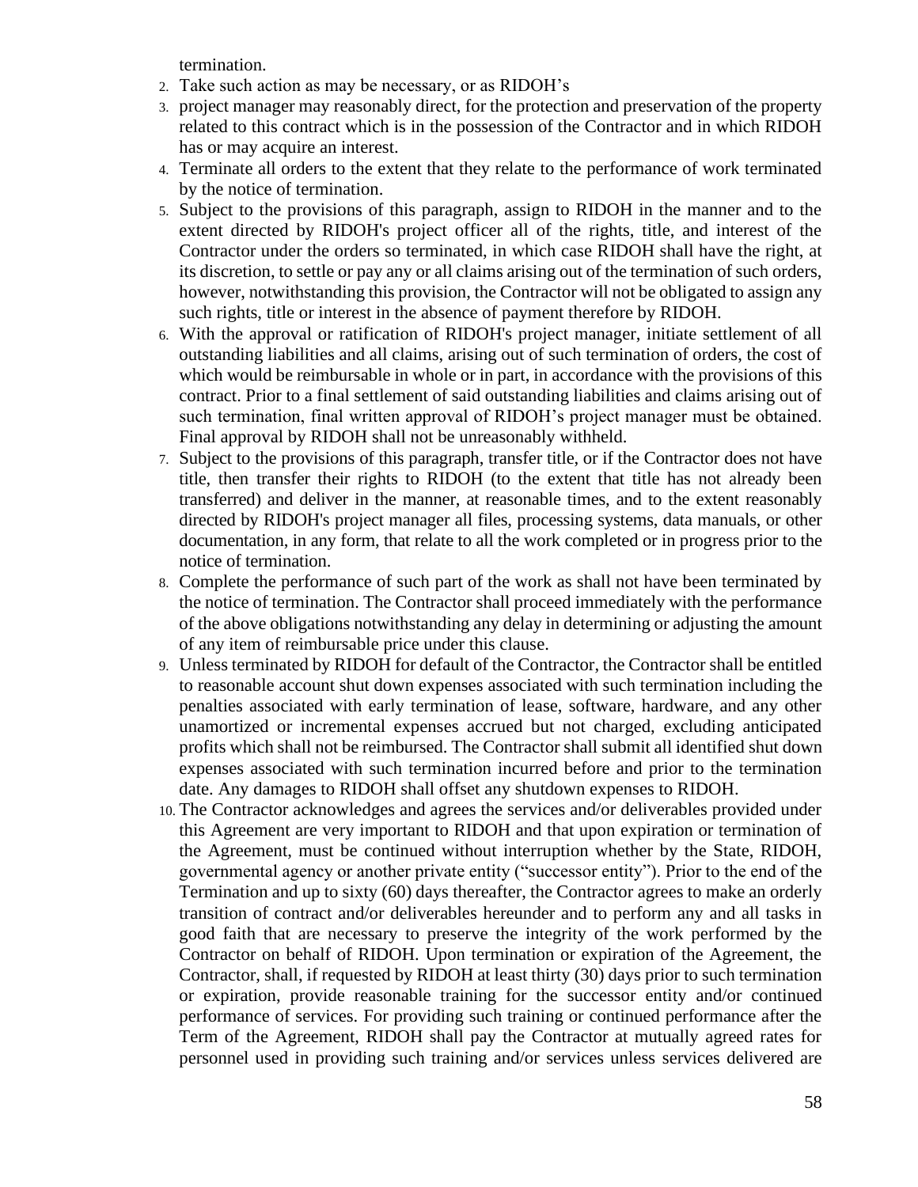termination.

2. Take such action as may be necessary, or as RIDOH's
3. project manager may reasonably direct, for the protection and preservation of the property related to this contract which is in the possession of the Contractor and in which RIDOH has or may acquire an interest.
4. Terminate all orders to the extent that they relate to the performance of work terminated by the notice of termination.
5. Subject to the provisions of this paragraph, assign to RIDOH in the manner and to the extent directed by RIDOH's project officer all of the rights, title, and interest of the Contractor under the orders so terminated, in which case RIDOH shall have the right, at its discretion, to settle or pay any or all claims arising out of the termination of such orders, however, notwithstanding this provision, the Contractor will not be obligated to assign any such rights, title or interest in the absence of payment therefore by RIDOH.
6. With the approval or ratification of RIDOH's project manager, initiate settlement of all outstanding liabilities and all claims, arising out of such termination of orders, the cost of which would be reimbursable in whole or in part, in accordance with the provisions of this contract. Prior to a final settlement of said outstanding liabilities and claims arising out of such termination, final written approval of RIDOH's project manager must be obtained. Final approval by RIDOH shall not be unreasonably withheld.
7. Subject to the provisions of this paragraph, transfer title, or if the Contractor does not have title, then transfer their rights to RIDOH (to the extent that title has not already been transferred) and deliver in the manner, at reasonable times, and to the extent reasonably directed by RIDOH's project manager all files, processing systems, data manuals, or other documentation, in any form, that relate to all the work completed or in progress prior to the notice of termination.
8. Complete the performance of such part of the work as shall not have been terminated by the notice of termination. The Contractor shall proceed immediately with the performance of the above obligations notwithstanding any delay in determining or adjusting the amount of any item of reimbursable price under this clause.
9. Unless terminated by RIDOH for default of the Contractor, the Contractor shall be entitled to reasonable account shut down expenses associated with such termination including the penalties associated with early termination of lease, software, hardware, and any other unamortized or incremental expenses accrued but not charged, excluding anticipated profits which shall not be reimbursed. The Contractor shall submit all identified shut down expenses associated with such termination incurred before and prior to the termination date. Any damages to RIDOH shall offset any shutdown expenses to RIDOH.
10. The Contractor acknowledges and agrees the services and/or deliverables provided under this Agreement are very important to RIDOH and that upon expiration or termination of the Agreement, must be continued without interruption whether by the State, RIDOH, governmental agency or another private entity ("successor entity"). Prior to the end of the Termination and up to sixty (60) days thereafter, the Contractor agrees to make an orderly transition of contract and/or deliverables hereunder and to perform any and all tasks in good faith that are necessary to preserve the integrity of the work performed by the Contractor on behalf of RIDOH. Upon termination or expiration of the Agreement, the Contractor, shall, if requested by RIDOH at least thirty (30) days prior to such termination or expiration, provide reasonable training for the successor entity and/or continued performance of services. For providing such training or continued performance after the Term of the Agreement, RIDOH shall pay the Contractor at mutually agreed rates for personnel used in providing such training and/or services unless services delivered are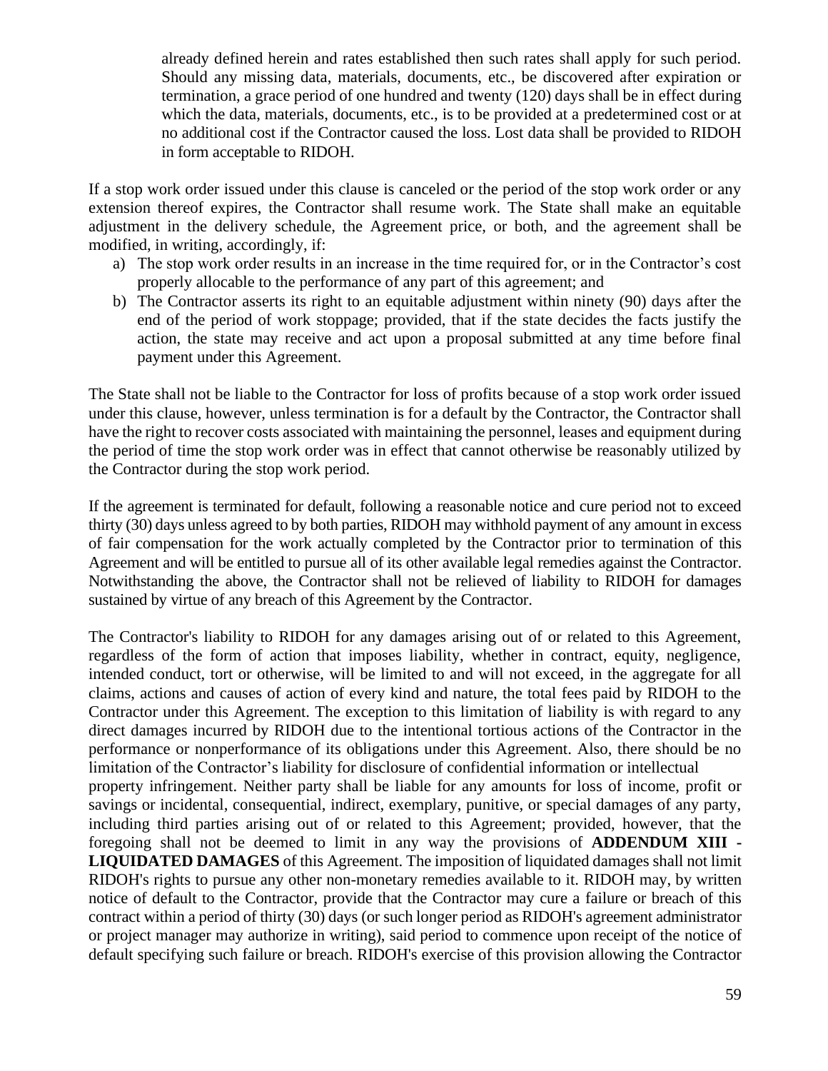already defined herein and rates established then such rates shall apply for such period. Should any missing data, materials, documents, etc., be discovered after expiration or termination, a grace period of one hundred and twenty (120) days shall be in effect during which the data, materials, documents, etc., is to be provided at a predetermined cost or at no additional cost if the Contractor caused the loss. Lost data shall be provided to RIDOH in form acceptable to RIDOH.

If a stop work order issued under this clause is canceled or the period of the stop work order or any extension thereof expires, the Contractor shall resume work. The State shall make an equitable adjustment in the delivery schedule, the Agreement price, or both, and the agreement shall be modified, in writing, accordingly, if:

a) The stop work order results in an increase in the time required for, or in the Contractor's cost properly allocable to the performance of any part of this agreement; and
b) The Contractor asserts its right to an equitable adjustment within ninety (90) days after the end of the period of work stoppage; provided, that if the state decides the facts justify the action, the state may receive and act upon a proposal submitted at any time before final payment under this Agreement.

The State shall not be liable to the Contractor for loss of profits because of a stop work order issued under this clause, however, unless termination is for a default by the Contractor, the Contractor shall have the right to recover costs associated with maintaining the personnel, leases and equipment during the period of time the stop work order was in effect that cannot otherwise be reasonably utilized by the Contractor during the stop work period.

If the agreement is terminated for default, following a reasonable notice and cure period not to exceed thirty (30) days unless agreed to by both parties, RIDOH may withhold payment of any amount in excess of fair compensation for the work actually completed by the Contractor prior to termination of this Agreement and will be entitled to pursue all of its other available legal remedies against the Contractor. Notwithstanding the above, the Contractor shall not be relieved of liability to RIDOH for damages sustained by virtue of any breach of this Agreement by the Contractor.

The Contractor's liability to RIDOH for any damages arising out of or related to this Agreement, regardless of the form of action that imposes liability, whether in contract, equity, negligence, intended conduct, tort or otherwise, will be limited to and will not exceed, in the aggregate for all claims, actions and causes of action of every kind and nature, the total fees paid by RIDOH to the Contractor under this Agreement. The exception to this limitation of liability is with regard to any direct damages incurred by RIDOH due to the intentional tortious actions of the Contractor in the performance or nonperformance of its obligations under this Agreement. Also, there should be no limitation of the Contractor's liability for disclosure of confidential information or intellectual property infringement. Neither party shall be liable for any amounts for loss of income, profit or savings or incidental, consequential, indirect, exemplary, punitive, or special damages of any party, including third parties arising out of or related to this Agreement; provided, however, that the foregoing shall not be deemed to limit in any way the provisions of **ADDENDUM XIII - LIQUIDATED DAMAGES** of this Agreement. The imposition of liquidated damages shall not limit RIDOH's rights to pursue any other non-monetary remedies available to it. RIDOH may, by written notice of default to the Contractor, provide that the Contractor may cure a failure or breach of this contract within a period of thirty (30) days (or such longer period as RIDOH's agreement administrator or project manager may authorize in writing), said period to commence upon receipt of the notice of default specifying such failure or breach. RIDOH's exercise of this provision allowing the Contractor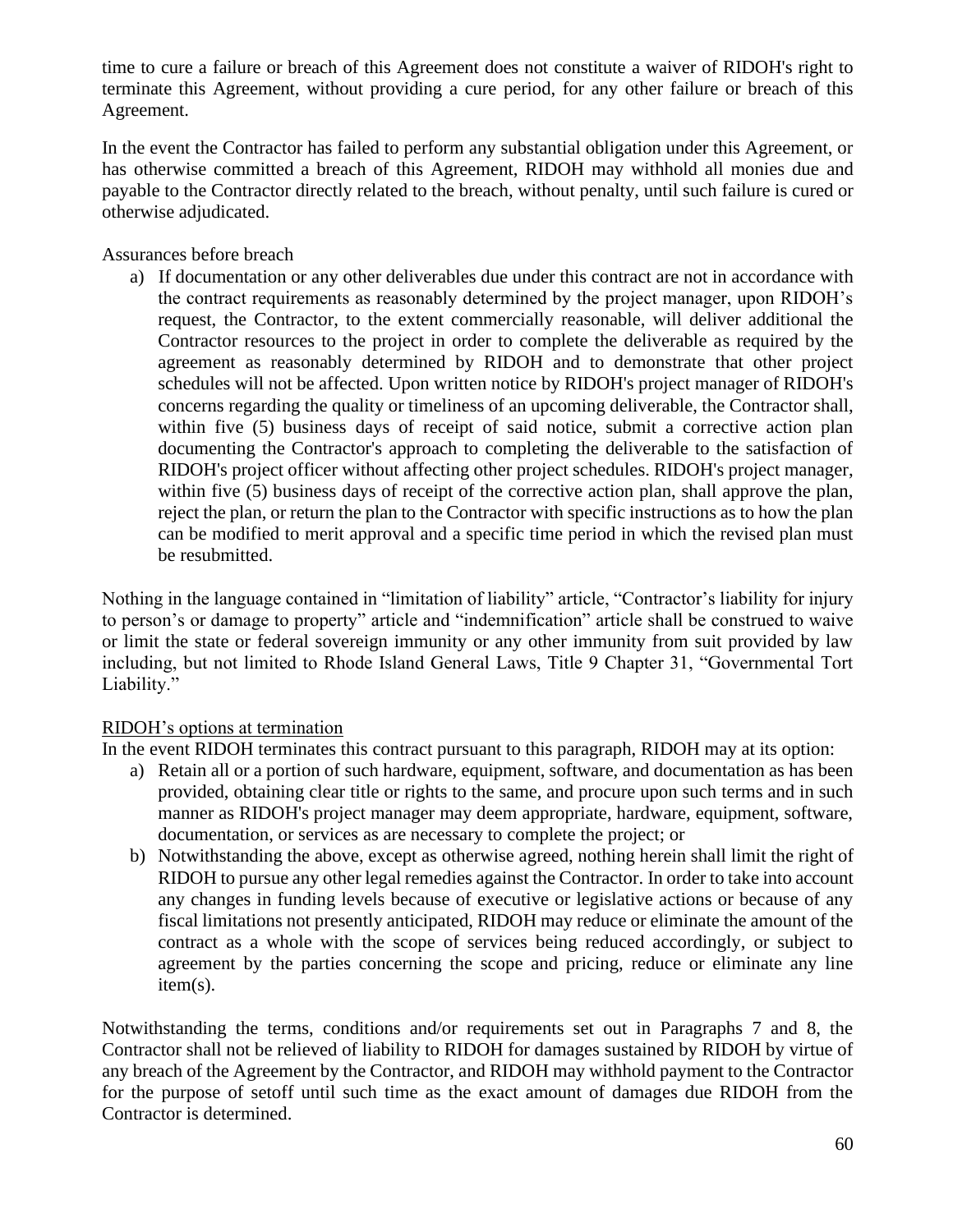time to cure a failure or breach of this Agreement does not constitute a waiver of RIDOH's right to terminate this Agreement, without providing a cure period, for any other failure or breach of this Agreement.

In the event the Contractor has failed to perform any substantial obligation under this Agreement, or has otherwise committed a breach of this Agreement, RIDOH may withhold all monies due and payable to the Contractor directly related to the breach, without penalty, until such failure is cured or otherwise adjudicated.

Assurances before breach

a) If documentation or any other deliverables due under this contract are not in accordance with the contract requirements as reasonably determined by the project manager, upon RIDOH's request, the Contractor, to the extent commercially reasonable, will deliver additional the Contractor resources to the project in order to complete the deliverable as required by the agreement as reasonably determined by RIDOH and to demonstrate that other project schedules will not be affected. Upon written notice by RIDOH's project manager of RIDOH's concerns regarding the quality or timeliness of an upcoming deliverable, the Contractor shall, within five (5) business days of receipt of said notice, submit a corrective action plan documenting the Contractor's approach to completing the deliverable to the satisfaction of RIDOH's project officer without affecting other project schedules. RIDOH's project manager, within five (5) business days of receipt of the corrective action plan, shall approve the plan, reject the plan, or return the plan to the Contractor with specific instructions as to how the plan can be modified to merit approval and a specific time period in which the revised plan must be resubmitted.

Nothing in the language contained in "limitation of liability" article, "Contractor's liability for injury to person's or damage to property" article and "indemnification" article shall be construed to waive or limit the state or federal sovereign immunity or any other immunity from suit provided by law including, but not limited to Rhode Island General Laws, Title 9 Chapter 31, "Governmental Tort Liability."

<u>RIDOH's options at termination</u>

In the event RIDOH terminates this contract pursuant to this paragraph, RIDOH may at its option:

a) Retain all or a portion of such hardware, equipment, software, and documentation as has been provided, obtaining clear title or rights to the same, and procure upon such terms and in such manner as RIDOH's project manager may deem appropriate, hardware, equipment, software, documentation, or services as are necessary to complete the project; or
b) Notwithstanding the above, except as otherwise agreed, nothing herein shall limit the right of RIDOH to pursue any other legal remedies against the Contractor. In order to take into account any changes in funding levels because of executive or legislative actions or because of any fiscal limitations not presently anticipated, RIDOH may reduce or eliminate the amount of the contract as a whole with the scope of services being reduced accordingly, or subject to agreement by the parties concerning the scope and pricing, reduce or eliminate any line item(s).

Notwithstanding the terms, conditions and/or requirements set out in Paragraphs 7 and 8, the Contractor shall not be relieved of liability to RIDOH for damages sustained by RIDOH by virtue of any breach of the Agreement by the Contractor, and RIDOH may withhold payment to the Contractor for the purpose of setoff until such time as the exact amount of damages due RIDOH from the Contractor is determined.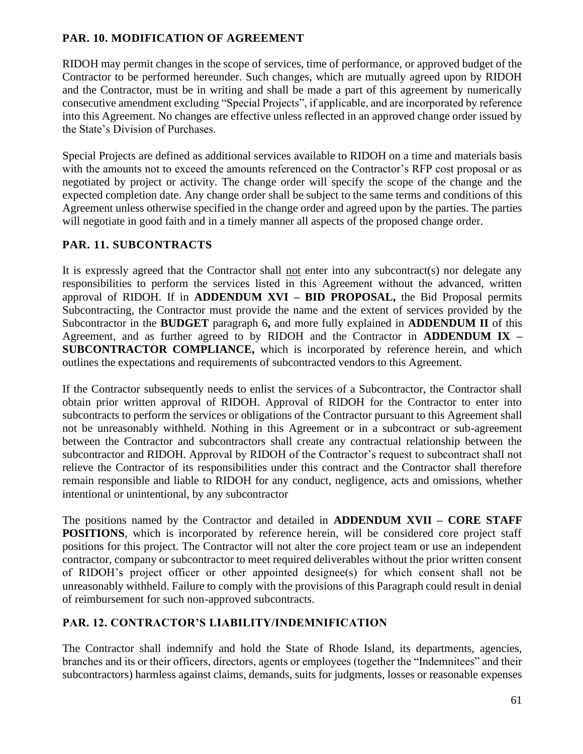### PAR. 10. MODIFICATION OF AGREEMENT

RIDOH may permit changes in the scope of services, time of performance, or approved budget of the Contractor to be performed hereunder. Such changes, which are mutually agreed upon by RIDOH and the Contractor, must be in writing and shall be made a part of this agreement by numerically consecutive amendment excluding "Special Projects", if applicable, and are incorporated by reference into this Agreement. No changes are effective unless reflected in an approved change order issued by the State's Division of Purchases.

Special Projects are defined as additional services available to RIDOH on a time and materials basis with the amounts not to exceed the amounts referenced on the Contractor's RFP cost proposal or as negotiated by project or activity. The change order will specify the scope of the change and the expected completion date. Any change order shall be subject to the same terms and conditions of this Agreement unless otherwise specified in the change order and agreed upon by the parties. The parties will negotiate in good faith and in a timely manner all aspects of the proposed change order.

### PAR. 11. SUBCONTRACTS

It is expressly agreed that the Contractor shall not enter into any subcontract(s) nor delegate any responsibilities to perform the services listed in this Agreement without the advanced, written approval of RIDOH. If in **ADDENDUM XVI – BID PROPOSAL,** the Bid Proposal permits Subcontracting, the Contractor must provide the name and the extent of services provided by the Subcontractor in the **BUDGET** paragraph 6**,** and more fully explained in **ADDENDUM II** of this Agreement, and as further agreed to by RIDOH and the Contractor in **ADDENDUM IX – SUBCONTRACTOR COMPLIANCE,** which is incorporated by reference herein, and which outlines the expectations and requirements of subcontracted vendors to this Agreement.

If the Contractor subsequently needs to enlist the services of a Subcontractor, the Contractor shall obtain prior written approval of RIDOH. Approval of RIDOH for the Contractor to enter into subcontracts to perform the services or obligations of the Contractor pursuant to this Agreement shall not be unreasonably withheld. Nothing in this Agreement or in a subcontract or sub-agreement between the Contractor and subcontractors shall create any contractual relationship between the subcontractor and RIDOH. Approval by RIDOH of the Contractor's request to subcontract shall not relieve the Contractor of its responsibilities under this contract and the Contractor shall therefore remain responsible and liable to RIDOH for any conduct, negligence, acts and omissions, whether intentional or unintentional, by any subcontractor

The positions named by the Contractor and detailed in **ADDENDUM XVII – CORE STAFF POSITIONS**, which is incorporated by reference herein, will be considered core project staff positions for this project. The Contractor will not alter the core project team or use an independent contractor, company or subcontractor to meet required deliverables without the prior written consent of RIDOH's project officer or other appointed designee(s) for which consent shall not be unreasonably withheld. Failure to comply with the provisions of this Paragraph could result in denial of reimbursement for such non-approved subcontracts.

### PAR. 12. CONTRACTOR'S LIABILITY/INDEMNIFICATION

The Contractor shall indemnify and hold the State of Rhode Island, its departments, agencies, branches and its or their officers, directors, agents or employees (together the "Indemnitees" and their subcontractors) harmless against claims, demands, suits for judgments, losses or reasonable expenses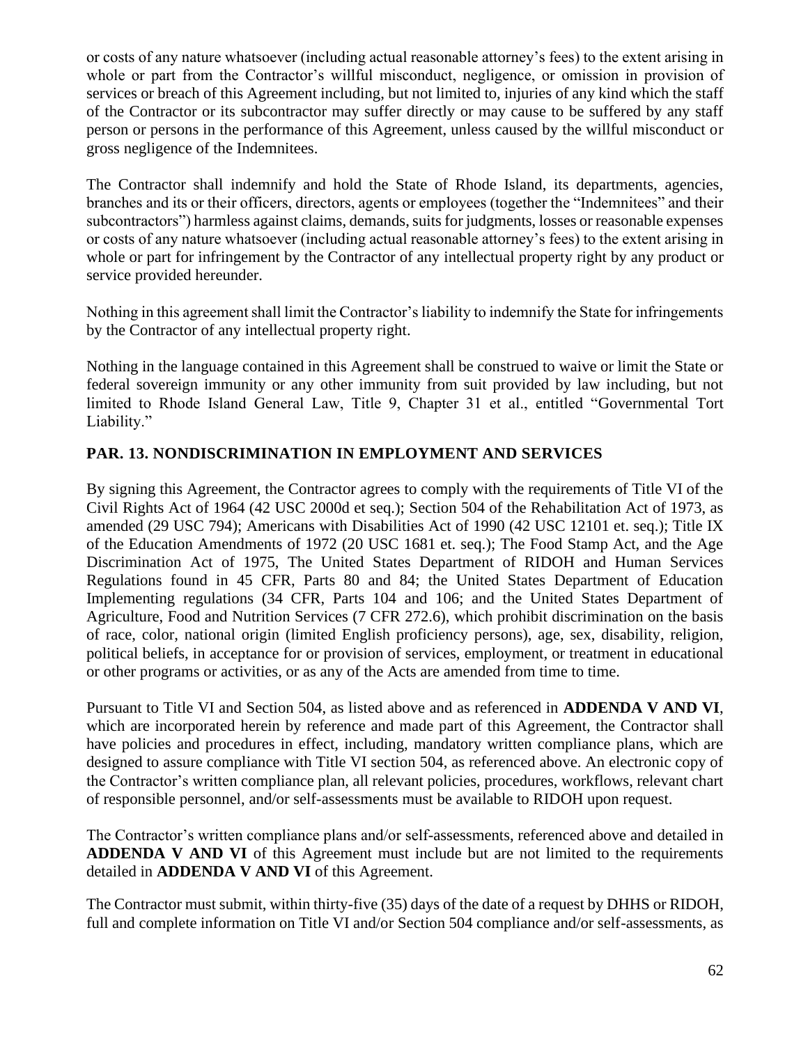or costs of any nature whatsoever (including actual reasonable attorney's fees) to the extent arising in whole or part from the Contractor's willful misconduct, negligence, or omission in provision of services or breach of this Agreement including, but not limited to, injuries of any kind which the staff of the Contractor or its subcontractor may suffer directly or may cause to be suffered by any staff person or persons in the performance of this Agreement, unless caused by the willful misconduct or gross negligence of the Indemnitees.

The Contractor shall indemnify and hold the State of Rhode Island, its departments, agencies, branches and its or their officers, directors, agents or employees (together the "Indemnitees" and their subcontractors") harmless against claims, demands, suits for judgments, losses or reasonable expenses or costs of any nature whatsoever (including actual reasonable attorney's fees) to the extent arising in whole or part for infringement by the Contractor of any intellectual property right by any product or service provided hereunder.

Nothing in this agreement shall limit the Contractor's liability to indemnify the State for infringements by the Contractor of any intellectual property right.

Nothing in the language contained in this Agreement shall be construed to waive or limit the State or federal sovereign immunity or any other immunity from suit provided by law including, but not limited to Rhode Island General Law, Title 9, Chapter 31 et al., entitled "Governmental Tort Liability."

## PAR. 13. NONDISCRIMINATION IN EMPLOYMENT AND SERVICES

By signing this Agreement, the Contractor agrees to comply with the requirements of Title VI of the Civil Rights Act of 1964 (42 USC 2000d et seq.); Section 504 of the Rehabilitation Act of 1973, as amended (29 USC 794); Americans with Disabilities Act of 1990 (42 USC 12101 et. seq.); Title IX of the Education Amendments of 1972 (20 USC 1681 et. seq.); The Food Stamp Act, and the Age Discrimination Act of 1975, The United States Department of RIDOH and Human Services Regulations found in 45 CFR, Parts 80 and 84; the United States Department of Education Implementing regulations (34 CFR, Parts 104 and 106; and the United States Department of Agriculture, Food and Nutrition Services (7 CFR 272.6), which prohibit discrimination on the basis of race, color, national origin (limited English proficiency persons), age, sex, disability, religion, political beliefs, in acceptance for or provision of services, employment, or treatment in educational or other programs or activities, or as any of the Acts are amended from time to time.

Pursuant to Title VI and Section 504, as listed above and as referenced in **ADDENDA V AND VI**, which are incorporated herein by reference and made part of this Agreement, the Contractor shall have policies and procedures in effect, including, mandatory written compliance plans, which are designed to assure compliance with Title VI section 504, as referenced above. An electronic copy of the Contractor's written compliance plan, all relevant policies, procedures, workflows, relevant chart of responsible personnel, and/or self-assessments must be available to RIDOH upon request.

The Contractor's written compliance plans and/or self-assessments, referenced above and detailed in **ADDENDA V AND VI** of this Agreement must include but are not limited to the requirements detailed in **ADDENDA V AND VI** of this Agreement.

The Contractor must submit, within thirty-five (35) days of the date of a request by DHHS or RIDOH, full and complete information on Title VI and/or Section 504 compliance and/or self-assessments, as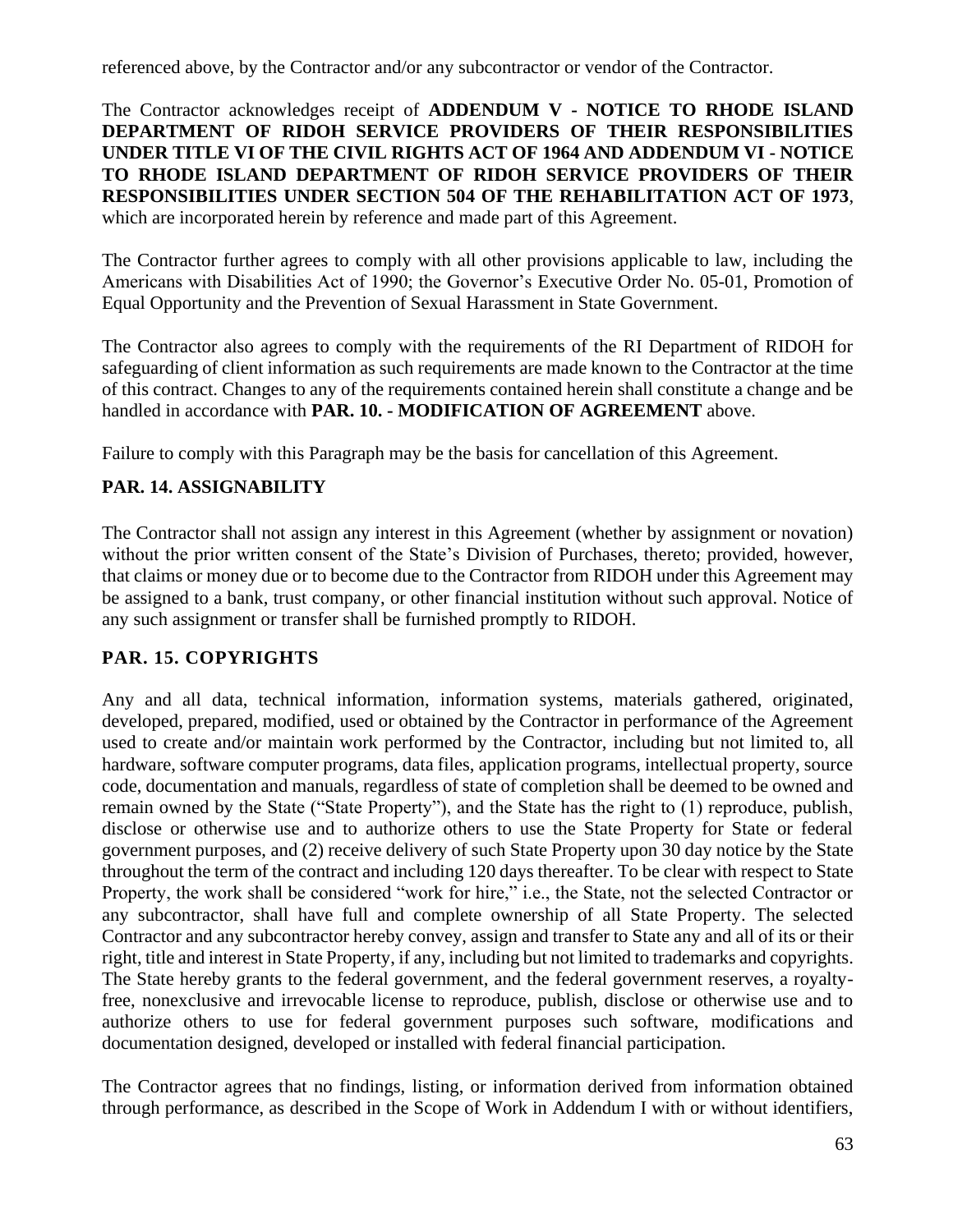referenced above, by the Contractor and/or any subcontractor or vendor of the Contractor.

The Contractor acknowledges receipt of **ADDENDUM V - NOTICE TO RHODE ISLAND DEPARTMENT OF RIDOH SERVICE PROVIDERS OF THEIR RESPONSIBILITIES UNDER TITLE VI OF THE CIVIL RIGHTS ACT OF 1964 AND ADDENDUM VI - NOTICE TO RHODE ISLAND DEPARTMENT OF RIDOH SERVICE PROVIDERS OF THEIR RESPONSIBILITIES UNDER SECTION 504 OF THE REHABILITATION ACT OF 1973**, which are incorporated herein by reference and made part of this Agreement.

The Contractor further agrees to comply with all other provisions applicable to law, including the Americans with Disabilities Act of 1990; the Governor's Executive Order No. 05-01, Promotion of Equal Opportunity and the Prevention of Sexual Harassment in State Government.

The Contractor also agrees to comply with the requirements of the RI Department of RIDOH for safeguarding of client information as such requirements are made known to the Contractor at the time of this contract. Changes to any of the requirements contained herein shall constitute a change and be handled in accordance with **PAR. 10. - MODIFICATION OF AGREEMENT** above.

Failure to comply with this Paragraph may be the basis for cancellation of this Agreement.

## PAR. 14. ASSIGNABILITY

The Contractor shall not assign any interest in this Agreement (whether by assignment or novation) without the prior written consent of the State's Division of Purchases, thereto; provided, however, that claims or money due or to become due to the Contractor from RIDOH under this Agreement may be assigned to a bank, trust company, or other financial institution without such approval. Notice of any such assignment or transfer shall be furnished promptly to RIDOH.

## PAR. 15. COPYRIGHTS

Any and all data, technical information, information systems, materials gathered, originated, developed, prepared, modified, used or obtained by the Contractor in performance of the Agreement used to create and/or maintain work performed by the Contractor, including but not limited to, all hardware, software computer programs, data files, application programs, intellectual property, source code, documentation and manuals, regardless of state of completion shall be deemed to be owned and remain owned by the State ("State Property"), and the State has the right to (1) reproduce, publish, disclose or otherwise use and to authorize others to use the State Property for State or federal government purposes, and (2) receive delivery of such State Property upon 30 day notice by the State throughout the term of the contract and including 120 days thereafter. To be clear with respect to State Property, the work shall be considered "work for hire," i.e., the State, not the selected Contractor or any subcontractor, shall have full and complete ownership of all State Property. The selected Contractor and any subcontractor hereby convey, assign and transfer to State any and all of its or their right, title and interest in State Property, if any, including but not limited to trademarks and copyrights. The State hereby grants to the federal government, and the federal government reserves, a royalty-free, nonexclusive and irrevocable license to reproduce, publish, disclose or otherwise use and to authorize others to use for federal government purposes such software, modifications and documentation designed, developed or installed with federal financial participation.

The Contractor agrees that no findings, listing, or information derived from information obtained through performance, as described in the Scope of Work in Addendum I with or without identifiers,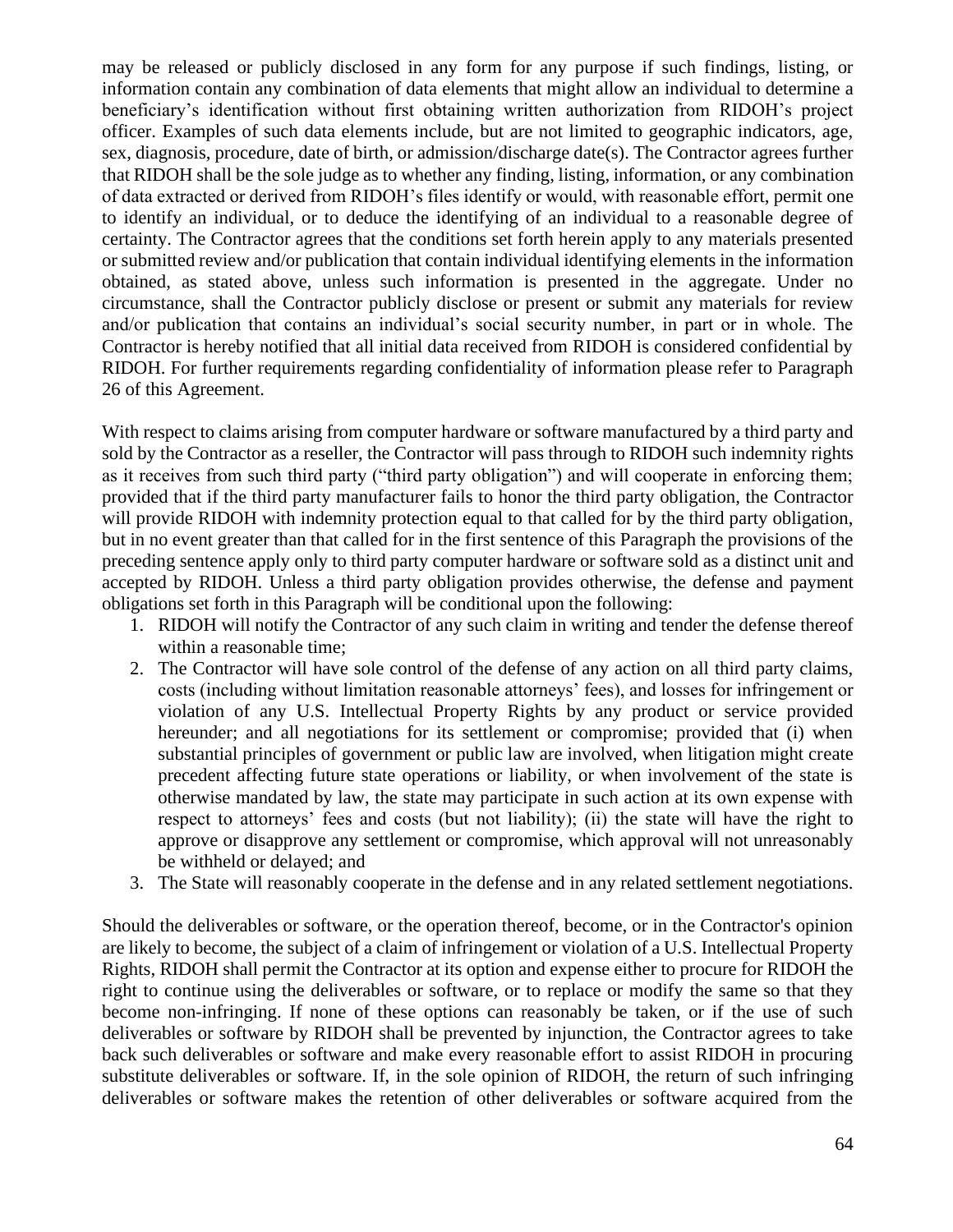may be released or publicly disclosed in any form for any purpose if such findings, listing, or information contain any combination of data elements that might allow an individual to determine a beneficiary's identification without first obtaining written authorization from RIDOH's project officer. Examples of such data elements include, but are not limited to geographic indicators, age, sex, diagnosis, procedure, date of birth, or admission/discharge date(s). The Contractor agrees further that RIDOH shall be the sole judge as to whether any finding, listing, information, or any combination of data extracted or derived from RIDOH's files identify or would, with reasonable effort, permit one to identify an individual, or to deduce the identifying of an individual to a reasonable degree of certainty. The Contractor agrees that the conditions set forth herein apply to any materials presented or submitted review and/or publication that contain individual identifying elements in the information obtained, as stated above, unless such information is presented in the aggregate. Under no circumstance, shall the Contractor publicly disclose or present or submit any materials for review and/or publication that contains an individual's social security number, in part or in whole. The Contractor is hereby notified that all initial data received from RIDOH is considered confidential by RIDOH. For further requirements regarding confidentiality of information please refer to Paragraph 26 of this Agreement.

With respect to claims arising from computer hardware or software manufactured by a third party and sold by the Contractor as a reseller, the Contractor will pass through to RIDOH such indemnity rights as it receives from such third party ("third party obligation") and will cooperate in enforcing them; provided that if the third party manufacturer fails to honor the third party obligation, the Contractor will provide RIDOH with indemnity protection equal to that called for by the third party obligation, but in no event greater than that called for in the first sentence of this Paragraph the provisions of the preceding sentence apply only to third party computer hardware or software sold as a distinct unit and accepted by RIDOH. Unless a third party obligation provides otherwise, the defense and payment obligations set forth in this Paragraph will be conditional upon the following:

1. RIDOH will notify the Contractor of any such claim in writing and tender the defense thereof within a reasonable time;
2. The Contractor will have sole control of the defense of any action on all third party claims, costs (including without limitation reasonable attorneys' fees), and losses for infringement or violation of any U.S. Intellectual Property Rights by any product or service provided hereunder; and all negotiations for its settlement or compromise; provided that (i) when substantial principles of government or public law are involved, when litigation might create precedent affecting future state operations or liability, or when involvement of the state is otherwise mandated by law, the state may participate in such action at its own expense with respect to attorneys' fees and costs (but not liability); (ii) the state will have the right to approve or disapprove any settlement or compromise, which approval will not unreasonably be withheld or delayed; and
3. The State will reasonably cooperate in the defense and in any related settlement negotiations.

Should the deliverables or software, or the operation thereof, become, or in the Contractor's opinion are likely to become, the subject of a claim of infringement or violation of a U.S. Intellectual Property Rights, RIDOH shall permit the Contractor at its option and expense either to procure for RIDOH the right to continue using the deliverables or software, or to replace or modify the same so that they become non-infringing. If none of these options can reasonably be taken, or if the use of such deliverables or software by RIDOH shall be prevented by injunction, the Contractor agrees to take back such deliverables or software and make every reasonable effort to assist RIDOH in procuring substitute deliverables or software. If, in the sole opinion of RIDOH, the return of such infringing deliverables or software makes the retention of other deliverables or software acquired from the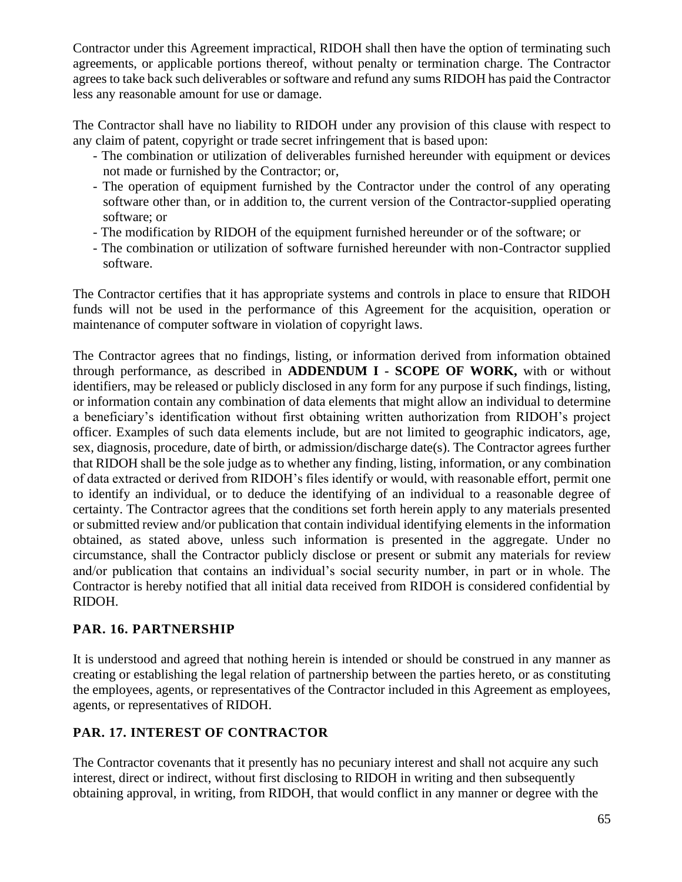Contractor under this Agreement impractical, RIDOH shall then have the option of terminating such agreements, or applicable portions thereof, without penalty or termination charge. The Contractor agrees to take back such deliverables or software and refund any sums RIDOH has paid the Contractor less any reasonable amount for use or damage.

The Contractor shall have no liability to RIDOH under any provision of this clause with respect to any claim of patent, copyright or trade secret infringement that is based upon:

- The combination or utilization of deliverables furnished hereunder with equipment or devices not made or furnished by the Contractor; or,
- The operation of equipment furnished by the Contractor under the control of any operating software other than, or in addition to, the current version of the Contractor-supplied operating software; or
- The modification by RIDOH of the equipment furnished hereunder or of the software; or
- The combination or utilization of software furnished hereunder with non-Contractor supplied software.

The Contractor certifies that it has appropriate systems and controls in place to ensure that RIDOH funds will not be used in the performance of this Agreement for the acquisition, operation or maintenance of computer software in violation of copyright laws.

The Contractor agrees that no findings, listing, or information derived from information obtained through performance, as described in **ADDENDUM I - SCOPE OF WORK,** with or without identifiers, may be released or publicly disclosed in any form for any purpose if such findings, listing, or information contain any combination of data elements that might allow an individual to determine a beneficiary's identification without first obtaining written authorization from RIDOH's project officer. Examples of such data elements include, but are not limited to geographic indicators, age, sex, diagnosis, procedure, date of birth, or admission/discharge date(s). The Contractor agrees further that RIDOH shall be the sole judge as to whether any finding, listing, information, or any combination of data extracted or derived from RIDOH's files identify or would, with reasonable effort, permit one to identify an individual, or to deduce the identifying of an individual to a reasonable degree of certainty. The Contractor agrees that the conditions set forth herein apply to any materials presented or submitted review and/or publication that contain individual identifying elements in the information obtained, as stated above, unless such information is presented in the aggregate. Under no circumstance, shall the Contractor publicly disclose or present or submit any materials for review and/or publication that contains an individual's social security number, in part or in whole. The Contractor is hereby notified that all initial data received from RIDOH is considered confidential by RIDOH.

### PAR. 16. PARTNERSHIP

It is understood and agreed that nothing herein is intended or should be construed in any manner as creating or establishing the legal relation of partnership between the parties hereto, or as constituting the employees, agents, or representatives of the Contractor included in this Agreement as employees, agents, or representatives of RIDOH.

### PAR. 17. INTEREST OF CONTRACTOR

The Contractor covenants that it presently has no pecuniary interest and shall not acquire any such interest, direct or indirect, without first disclosing to RIDOH in writing and then subsequently obtaining approval, in writing, from RIDOH, that would conflict in any manner or degree with the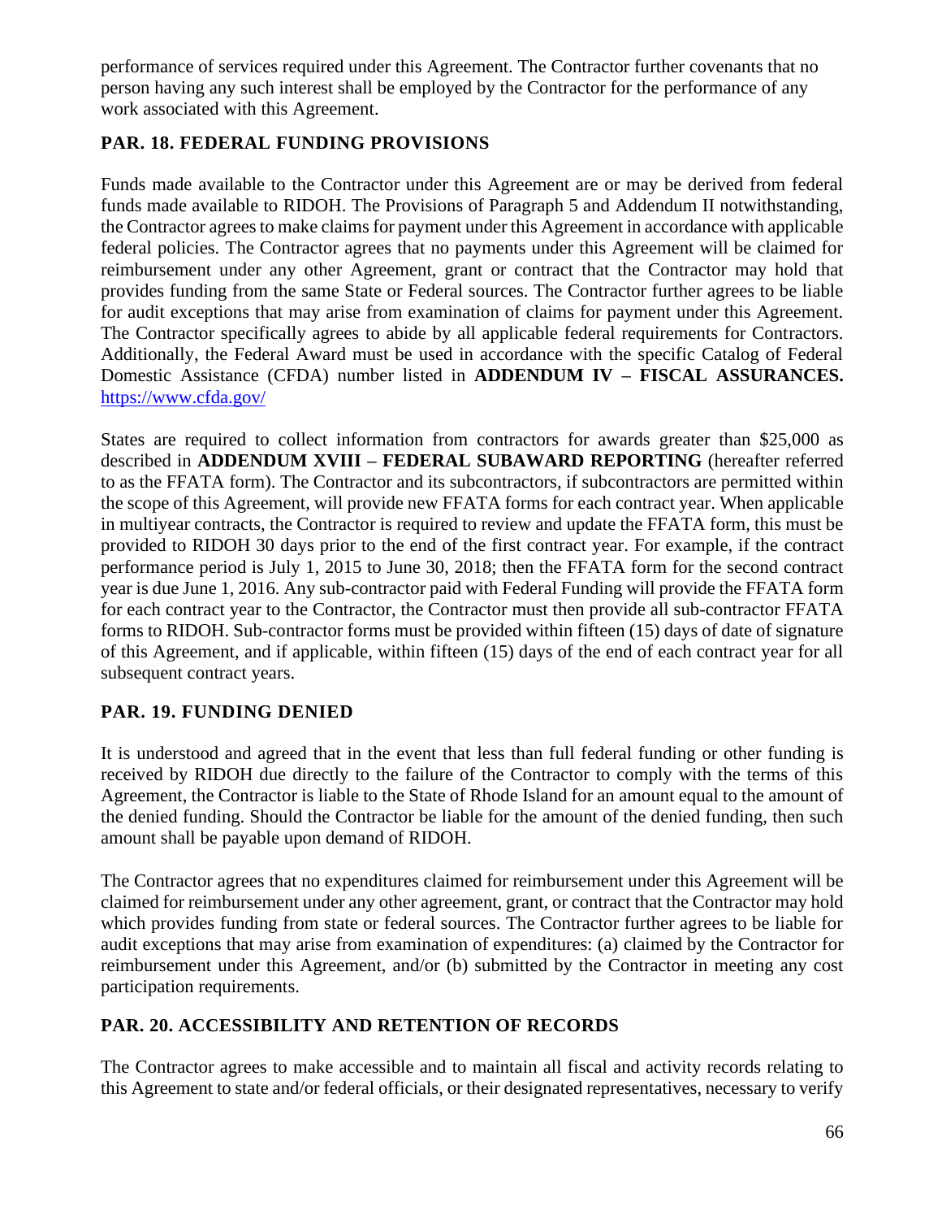performance of services required under this Agreement. The Contractor further covenants that no person having any such interest shall be employed by the Contractor for the performance of any work associated with this Agreement.

## PAR. 18. FEDERAL FUNDING PROVISIONS

Funds made available to the Contractor under this Agreement are or may be derived from federal funds made available to RIDOH. The Provisions of Paragraph 5 and Addendum II notwithstanding, the Contractor agrees to make claims for payment under this Agreement in accordance with applicable federal policies. The Contractor agrees that no payments under this Agreement will be claimed for reimbursement under any other Agreement, grant or contract that the Contractor may hold that provides funding from the same State or Federal sources. The Contractor further agrees to be liable for audit exceptions that may arise from examination of claims for payment under this Agreement. The Contractor specifically agrees to abide by all applicable federal requirements for Contractors. Additionally, the Federal Award must be used in accordance with the specific Catalog of Federal Domestic Assistance (CFDA) number listed in **ADDENDUM IV – FISCAL ASSURANCES.** https://www.cfda.gov/

States are required to collect information from contractors for awards greater than $25,000 as described in **ADDENDUM XVIII – FEDERAL SUBAWARD REPORTING** (hereafter referred to as the FFATA form). The Contractor and its subcontractors, if subcontractors are permitted within the scope of this Agreement, will provide new FFATA forms for each contract year. When applicable in multiyear contracts, the Contractor is required to review and update the FFATA form, this must be provided to RIDOH 30 days prior to the end of the first contract year. For example, if the contract performance period is July 1, 2015 to June 30, 2018; then the FFATA form for the second contract year is due June 1, 2016. Any sub-contractor paid with Federal Funding will provide the FFATA form for each contract year to the Contractor, the Contractor must then provide all sub-contractor FFATA forms to RIDOH. Sub-contractor forms must be provided within fifteen (15) days of date of signature of this Agreement, and if applicable, within fifteen (15) days of the end of each contract year for all subsequent contract years.

## PAR. 19. FUNDING DENIED

It is understood and agreed that in the event that less than full federal funding or other funding is received by RIDOH due directly to the failure of the Contractor to comply with the terms of this Agreement, the Contractor is liable to the State of Rhode Island for an amount equal to the amount of the denied funding. Should the Contractor be liable for the amount of the denied funding, then such amount shall be payable upon demand of RIDOH.

The Contractor agrees that no expenditures claimed for reimbursement under this Agreement will be claimed for reimbursement under any other agreement, grant, or contract that the Contractor may hold which provides funding from state or federal sources. The Contractor further agrees to be liable for audit exceptions that may arise from examination of expenditures: (a) claimed by the Contractor for reimbursement under this Agreement, and/or (b) submitted by the Contractor in meeting any cost participation requirements.

## PAR. 20. ACCESSIBILITY AND RETENTION OF RECORDS

The Contractor agrees to make accessible and to maintain all fiscal and activity records relating to this Agreement to state and/or federal officials, or their designated representatives, necessary to verify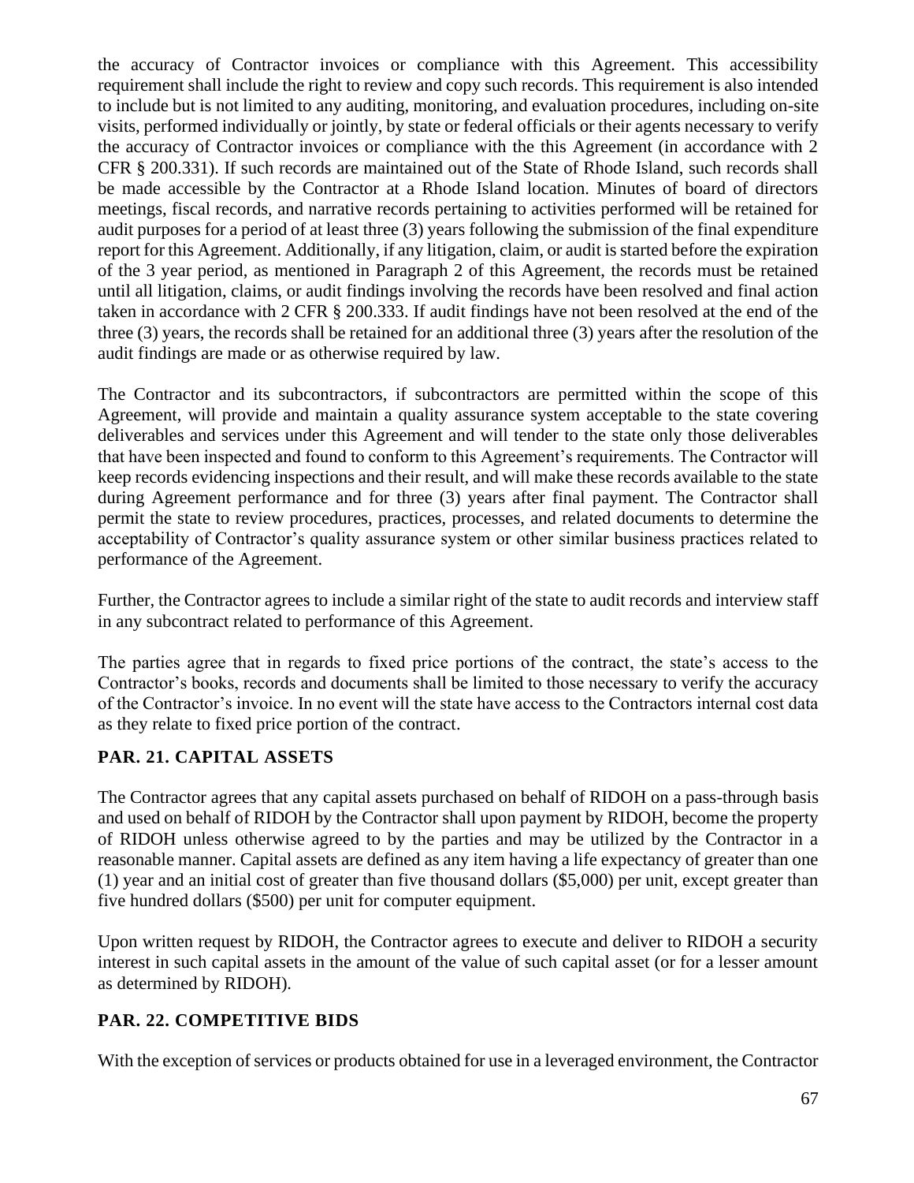the accuracy of Contractor invoices or compliance with this Agreement. This accessibility requirement shall include the right to review and copy such records. This requirement is also intended to include but is not limited to any auditing, monitoring, and evaluation procedures, including on-site visits, performed individually or jointly, by state or federal officials or their agents necessary to verify the accuracy of Contractor invoices or compliance with the this Agreement (in accordance with 2 CFR § 200.331). If such records are maintained out of the State of Rhode Island, such records shall be made accessible by the Contractor at a Rhode Island location. Minutes of board of directors meetings, fiscal records, and narrative records pertaining to activities performed will be retained for audit purposes for a period of at least three (3) years following the submission of the final expenditure report for this Agreement. Additionally, if any litigation, claim, or audit is started before the expiration of the 3 year period, as mentioned in Paragraph 2 of this Agreement, the records must be retained until all litigation, claims, or audit findings involving the records have been resolved and final action taken in accordance with 2 CFR § 200.333. If audit findings have not been resolved at the end of the three (3) years, the records shall be retained for an additional three (3) years after the resolution of the audit findings are made or as otherwise required by law.

The Contractor and its subcontractors, if subcontractors are permitted within the scope of this Agreement, will provide and maintain a quality assurance system acceptable to the state covering deliverables and services under this Agreement and will tender to the state only those deliverables that have been inspected and found to conform to this Agreement's requirements. The Contractor will keep records evidencing inspections and their result, and will make these records available to the state during Agreement performance and for three (3) years after final payment. The Contractor shall permit the state to review procedures, practices, processes, and related documents to determine the acceptability of Contractor's quality assurance system or other similar business practices related to performance of the Agreement.

Further, the Contractor agrees to include a similar right of the state to audit records and interview staff in any subcontract related to performance of this Agreement.

The parties agree that in regards to fixed price portions of the contract, the state's access to the Contractor's books, records and documents shall be limited to those necessary to verify the accuracy of the Contractor's invoice. In no event will the state have access to the Contractors internal cost data as they relate to fixed price portion of the contract.

## PAR. 21. CAPITAL ASSETS

The Contractor agrees that any capital assets purchased on behalf of RIDOH on a pass-through basis and used on behalf of RIDOH by the Contractor shall upon payment by RIDOH, become the property of RIDOH unless otherwise agreed to by the parties and may be utilized by the Contractor in a reasonable manner. Capital assets are defined as any item having a life expectancy of greater than one (1) year and an initial cost of greater than five thousand dollars ($5,000) per unit, except greater than five hundred dollars ($500) per unit for computer equipment.

Upon written request by RIDOH, the Contractor agrees to execute and deliver to RIDOH a security interest in such capital assets in the amount of the value of such capital asset (or for a lesser amount as determined by RIDOH).

## PAR. 22. COMPETITIVE BIDS

With the exception of services or products obtained for use in a leveraged environment, the Contractor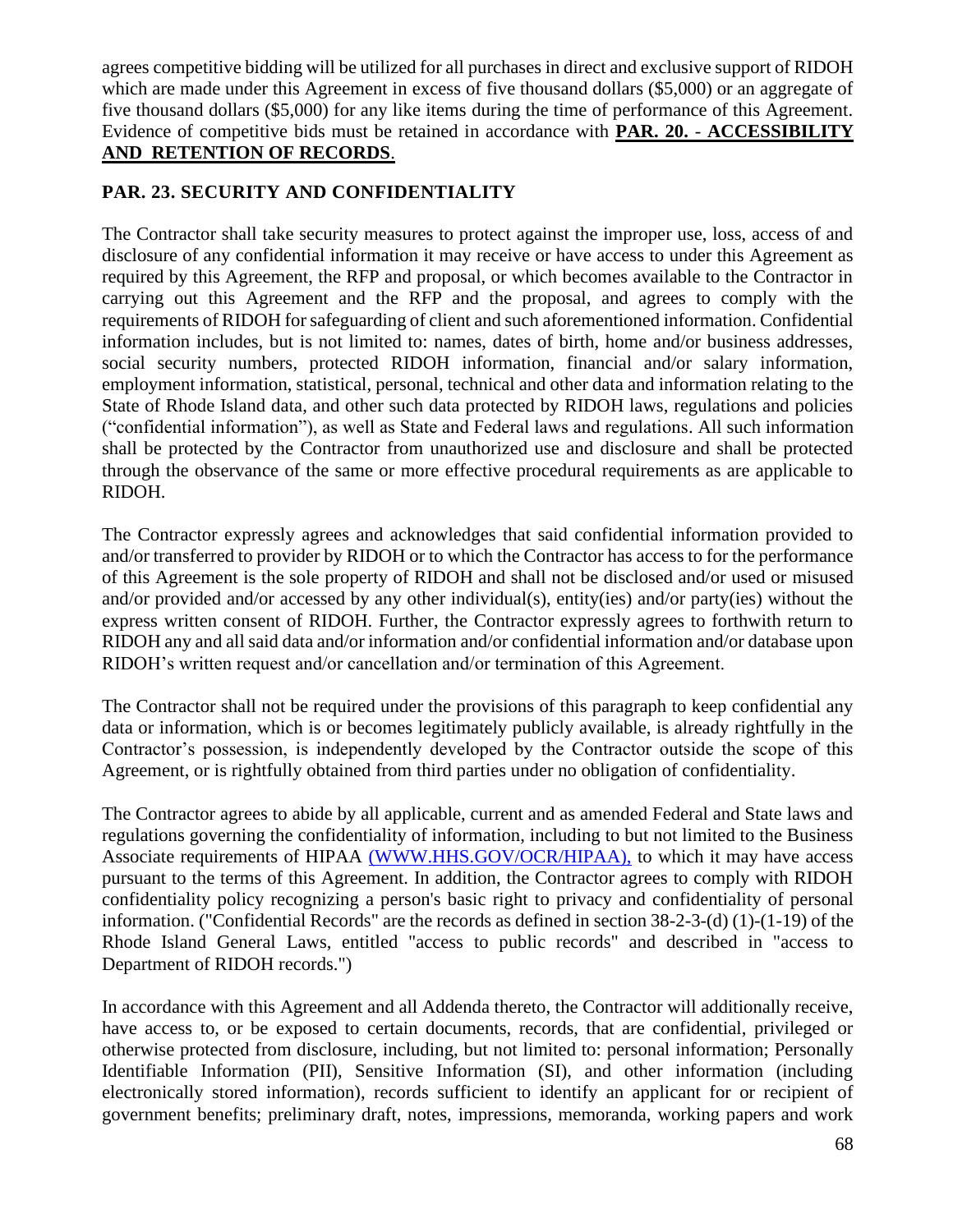agrees competitive bidding will be utilized for all purchases in direct and exclusive support of RIDOH which are made under this Agreement in excess of five thousand dollars ($5,000) or an aggregate of five thousand dollars ($5,000) for any like items during the time of performance of this Agreement. Evidence of competitive bids must be retained in accordance with **PAR. 20. - ACCESSIBILITY AND RETENTION OF RECORDS**.

### PAR. 23. SECURITY AND CONFIDENTIALITY

The Contractor shall take security measures to protect against the improper use, loss, access of and disclosure of any confidential information it may receive or have access to under this Agreement as required by this Agreement, the RFP and proposal, or which becomes available to the Contractor in carrying out this Agreement and the RFP and the proposal, and agrees to comply with the requirements of RIDOH for safeguarding of client and such aforementioned information. Confidential information includes, but is not limited to: names, dates of birth, home and/or business addresses, social security numbers, protected RIDOH information, financial and/or salary information, employment information, statistical, personal, technical and other data and information relating to the State of Rhode Island data, and other such data protected by RIDOH laws, regulations and policies ("confidential information"), as well as State and Federal laws and regulations. All such information shall be protected by the Contractor from unauthorized use and disclosure and shall be protected through the observance of the same or more effective procedural requirements as are applicable to RIDOH.

The Contractor expressly agrees and acknowledges that said confidential information provided to and/or transferred to provider by RIDOH or to which the Contractor has access to for the performance of this Agreement is the sole property of RIDOH and shall not be disclosed and/or used or misused and/or provided and/or accessed by any other individual(s), entity(ies) and/or party(ies) without the express written consent of RIDOH. Further, the Contractor expressly agrees to forthwith return to RIDOH any and all said data and/or information and/or confidential information and/or database upon RIDOH's written request and/or cancellation and/or termination of this Agreement.

The Contractor shall not be required under the provisions of this paragraph to keep confidential any data or information, which is or becomes legitimately publicly available, is already rightfully in the Contractor's possession, is independently developed by the Contractor outside the scope of this Agreement, or is rightfully obtained from third parties under no obligation of confidentiality.

The Contractor agrees to abide by all applicable, current and as amended Federal and State laws and regulations governing the confidentiality of information, including to but not limited to the Business Associate requirements of HIPAA (WWW.HHS.GOV/OCR/HIPAA), to which it may have access pursuant to the terms of this Agreement. In addition, the Contractor agrees to comply with RIDOH confidentiality policy recognizing a person's basic right to privacy and confidentiality of personal information. ("Confidential Records" are the records as defined in section 38-2-3-(d) (1)-(1-19) of the Rhode Island General Laws, entitled "access to public records" and described in "access to Department of RIDOH records.")

In accordance with this Agreement and all Addenda thereto, the Contractor will additionally receive, have access to, or be exposed to certain documents, records, that are confidential, privileged or otherwise protected from disclosure, including, but not limited to: personal information; Personally Identifiable Information (PII), Sensitive Information (SI), and other information (including electronically stored information), records sufficient to identify an applicant for or recipient of government benefits; preliminary draft, notes, impressions, memoranda, working papers and work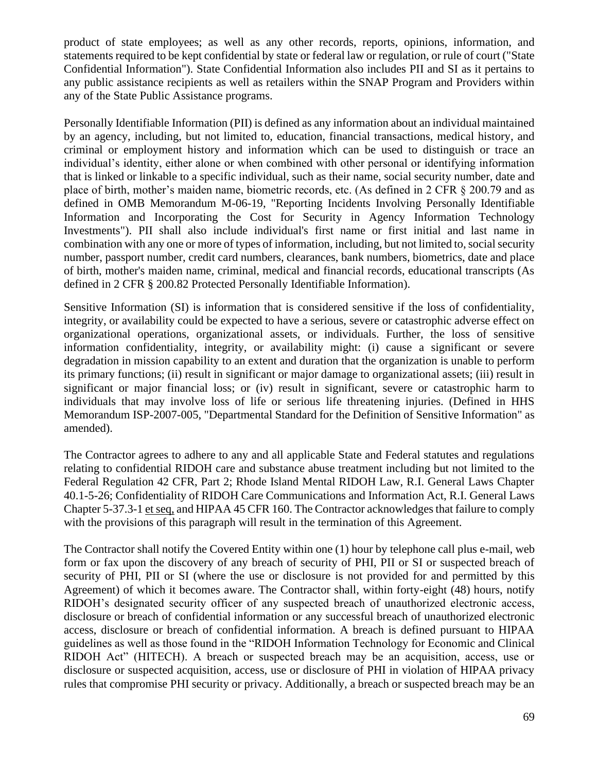product of state employees; as well as any other records, reports, opinions, information, and statements required to be kept confidential by state or federal law or regulation, or rule of court ("State Confidential Information"). State Confidential Information also includes PII and SI as it pertains to any public assistance recipients as well as retailers within the SNAP Program and Providers within any of the State Public Assistance programs.

Personally Identifiable Information (PII) is defined as any information about an individual maintained by an agency, including, but not limited to, education, financial transactions, medical history, and criminal or employment history and information which can be used to distinguish or trace an individual's identity, either alone or when combined with other personal or identifying information that is linked or linkable to a specific individual, such as their name, social security number, date and place of birth, mother's maiden name, biometric records, etc. (As defined in 2 CFR § 200.79 and as defined in OMB Memorandum M-06-19, "Reporting Incidents Involving Personally Identifiable Information and Incorporating the Cost for Security in Agency Information Technology Investments"). PII shall also include individual's first name or first initial and last name in combination with any one or more of types of information, including, but not limited to, social security number, passport number, credit card numbers, clearances, bank numbers, biometrics, date and place of birth, mother's maiden name, criminal, medical and financial records, educational transcripts (As defined in 2 CFR § 200.82 Protected Personally Identifiable Information).

Sensitive Information (SI) is information that is considered sensitive if the loss of confidentiality, integrity, or availability could be expected to have a serious, severe or catastrophic adverse effect on organizational operations, organizational assets, or individuals. Further, the loss of sensitive information confidentiality, integrity, or availability might: (i) cause a significant or severe degradation in mission capability to an extent and duration that the organization is unable to perform its primary functions; (ii) result in significant or major damage to organizational assets; (iii) result in significant or major financial loss; or (iv) result in significant, severe or catastrophic harm to individuals that may involve loss of life or serious life threatening injuries. (Defined in HHS Memorandum ISP-2007-005, "Departmental Standard for the Definition of Sensitive Information" as amended).

The Contractor agrees to adhere to any and all applicable State and Federal statutes and regulations relating to confidential RIDOH care and substance abuse treatment including but not limited to the Federal Regulation 42 CFR, Part 2; Rhode Island Mental RIDOH Law, R.I. General Laws Chapter 40.1-5-26; Confidentiality of RIDOH Care Communications and Information Act, R.I. General Laws Chapter 5-37.3-1 et seq. and HIPAA 45 CFR 160. The Contractor acknowledges that failure to comply with the provisions of this paragraph will result in the termination of this Agreement.

The Contractor shall notify the Covered Entity within one (1) hour by telephone call plus e-mail, web form or fax upon the discovery of any breach of security of PHI, PII or SI or suspected breach of security of PHI, PII or SI (where the use or disclosure is not provided for and permitted by this Agreement) of which it becomes aware. The Contractor shall, within forty-eight (48) hours, notify RIDOH's designated security officer of any suspected breach of unauthorized electronic access, disclosure or breach of confidential information or any successful breach of unauthorized electronic access, disclosure or breach of confidential information. A breach is defined pursuant to HIPAA guidelines as well as those found in the "RIDOH Information Technology for Economic and Clinical RIDOH Act" (HITECH). A breach or suspected breach may be an acquisition, access, use or disclosure or suspected acquisition, access, use or disclosure of PHI in violation of HIPAA privacy rules that compromise PHI security or privacy. Additionally, a breach or suspected breach may be an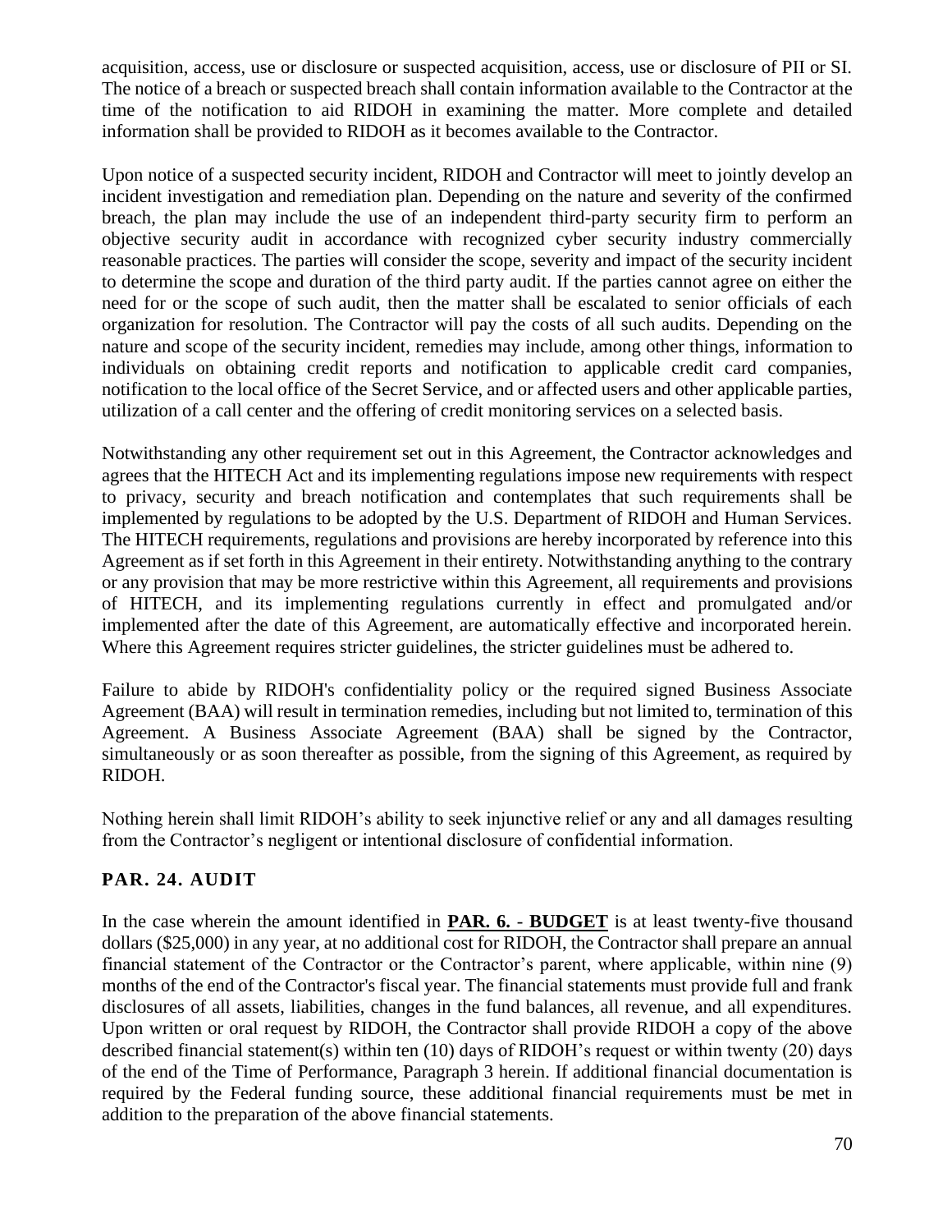acquisition, access, use or disclosure or suspected acquisition, access, use or disclosure of PII or SI. The notice of a breach or suspected breach shall contain information available to the Contractor at the time of the notification to aid RIDOH in examining the matter. More complete and detailed information shall be provided to RIDOH as it becomes available to the Contractor.

Upon notice of a suspected security incident, RIDOH and Contractor will meet to jointly develop an incident investigation and remediation plan. Depending on the nature and severity of the confirmed breach, the plan may include the use of an independent third-party security firm to perform an objective security audit in accordance with recognized cyber security industry commercially reasonable practices. The parties will consider the scope, severity and impact of the security incident to determine the scope and duration of the third party audit. If the parties cannot agree on either the need for or the scope of such audit, then the matter shall be escalated to senior officials of each organization for resolution. The Contractor will pay the costs of all such audits. Depending on the nature and scope of the security incident, remedies may include, among other things, information to individuals on obtaining credit reports and notification to applicable credit card companies, notification to the local office of the Secret Service, and or affected users and other applicable parties, utilization of a call center and the offering of credit monitoring services on a selected basis.

Notwithstanding any other requirement set out in this Agreement, the Contractor acknowledges and agrees that the HITECH Act and its implementing regulations impose new requirements with respect to privacy, security and breach notification and contemplates that such requirements shall be implemented by regulations to be adopted by the U.S. Department of RIDOH and Human Services. The HITECH requirements, regulations and provisions are hereby incorporated by reference into this Agreement as if set forth in this Agreement in their entirety. Notwithstanding anything to the contrary or any provision that may be more restrictive within this Agreement, all requirements and provisions of HITECH, and its implementing regulations currently in effect and promulgated and/or implemented after the date of this Agreement, are automatically effective and incorporated herein. Where this Agreement requires stricter guidelines, the stricter guidelines must be adhered to.

Failure to abide by RIDOH's confidentiality policy or the required signed Business Associate Agreement (BAA) will result in termination remedies, including but not limited to, termination of this Agreement. A Business Associate Agreement (BAA) shall be signed by the Contractor, simultaneously or as soon thereafter as possible, from the signing of this Agreement, as required by RIDOH.

Nothing herein shall limit RIDOH's ability to seek injunctive relief or any and all damages resulting from the Contractor's negligent or intentional disclosure of confidential information.

## PAR. 24. AUDIT

In the case wherein the amount identified in **PAR. 6. - BUDGET** is at least twenty-five thousand dollars ($25,000) in any year, at no additional cost for RIDOH, the Contractor shall prepare an annual financial statement of the Contractor or the Contractor's parent, where applicable, within nine (9) months of the end of the Contractor's fiscal year. The financial statements must provide full and frank disclosures of all assets, liabilities, changes in the fund balances, all revenue, and all expenditures. Upon written or oral request by RIDOH, the Contractor shall provide RIDOH a copy of the above described financial statement(s) within ten (10) days of RIDOH's request or within twenty (20) days of the end of the Time of Performance, Paragraph 3 herein. If additional financial documentation is required by the Federal funding source, these additional financial requirements must be met in addition to the preparation of the above financial statements.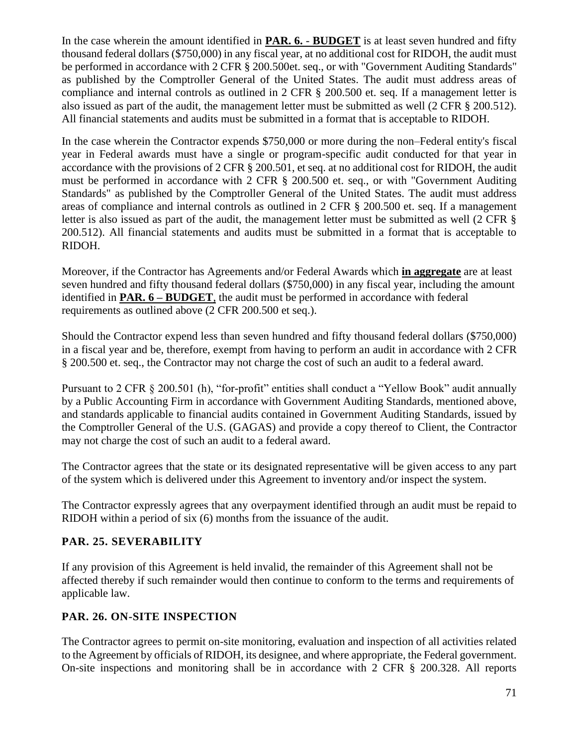In the case wherein the amount identified in **PAR. 6. - BUDGET** is at least seven hundred and fifty thousand federal dollars ($750,000) in any fiscal year, at no additional cost for RIDOH, the audit must be performed in accordance with 2 CFR § 200.500et. seq., or with "Government Auditing Standards" as published by the Comptroller General of the United States. The audit must address areas of compliance and internal controls as outlined in 2 CFR § 200.500 et. seq. If a management letter is also issued as part of the audit, the management letter must be submitted as well (2 CFR § 200.512). All financial statements and audits must be submitted in a format that is acceptable to RIDOH.

In the case wherein the Contractor expends $750,000 or more during the non–Federal entity's fiscal year in Federal awards must have a single or program-specific audit conducted for that year in accordance with the provisions of 2 CFR § 200.501, et seq. at no additional cost for RIDOH, the audit must be performed in accordance with 2 CFR § 200.500 et. seq., or with "Government Auditing Standards" as published by the Comptroller General of the United States. The audit must address areas of compliance and internal controls as outlined in 2 CFR § 200.500 et. seq. If a management letter is also issued as part of the audit, the management letter must be submitted as well (2 CFR § 200.512). All financial statements and audits must be submitted in a format that is acceptable to RIDOH.

Moreover, if the Contractor has Agreements and/or Federal Awards which **in aggregate** are at least seven hundred and fifty thousand federal dollars ($750,000) in any fiscal year, including the amount identified in **PAR. 6 – BUDGET**, the audit must be performed in accordance with federal requirements as outlined above (2 CFR 200.500 et seq.).

Should the Contractor expend less than seven hundred and fifty thousand federal dollars ($750,000) in a fiscal year and be, therefore, exempt from having to perform an audit in accordance with 2 CFR § 200.500 et. seq., the Contractor may not charge the cost of such an audit to a federal award.

Pursuant to 2 CFR § 200.501 (h), "for-profit" entities shall conduct a "Yellow Book" audit annually by a Public Accounting Firm in accordance with Government Auditing Standards, mentioned above, and standards applicable to financial audits contained in Government Auditing Standards, issued by the Comptroller General of the U.S. (GAGAS) and provide a copy thereof to Client, the Contractor may not charge the cost of such an audit to a federal award.

The Contractor agrees that the state or its designated representative will be given access to any part of the system which is delivered under this Agreement to inventory and/or inspect the system.

The Contractor expressly agrees that any overpayment identified through an audit must be repaid to RIDOH within a period of six (6) months from the issuance of the audit.

### PAR. 25. SEVERABILITY

If any provision of this Agreement is held invalid, the remainder of this Agreement shall not be affected thereby if such remainder would then continue to conform to the terms and requirements of applicable law.

### PAR. 26. ON-SITE INSPECTION

The Contractor agrees to permit on-site monitoring, evaluation and inspection of all activities related to the Agreement by officials of RIDOH, its designee, and where appropriate, the Federal government. On-site inspections and monitoring shall be in accordance with 2 CFR § 200.328. All reports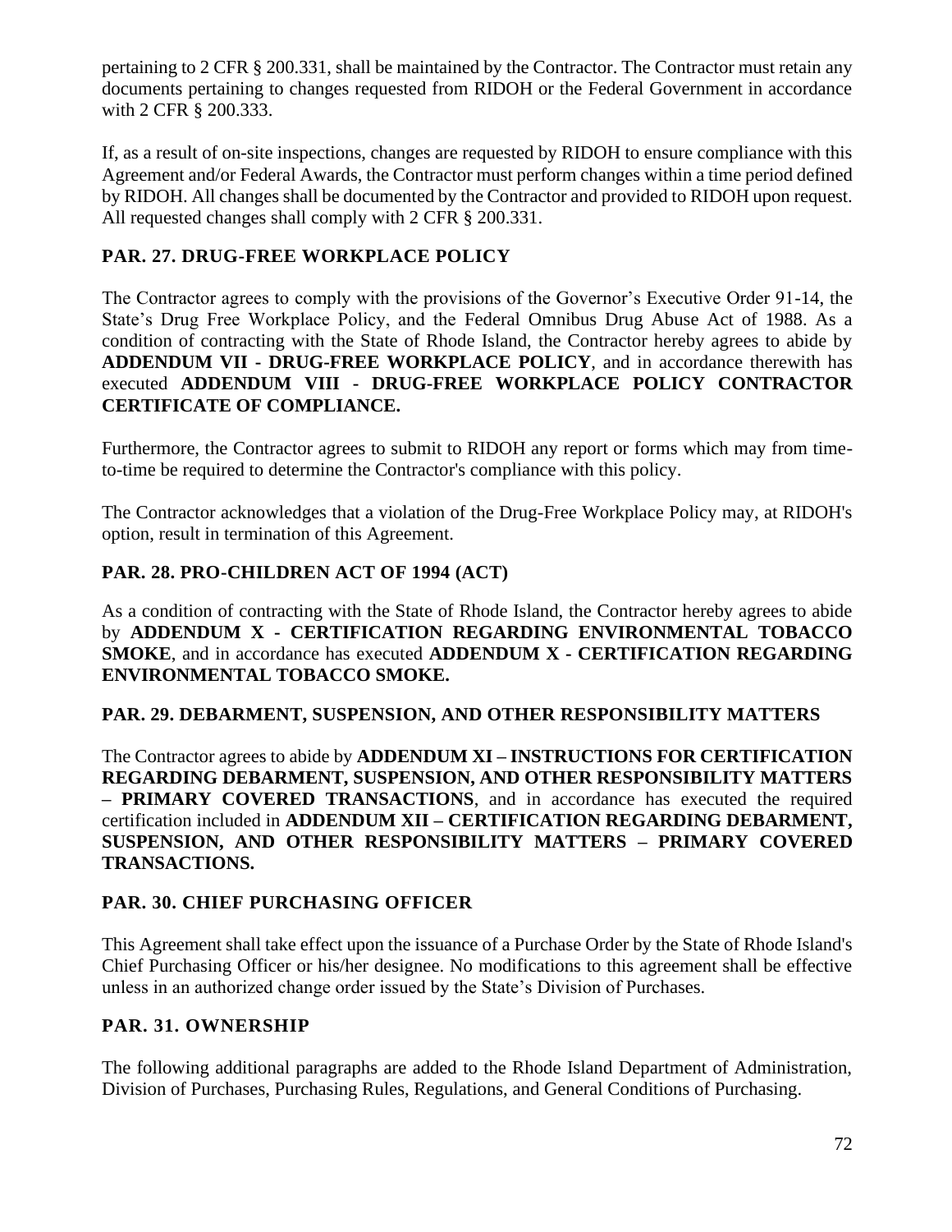pertaining to 2 CFR § 200.331, shall be maintained by the Contractor. The Contractor must retain any documents pertaining to changes requested from RIDOH or the Federal Government in accordance with 2 CFR § 200.333.

If, as a result of on-site inspections, changes are requested by RIDOH to ensure compliance with this Agreement and/or Federal Awards, the Contractor must perform changes within a time period defined by RIDOH. All changes shall be documented by the Contractor and provided to RIDOH upon request. All requested changes shall comply with 2 CFR § 200.331.

## PAR. 27. DRUG-FREE WORKPLACE POLICY

The Contractor agrees to comply with the provisions of the Governor's Executive Order 91-14, the State's Drug Free Workplace Policy, and the Federal Omnibus Drug Abuse Act of 1988. As a condition of contracting with the State of Rhode Island, the Contractor hereby agrees to abide by **ADDENDUM VII - DRUG-FREE WORKPLACE POLICY**, and in accordance therewith has executed **ADDENDUM VIII - DRUG-FREE WORKPLACE POLICY CONTRACTOR CERTIFICATE OF COMPLIANCE.**

Furthermore, the Contractor agrees to submit to RIDOH any report or forms which may from time-to-time be required to determine the Contractor's compliance with this policy.

The Contractor acknowledges that a violation of the Drug-Free Workplace Policy may, at RIDOH's option, result in termination of this Agreement.

## PAR. 28. PRO-CHILDREN ACT OF 1994 (ACT)

As a condition of contracting with the State of Rhode Island, the Contractor hereby agrees to abide by **ADDENDUM X - CERTIFICATION REGARDING ENVIRONMENTAL TOBACCO SMOKE**, and in accordance has executed **ADDENDUM X - CERTIFICATION REGARDING ENVIRONMENTAL TOBACCO SMOKE.**

## PAR. 29. DEBARMENT, SUSPENSION, AND OTHER RESPONSIBILITY MATTERS

The Contractor agrees to abide by **ADDENDUM XI – INSTRUCTIONS FOR CERTIFICATION REGARDING DEBARMENT, SUSPENSION, AND OTHER RESPONSIBILITY MATTERS – PRIMARY COVERED TRANSACTIONS**, and in accordance has executed the required certification included in **ADDENDUM XII – CERTIFICATION REGARDING DEBARMENT, SUSPENSION, AND OTHER RESPONSIBILITY MATTERS – PRIMARY COVERED TRANSACTIONS.**

## PAR. 30. CHIEF PURCHASING OFFICER

This Agreement shall take effect upon the issuance of a Purchase Order by the State of Rhode Island's Chief Purchasing Officer or his/her designee. No modifications to this agreement shall be effective unless in an authorized change order issued by the State's Division of Purchases.

## PAR. 31. OWNERSHIP

The following additional paragraphs are added to the Rhode Island Department of Administration, Division of Purchases, Purchasing Rules, Regulations, and General Conditions of Purchasing.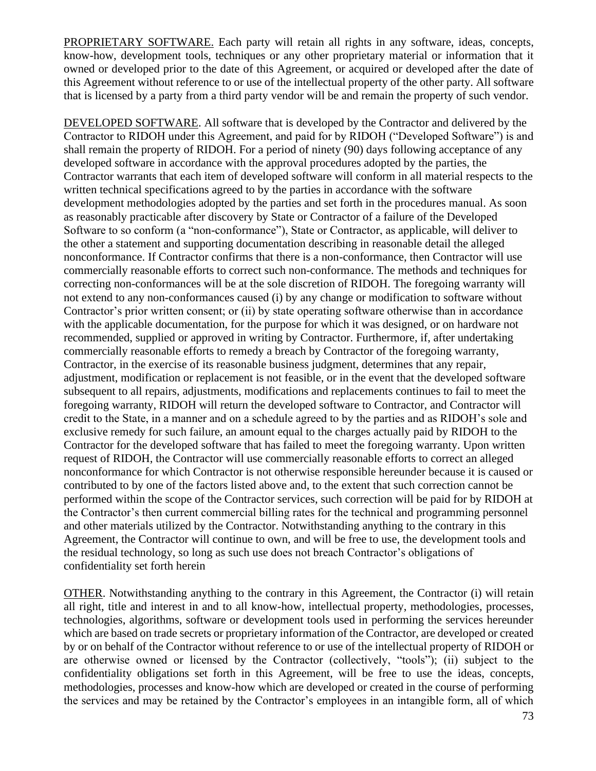<u>PROPRIETARY SOFTWARE.</u> Each party will retain all rights in any software, ideas, concepts, know-how, development tools, techniques or any other proprietary material or information that it owned or developed prior to the date of this Agreement, or acquired or developed after the date of this Agreement without reference to or use of the intellectual property of the other party. All software that is licensed by a party from a third party vendor will be and remain the property of such vendor.

<u>DEVELOPED SOFTWARE</u>. All software that is developed by the Contractor and delivered by the Contractor to RIDOH under this Agreement, and paid for by RIDOH ("Developed Software") is and shall remain the property of RIDOH. For a period of ninety (90) days following acceptance of any developed software in accordance with the approval procedures adopted by the parties, the Contractor warrants that each item of developed software will conform in all material respects to the written technical specifications agreed to by the parties in accordance with the software development methodologies adopted by the parties and set forth in the procedures manual. As soon as reasonably practicable after discovery by State or Contractor of a failure of the Developed Software to so conform (a "non-conformance"), State or Contractor, as applicable, will deliver to the other a statement and supporting documentation describing in reasonable detail the alleged nonconformance. If Contractor confirms that there is a non-conformance, then Contractor will use commercially reasonable efforts to correct such non-conformance. The methods and techniques for correcting non-conformances will be at the sole discretion of RIDOH. The foregoing warranty will not extend to any non-conformances caused (i) by any change or modification to software without Contractor's prior written consent; or (ii) by state operating software otherwise than in accordance with the applicable documentation, for the purpose for which it was designed, or on hardware not recommended, supplied or approved in writing by Contractor. Furthermore, if, after undertaking commercially reasonable efforts to remedy a breach by Contractor of the foregoing warranty, Contractor, in the exercise of its reasonable business judgment, determines that any repair, adjustment, modification or replacement is not feasible, or in the event that the developed software subsequent to all repairs, adjustments, modifications and replacements continues to fail to meet the foregoing warranty, RIDOH will return the developed software to Contractor, and Contractor will credit to the State, in a manner and on a schedule agreed to by the parties and as RIDOH's sole and exclusive remedy for such failure, an amount equal to the charges actually paid by RIDOH to the Contractor for the developed software that has failed to meet the foregoing warranty. Upon written request of RIDOH, the Contractor will use commercially reasonable efforts to correct an alleged nonconformance for which Contractor is not otherwise responsible hereunder because it is caused or contributed to by one of the factors listed above and, to the extent that such correction cannot be performed within the scope of the Contractor services, such correction will be paid for by RIDOH at the Contractor's then current commercial billing rates for the technical and programming personnel and other materials utilized by the Contractor. Notwithstanding anything to the contrary in this Agreement, the Contractor will continue to own, and will be free to use, the development tools and the residual technology, so long as such use does not breach Contractor's obligations of confidentiality set forth herein

<u>OTHER</u>. Notwithstanding anything to the contrary in this Agreement, the Contractor (i) will retain all right, title and interest in and to all know-how, intellectual property, methodologies, processes, technologies, algorithms, software or development tools used in performing the services hereunder which are based on trade secrets or proprietary information of the Contractor, are developed or created by or on behalf of the Contractor without reference to or use of the intellectual property of RIDOH or are otherwise owned or licensed by the Contractor (collectively, "tools"); (ii) subject to the confidentiality obligations set forth in this Agreement, will be free to use the ideas, concepts, methodologies, processes and know-how which are developed or created in the course of performing the services and may be retained by the Contractor's employees in an intangible form, all of which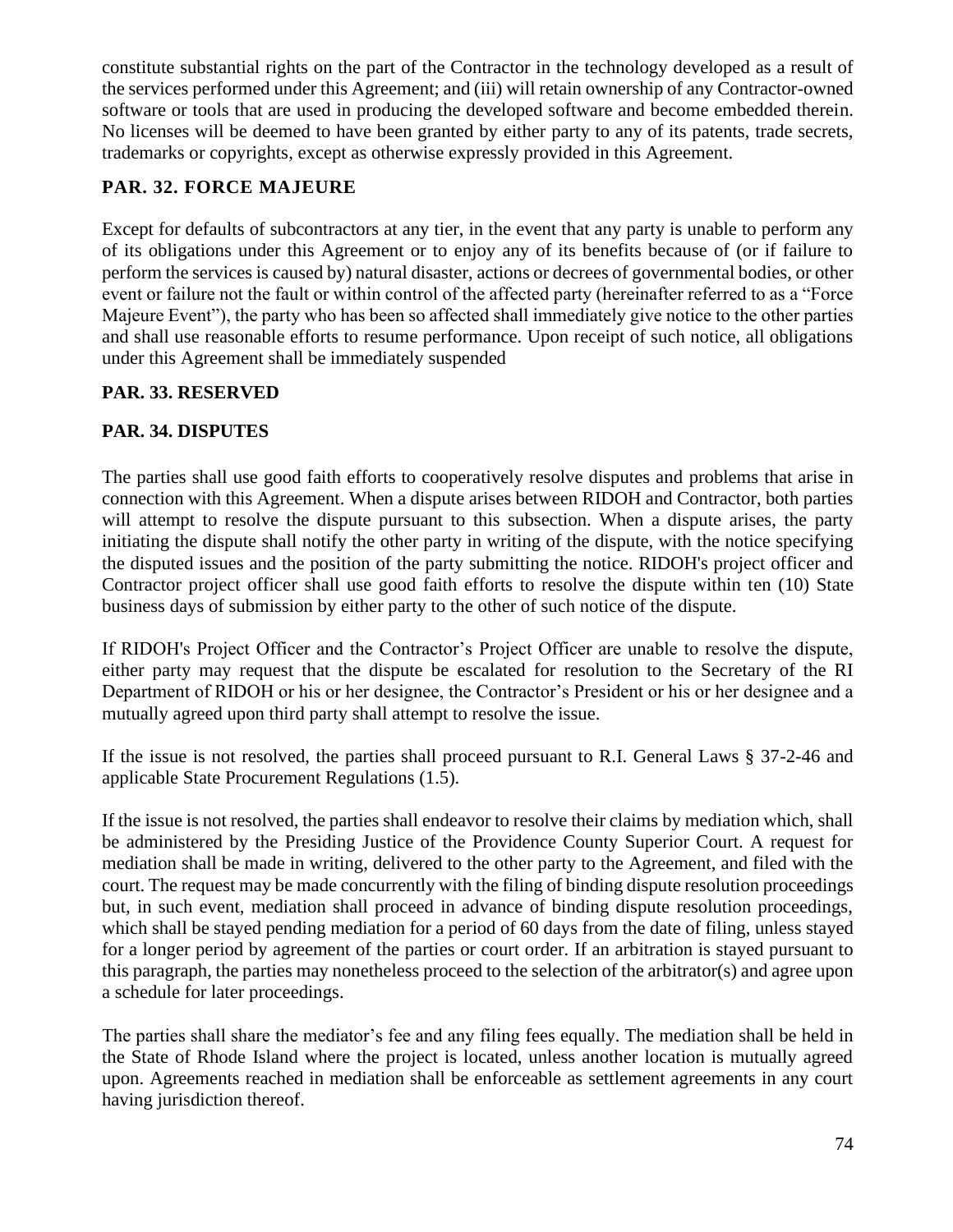constitute substantial rights on the part of the Contractor in the technology developed as a result of the services performed under this Agreement; and (iii) will retain ownership of any Contractor-owned software or tools that are used in producing the developed software and become embedded therein. No licenses will be deemed to have been granted by either party to any of its patents, trade secrets, trademarks or copyrights, except as otherwise expressly provided in this Agreement.

## PAR. 32. FORCE MAJEURE

Except for defaults of subcontractors at any tier, in the event that any party is unable to perform any of its obligations under this Agreement or to enjoy any of its benefits because of (or if failure to perform the services is caused by) natural disaster, actions or decrees of governmental bodies, or other event or failure not the fault or within control of the affected party (hereinafter referred to as a "Force Majeure Event"), the party who has been so affected shall immediately give notice to the other parties and shall use reasonable efforts to resume performance. Upon receipt of such notice, all obligations under this Agreement shall be immediately suspended

## PAR. 33. RESERVED

## PAR. 34. DISPUTES

The parties shall use good faith efforts to cooperatively resolve disputes and problems that arise in connection with this Agreement. When a dispute arises between RIDOH and Contractor, both parties will attempt to resolve the dispute pursuant to this subsection. When a dispute arises, the party initiating the dispute shall notify the other party in writing of the dispute, with the notice specifying the disputed issues and the position of the party submitting the notice. RIDOH's project officer and Contractor project officer shall use good faith efforts to resolve the dispute within ten (10) State business days of submission by either party to the other of such notice of the dispute.

If RIDOH's Project Officer and the Contractor's Project Officer are unable to resolve the dispute, either party may request that the dispute be escalated for resolution to the Secretary of the RI Department of RIDOH or his or her designee, the Contractor's President or his or her designee and a mutually agreed upon third party shall attempt to resolve the issue.

If the issue is not resolved, the parties shall proceed pursuant to R.I. General Laws § 37-2-46 and applicable State Procurement Regulations (1.5).

If the issue is not resolved, the parties shall endeavor to resolve their claims by mediation which, shall be administered by the Presiding Justice of the Providence County Superior Court. A request for mediation shall be made in writing, delivered to the other party to the Agreement, and filed with the court. The request may be made concurrently with the filing of binding dispute resolution proceedings but, in such event, mediation shall proceed in advance of binding dispute resolution proceedings, which shall be stayed pending mediation for a period of 60 days from the date of filing, unless stayed for a longer period by agreement of the parties or court order. If an arbitration is stayed pursuant to this paragraph, the parties may nonetheless proceed to the selection of the arbitrator(s) and agree upon a schedule for later proceedings.

The parties shall share the mediator's fee and any filing fees equally. The mediation shall be held in the State of Rhode Island where the project is located, unless another location is mutually agreed upon. Agreements reached in mediation shall be enforceable as settlement agreements in any court having jurisdiction thereof.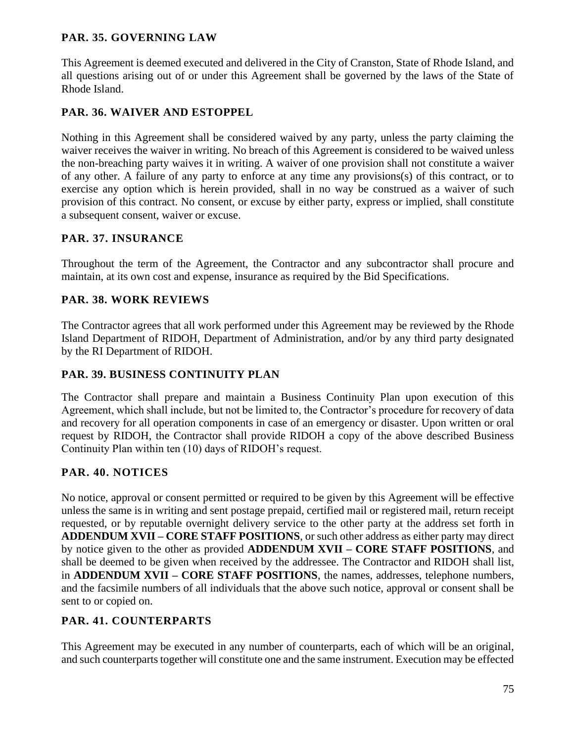### PAR. 35. GOVERNING LAW

This Agreement is deemed executed and delivered in the City of Cranston, State of Rhode Island, and all questions arising out of or under this Agreement shall be governed by the laws of the State of Rhode Island.

### PAR. 36. WAIVER AND ESTOPPEL

Nothing in this Agreement shall be considered waived by any party, unless the party claiming the waiver receives the waiver in writing. No breach of this Agreement is considered to be waived unless the non-breaching party waives it in writing. A waiver of one provision shall not constitute a waiver of any other. A failure of any party to enforce at any time any provisions(s) of this contract, or to exercise any option which is herein provided, shall in no way be construed as a waiver of such provision of this contract. No consent, or excuse by either party, express or implied, shall constitute a subsequent consent, waiver or excuse.

### PAR. 37. INSURANCE

Throughout the term of the Agreement, the Contractor and any subcontractor shall procure and maintain, at its own cost and expense, insurance as required by the Bid Specifications.

### PAR. 38. WORK REVIEWS

The Contractor agrees that all work performed under this Agreement may be reviewed by the Rhode Island Department of RIDOH, Department of Administration, and/or by any third party designated by the RI Department of RIDOH.

### PAR. 39. BUSINESS CONTINUITY PLAN

The Contractor shall prepare and maintain a Business Continuity Plan upon execution of this Agreement, which shall include, but not be limited to, the Contractor's procedure for recovery of data and recovery for all operation components in case of an emergency or disaster. Upon written or oral request by RIDOH, the Contractor shall provide RIDOH a copy of the above described Business Continuity Plan within ten (10) days of RIDOH's request.

### PAR. 40. NOTICES

No notice, approval or consent permitted or required to be given by this Agreement will be effective unless the same is in writing and sent postage prepaid, certified mail or registered mail, return receipt requested, or by reputable overnight delivery service to the other party at the address set forth in **ADDENDUM XVII – CORE STAFF POSITIONS**, or such other address as either party may direct by notice given to the other as provided **ADDENDUM XVII – CORE STAFF POSITIONS**, and shall be deemed to be given when received by the addressee. The Contractor and RIDOH shall list, in **ADDENDUM XVII – CORE STAFF POSITIONS**, the names, addresses, telephone numbers, and the facsimile numbers of all individuals that the above such notice, approval or consent shall be sent to or copied on.

### PAR. 41. COUNTERPARTS

This Agreement may be executed in any number of counterparts, each of which will be an original, and such counterparts together will constitute one and the same instrument. Execution may be effected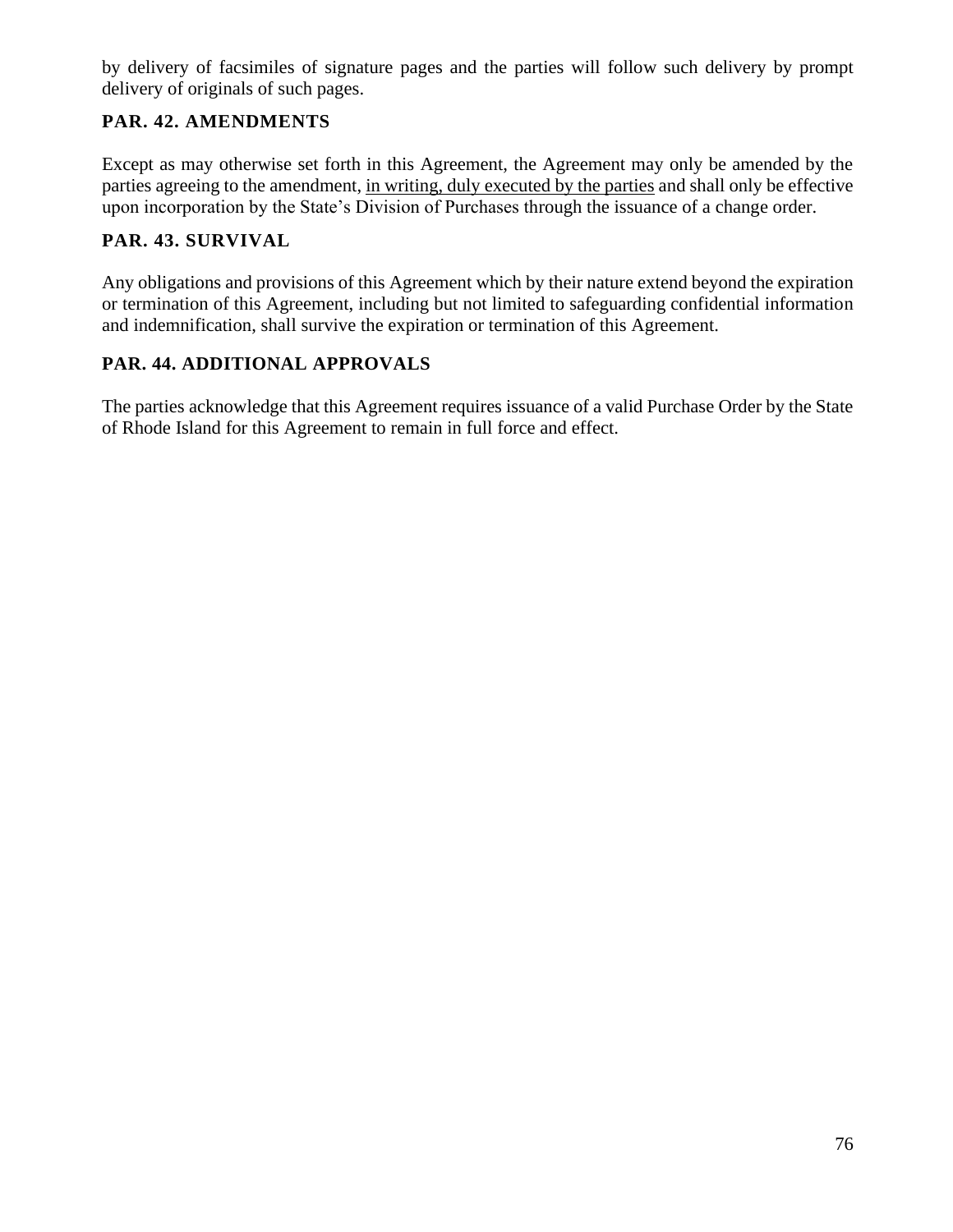by delivery of facsimiles of signature pages and the parties will follow such delivery by prompt delivery of originals of such pages.

### PAR. 42. AMENDMENTS

Except as may otherwise set forth in this Agreement, the Agreement may only be amended by the parties agreeing to the amendment, <u>in writing, duly executed by the parties</u> and shall only be effective upon incorporation by the State's Division of Purchases through the issuance of a change order.

### PAR. 43. SURVIVAL

Any obligations and provisions of this Agreement which by their nature extend beyond the expiration or termination of this Agreement, including but not limited to safeguarding confidential information and indemnification, shall survive the expiration or termination of this Agreement.

### PAR. 44. ADDITIONAL APPROVALS

The parties acknowledge that this Agreement requires issuance of a valid Purchase Order by the State of Rhode Island for this Agreement to remain in full force and effect.